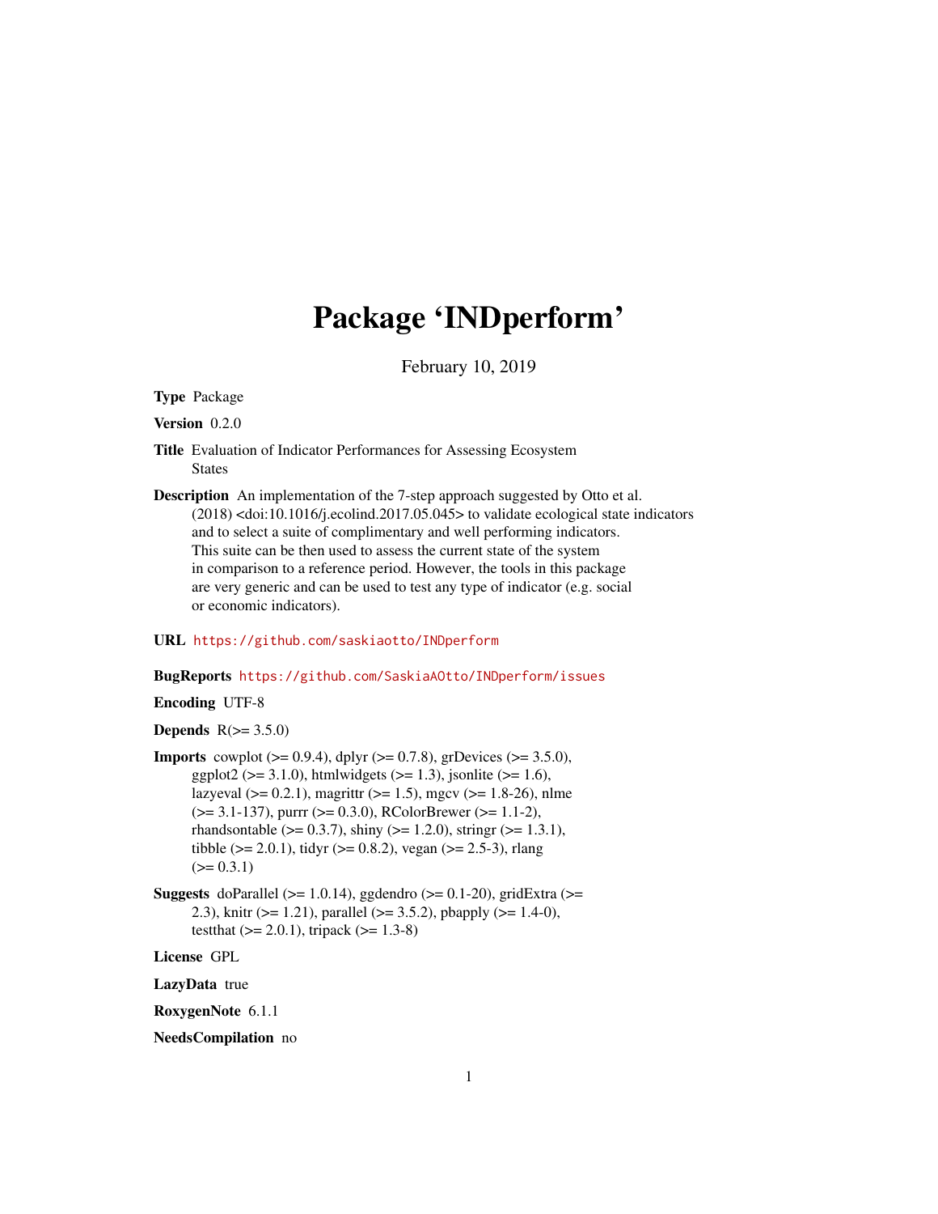# Package 'INDperform'

February 10, 2019

**Type** Package

**Version** 0.2.0

**Title** Evaluation of Indicator Performances for Assessing Ecosystem States

**Description** An implementation of the 7-step approach suggested by Otto et al. (2018) <doi:10.1016/j.ecolind.2017.05.045> to validate ecological state indicators and to select a suite of complimentary and well performing indicators. This suite can be then used to assess the current state of the system in comparison to a reference period. However, the tools in this package are very generic and can be used to test any type of indicator (e.g. social or economic indicators).

**URL** https://github.com/saskiaotto/INDperform

**BugReports** https://github.com/SaskiaAOtto/INDperform/issues

**Encoding** UTF-8

**Depends** R(>= 3.5.0)

**Imports** cowplot (>= 0.9.4), dplyr (>= 0.7.8), grDevices (>= 3.5.0), ggplot2 (>= 3.1.0), htmlwidgets (>= 1.3), jsonlite (>= 1.6), lazyeval (>= 0.2.1), magrittr (>= 1.5), mgcv (>= 1.8-26), nlme (>= 3.1-137), purrr (>= 0.3.0), RColorBrewer (>= 1.1-2), rhandsontable (>= 0.3.7), shiny (>= 1.2.0), stringr (>= 1.3.1), tibble (>= 2.0.1), tidyr (>= 0.8.2), vegan (>= 2.5-3), rlang (>= 0.3.1)

**Suggests** doParallel (>= 1.0.14), ggdendro (>= 0.1-20), gridExtra (>= 2.3), knitr (>= 1.21), parallel (>= 3.5.2), pbapply (>= 1.4-0), testthat (>= 2.0.1), tripack (>= 1.3-8)

**License** GPL

**LazyData** true

**RoxygenNote** 6.1.1

**NeedsCompilation** no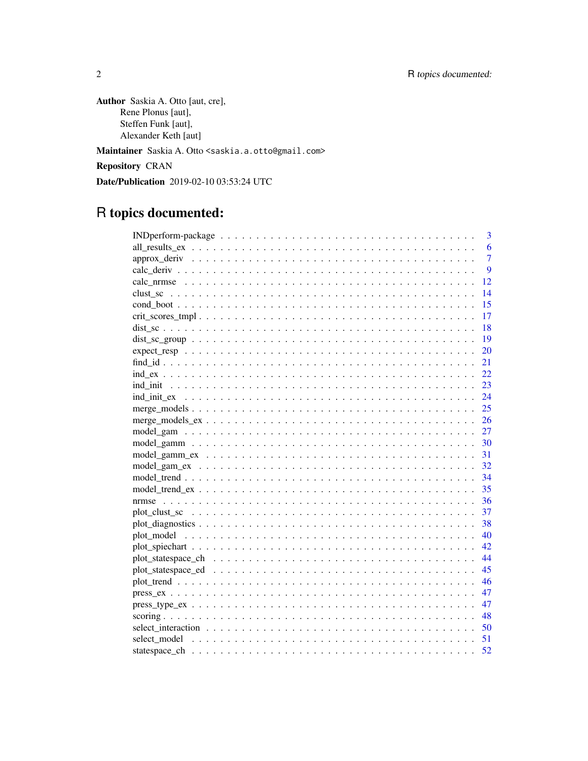**Author** Saskia A. Otto [aut, cre],
Rene Plonus [aut],
Steffen Funk [aut],
Alexander Keth [aut]

**Maintainer** Saskia A. Otto <saskia.a.otto@gmail.com>

**Repository** CRAN

**Date/Publication** 2019-02-10 03:53:24 UTC

# R topics documented:

| Topic | Page |
|---|---|
| INDperform-package | 3 |
| all_results_ex | 6 |
| approx_deriv | 7 |
| calc_deriv | 9 |
| calc_nrmse | 12 |
| clust_sc | 14 |
| cond_boot | 15 |
| crit_scores_tmpl | 17 |
| dist_sc | 18 |
| dist_sc_group | 19 |
| expect_resp | 20 |
| find_id | 21 |
| ind_ex | 22 |
| ind_init | 23 |
| ind_init_ex | 24 |
| merge_models | 25 |
| merge_models_ex | 26 |
| model_gam | 27 |
| model_gamm | 30 |
| model_gamm_ex | 31 |
| model_gam_ex | 32 |
| model_trend | 34 |
| model_trend_ex | 35 |
| nrmse | 36 |
| plot_clust_sc | 37 |
| plot_diagnostics | 38 |
| plot_model | 40 |
| plot_spiechart | 42 |
| plot_statespace_ch | 44 |
| plot_statespace_ed | 45 |
| plot_trend | 46 |
| press_ex | 47 |
| press_type_ex | 47 |
| scoring | 48 |
| select_interaction | 50 |
| select_model | 51 |
| statespace_ch | 52 |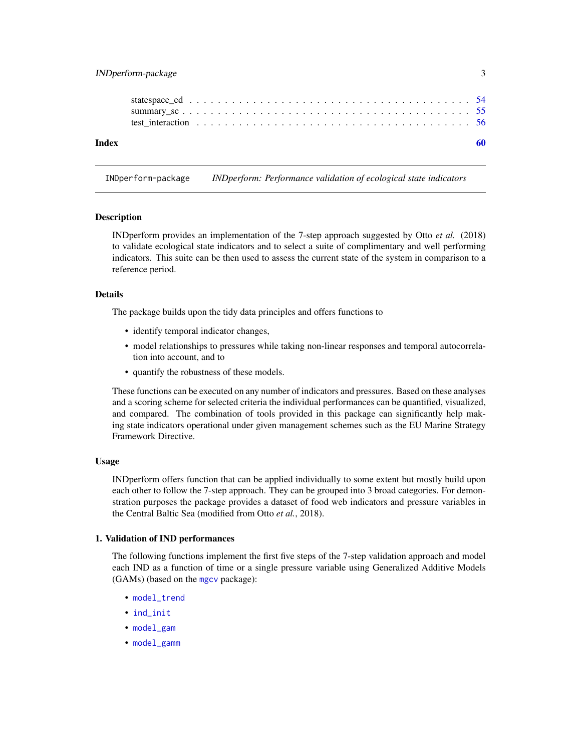statespace_ed . . . . . . . . . . . . . . . . . . . . . . . . . . . . . . . . . . . . 54
summary_sc . . . . . . . . . . . . . . . . . . . . . . . . . . . . . . . . . . . . . . 55
test_interaction . . . . . . . . . . . . . . . . . . . . . . . . . . . . . . . . . . . 56

**Index** **60**

---

INDperform-package *INDperform: Performance validation of ecological state indicators*

---

## Description

INDperform provides an implementation of the 7-step approach suggested by Otto *et al.* (2018) to validate ecological state indicators and to select a suite of complimentary and well performing indicators. This suite can be then used to assess the current state of the system in comparison to a reference period.

## Details

The package builds upon the tidy data principles and offers functions to

- identify temporal indicator changes,
- model relationships to pressures while taking non-linear responses and temporal autocorrelation into account, and to
- quantify the robustness of these models.

These functions can be executed on any number of indicators and pressures. Based on these analyses and a scoring scheme for selected criteria the individual performances can be quantified, visualized, and compared. The combination of tools provided in this package can significantly help making state indicators operational under given management schemes such as the EU Marine Strategy Framework Directive.

## Usage

INDperform offers function that can be applied individually to some extent but mostly build upon each other to follow the 7-step approach. They can be grouped into 3 broad categories. For demonstration purposes the package provides a dataset of food web indicators and pressure variables in the Central Baltic Sea (modified from Otto *et al.*, 2018).

### 1. Validation of IND performances

The following functions implement the first five steps of the 7-step validation approach and model each IND as a function of time or a single pressure variable using Generalized Additive Models (GAMs) (based on the `mgcv` package):

- `model_trend`
- `ind_init`
- `model_gam`
- `model_gamm`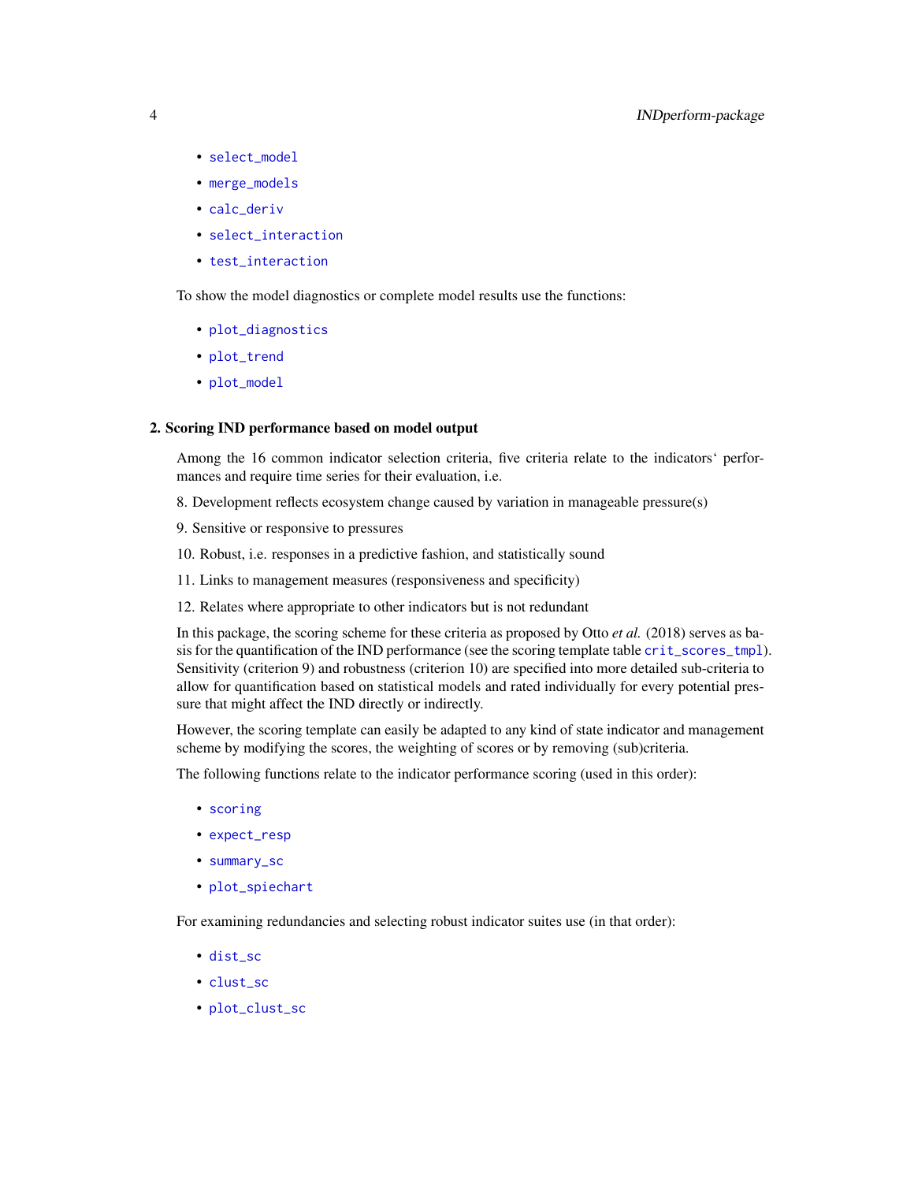- select_model
- merge_models
- calc_deriv
- select_interaction
- test_interaction

To show the model diagnostics or complete model results use the functions:

- plot_diagnostics
- plot_trend
- plot_model

**2. Scoring IND performance based on model output**

Among the 16 common indicator selection criteria, five criteria relate to the indicators' performances and require time series for their evaluation, i.e.

8. Development reflects ecosystem change caused by variation in manageable pressure(s)

9. Sensitive or responsive to pressures

10. Robust, i.e. responses in a predictive fashion, and statistically sound

11. Links to management measures (responsiveness and specificity)

12. Relates where appropriate to other indicators but is not redundant

In this package, the scoring scheme for these criteria as proposed by Otto *et al.* (2018) serves as basis for the quantification of the IND performance (see the scoring template table crit_scores_tmpl). Sensitivity (criterion 9) and robustness (criterion 10) are specified into more detailed sub-criteria to allow for quantification based on statistical models and rated individually for every potential pressure that might affect the IND directly or indirectly.

However, the scoring template can easily be adapted to any kind of state indicator and management scheme by modifying the scores, the weighting of scores or by removing (sub)criteria.

The following functions relate to the indicator performance scoring (used in this order):

- scoring
- expect_resp
- summary_sc
- plot_spiechart

For examining redundancies and selecting robust indicator suites use (in that order):

- dist_sc
- clust_sc
- plot_clust_sc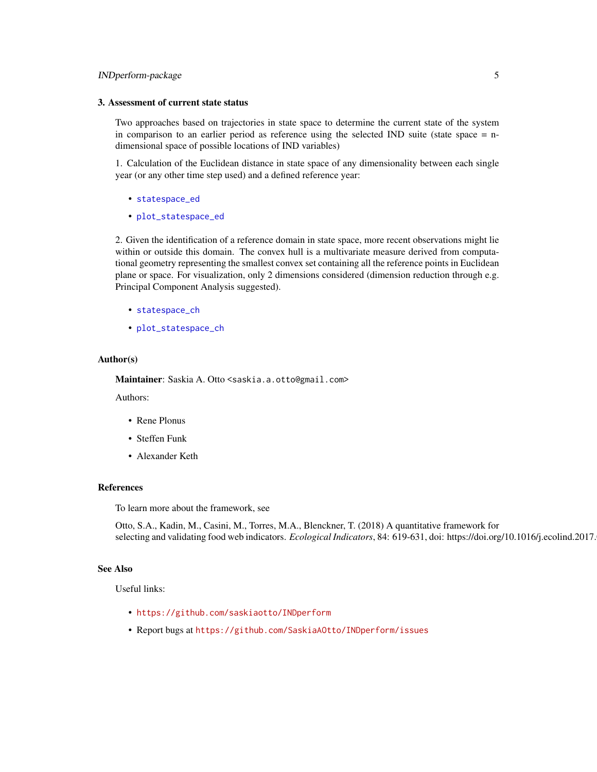### 3. Assessment of current state status

Two approaches based on trajectories in state space to determine the current state of the system in comparison to an earlier period as reference using the selected IND suite (state space = n-dimensional space of possible locations of IND variables)

1. Calculation of the Euclidean distance in state space of any dimensionality between each single year (or any other time step used) and a defined reference year:

- `statespace_ed`
- `plot_statespace_ed`

2. Given the identification of a reference domain in state space, more recent observations might lie within or outside this domain. The convex hull is a multivariate measure derived from computational geometry representing the smallest convex set containing all the reference points in Euclidean plane or space. For visualization, only 2 dimensions considered (dimension reduction through e.g. Principal Component Analysis suggested).

- `statespace_ch`
- `plot_statespace_ch`

## Author(s)

**Maintainer**: Saskia A. Otto <saskia.a.otto@gmail.com>

Authors:

- Rene Plonus
- Steffen Funk
- Alexander Keth

## References

To learn more about the framework, see

Otto, S.A., Kadin, M., Casini, M., Torres, M.A., Blenckner, T. (2018) A quantitative framework for selecting and validating food web indicators. *Ecological Indicators*, 84: 619-631, doi: https://doi.org/10.1016/j.ecolind.2017.

## See Also

Useful links:

- https://github.com/saskiaotto/INDperform
- Report bugs at https://github.com/SaskiaAOtto/INDperform/issues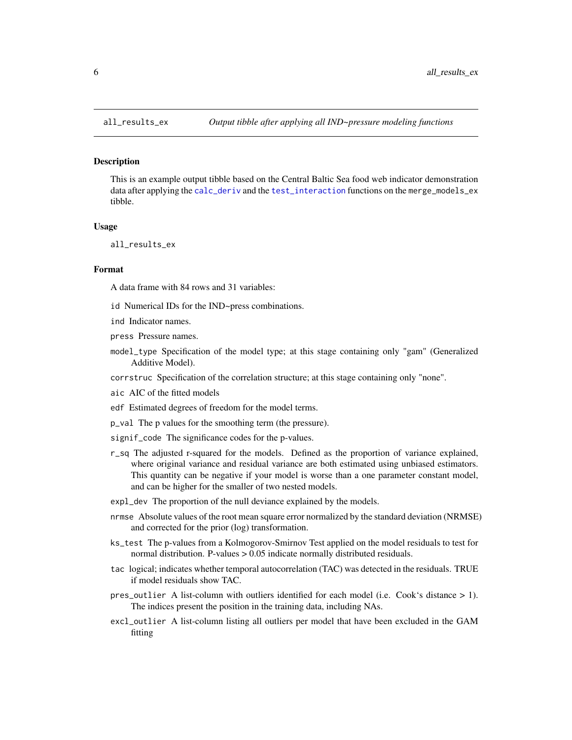all_results_ex — *Output tibble after applying all IND~pressure modeling functions*

## Description

This is an example output tibble based on the Central Baltic Sea food web indicator demonstration data after applying the `calc_deriv` and the `test_interaction` functions on the `merge_models_ex` tibble.

## Usage

```
all_results_ex
```

## Format

A data frame with 84 rows and 31 variables:

- `id` Numerical IDs for the IND~press combinations.
- `ind` Indicator names.
- `press` Pressure names.
- `model_type` Specification of the model type; at this stage containing only "gam" (Generalized Additive Model).
- `corrstruc` Specification of the correlation structure; at this stage containing only "none".
- `aic` AIC of the fitted models
- `edf` Estimated degrees of freedom for the model terms.
- `p_val` The p values for the smoothing term (the pressure).
- `signif_code` The significance codes for the p-values.
- `r_sq` The adjusted r-squared for the models. Defined as the proportion of variance explained, where original variance and residual variance are both estimated using unbiased estimators. This quantity can be negative if your model is worse than a one parameter constant model, and can be higher for the smaller of two nested models.
- `expl_dev` The proportion of the null deviance explained by the models.
- `nrmse` Absolute values of the root mean square error normalized by the standard deviation (NRMSE) and corrected for the prior (log) transformation.
- `ks_test` The p-values from a Kolmogorov-Smirnov Test applied on the model residuals to test for normal distribution. P-values > 0.05 indicate normally distributed residuals.
- `tac` logical; indicates whether temporal autocorrelation (TAC) was detected in the residuals. TRUE if model residuals show TAC.
- `pres_outlier` A list-column with outliers identified for each model (i.e. Cook's distance > 1). The indices present the position in the training data, including NAs.
- `excl_outlier` A list-column listing all outliers per model that have been excluded in the GAM fitting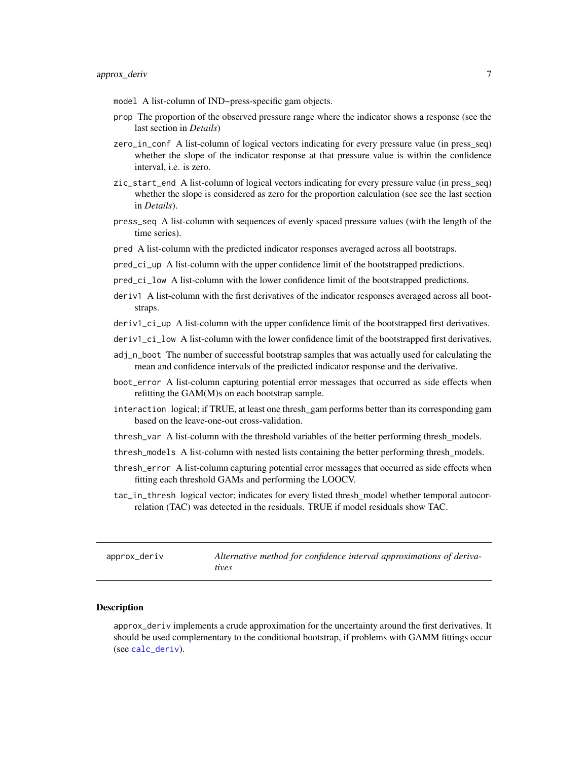model A list-column of IND~press-specific gam objects.

prop The proportion of the observed pressure range where the indicator shows a response (see the last section in *Details*)

zero_in_conf A list-column of logical vectors indicating for every pressure value (in press_seq) whether the slope of the indicator response at that pressure value is within the confidence interval, i.e. is zero.

zic_start_end A list-column of logical vectors indicating for every pressure value (in press_seq) whether the slope is considered as zero for the proportion calculation (see see the last section in *Details*).

press_seq A list-column with sequences of evenly spaced pressure values (with the length of the time series).

pred A list-column with the predicted indicator responses averaged across all bootstraps.

pred_ci_up A list-column with the upper confidence limit of the bootstrapped predictions.

pred_ci_low A list-column with the lower confidence limit of the bootstrapped predictions.

deriv1 A list-column with the first derivatives of the indicator responses averaged across all bootstraps.

deriv1_ci_up A list-column with the upper confidence limit of the bootstrapped first derivatives.

deriv1_ci_low A list-column with the lower confidence limit of the bootstrapped first derivatives.

adj_n_boot The number of successful bootstrap samples that was actually used for calculating the mean and confidence intervals of the predicted indicator response and the derivative.

boot_error A list-column capturing potential error messages that occurred as side effects when refitting the GAM(M)s on each bootstrap sample.

interaction logical; if TRUE, at least one thresh_gam performs better than its corresponding gam based on the leave-one-out cross-validation.

thresh_var A list-column with the threshold variables of the better performing thresh_models.

thresh_models A list-column with nested lists containing the better performing thresh_models.

thresh_error A list-column capturing potential error messages that occurred as side effects when fitting each threshold GAMs and performing the LOOCV.

tac_in_thresh logical vector; indicates for every listed thresh_model whether temporal autocorrelation (TAC) was detected in the residuals. TRUE if model residuals show TAC.

---

## approx_deriv — *Alternative method for confidence interval approximations of derivatives*

### Description

approx_deriv implements a crude approximation for the uncertainty around the first derivatives. It should be used complementary to the conditional bootstrap, if problems with GAMM fittings occur (see calc_deriv).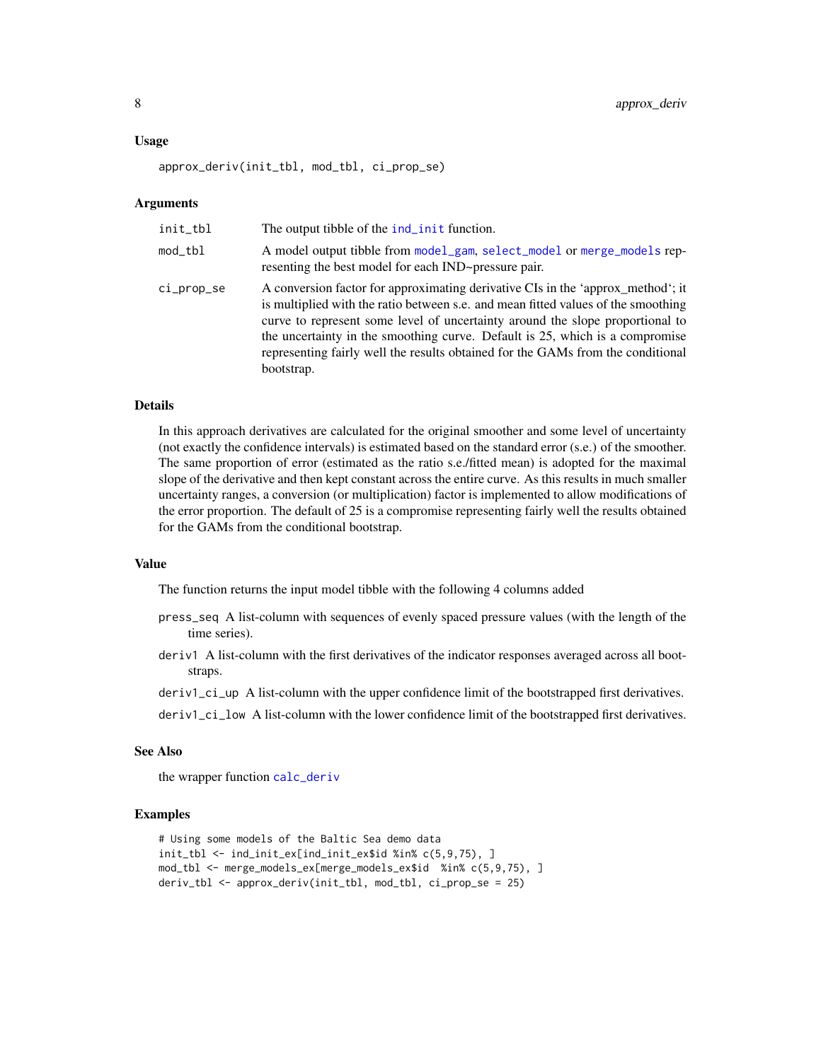## Usage

```
approx_deriv(init_tbl, mod_tbl, ci_prop_se)
```

## Arguments

| | |
|---|---|
| init_tbl | The output tibble of the ind_init function. |
| mod_tbl | A model output tibble from model_gam, select_model or merge_models representing the best model for each IND~pressure pair. |
| ci_prop_se | A conversion factor for approximating derivative CIs in the 'approx_method'; it is multiplied with the ratio between s.e. and mean fitted values of the smoothing curve to represent some level of uncertainty around the slope proportional to the uncertainty in the smoothing curve. Default is 25, which is a compromise representing fairly well the results obtained for the GAMs from the conditional bootstrap. |

## Details

In this approach derivatives are calculated for the original smoother and some level of uncertainty (not exactly the confidence intervals) is estimated based on the standard error (s.e.) of the smoother. The same proportion of error (estimated as the ratio s.e./fitted mean) is adopted for the maximal slope of the derivative and then kept constant across the entire curve. As this results in much smaller uncertainty ranges, a conversion (or multiplication) factor is implemented to allow modifications of the error proportion. The default of 25 is a compromise representing fairly well the results obtained for the GAMs from the conditional bootstrap.

## Value

The function returns the input model tibble with the following 4 columns added

- press_seq A list-column with sequences of evenly spaced pressure values (with the length of the time series).
- deriv1 A list-column with the first derivatives of the indicator responses averaged across all bootstraps.
- deriv1_ci_up A list-column with the upper confidence limit of the bootstrapped first derivatives.
- deriv1_ci_low A list-column with the lower confidence limit of the bootstrapped first derivatives.

## See Also

the wrapper function calc_deriv

## Examples

```
# Using some models of the Baltic Sea demo data
init_tbl <- ind_init_ex[ind_init_ex$id %in% c(5,9,75), ]
mod_tbl <- merge_models_ex[merge_models_ex$id  %in% c(5,9,75), ]
deriv_tbl <- approx_deriv(init_tbl, mod_tbl, ci_prop_se = 25)
```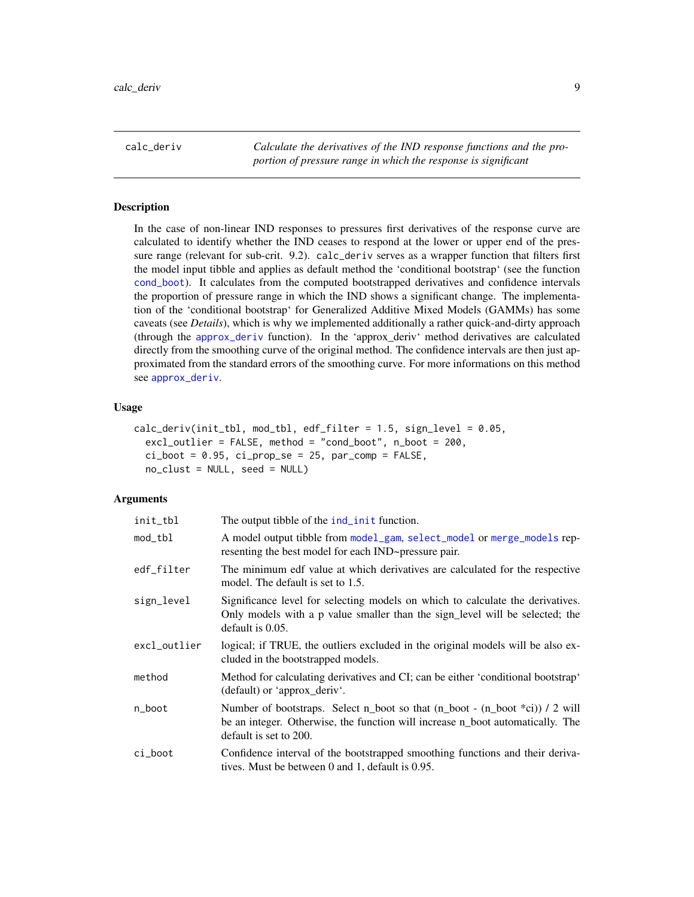## calc_deriv

*Calculate the derivatives of the IND response functions and the proportion of pressure range in which the response is significant*

### Description

In the case of non-linear IND responses to pressures first derivatives of the response curve are calculated to identify whether the IND ceases to respond at the lower or upper end of the pressure range (relevant for sub-crit. 9.2). `calc_deriv` serves as a wrapper function that filters first the model input tibble and applies as default method the 'conditional bootstrap' (see the function `cond_boot`). It calculates from the computed bootstrapped derivatives and confidence intervals the proportion of pressure range in which the IND shows a significant change. The implementation of the 'conditional bootstrap' for Generalized Additive Mixed Models (GAMMs) has some caveats (see *Details*), which is why we implemented additionally a rather quick-and-dirty approach (through the `approx_deriv` function). In the 'approx_deriv' method derivatives are calculated directly from the smoothing curve of the original method. The confidence intervals are then just approximated from the standard errors of the smoothing curve. For more informations on this method see `approx_deriv`.

### Usage

```
calc_deriv(init_tbl, mod_tbl, edf_filter = 1.5, sign_level = 0.05,
  excl_outlier = FALSE, method = "cond_boot", n_boot = 200,
  ci_boot = 0.95, ci_prop_se = 25, par_comp = FALSE,
  no_clust = NULL, seed = NULL)
```

### Arguments

| | |
|---|---|
| init_tbl | The output tibble of the `ind_init` function. |
| mod_tbl | A model output tibble from `model_gam`, `select_model` or `merge_models` representing the best model for each IND~pressure pair. |
| edf_filter | The minimum edf value at which derivatives are calculated for the respective model. The default is set to 1.5. |
| sign_level | Significance level for selecting models on which to calculate the derivatives. Only models with a p value smaller than the sign_level will be selected; the default is 0.05. |
| excl_outlier | logical; if TRUE, the outliers excluded in the original models will be also excluded in the bootstrapped models. |
| method | Method for calculating derivatives and CI; can be either 'conditional bootstrap' (default) or 'approx_deriv'. |
| n_boot | Number of bootstraps. Select n_boot so that (n_boot - (n_boot *ci)) / 2 will be an integer. Otherwise, the function will increase n_boot automatically. The default is set to 200. |
| ci_boot | Confidence interval of the bootstrapped smoothing functions and their derivatives. Must be between 0 and 1, default is 0.95. |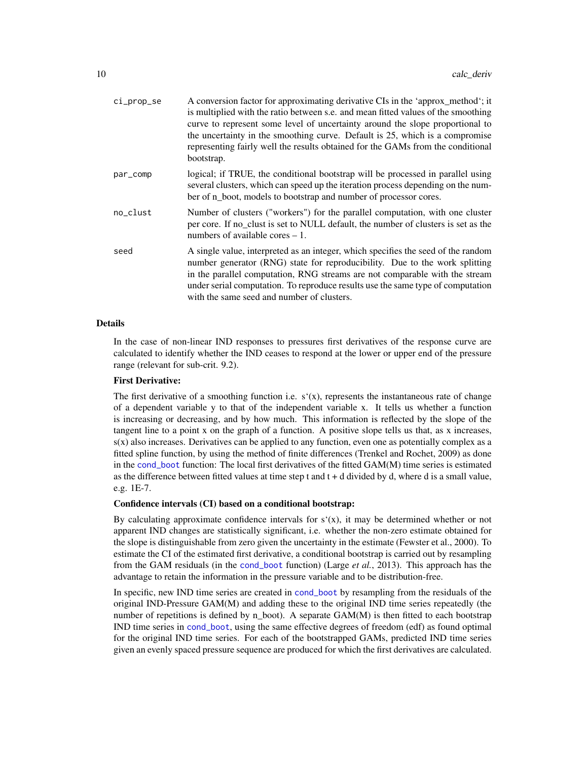| | |
|---|---|
| ci_prop_se | A conversion factor for approximating derivative CIs in the 'approx_method'; it is multiplied with the ratio between s.e. and mean fitted values of the smoothing curve to represent some level of uncertainty around the slope proportional to the uncertainty in the smoothing curve. Default is 25, which is a compromise representing fairly well the results obtained for the GAMs from the conditional bootstrap. |
| par_comp | logical; if TRUE, the conditional bootstrap will be processed in parallel using several clusters, which can speed up the iteration process depending on the number of n_boot, models to bootstrap and number of processor cores. |
| no_clust | Number of clusters ("workers") for the parallel computation, with one cluster per core. If no_clust is set to NULL default, the number of clusters is set as the numbers of available cores – 1. |
| seed | A single value, interpreted as an integer, which specifies the seed of the random number generator (RNG) state for reproducibility. Due to the work splitting in the parallel computation, RNG streams are not comparable with the stream under serial computation. To reproduce results use the same type of computation with the same seed and number of clusters. |

## Details

In the case of non-linear IND responses to pressures first derivatives of the response curve are calculated to identify whether the IND ceases to respond at the lower or upper end of the pressure range (relevant for sub-crit. 9.2).

**First Derivative:**

The first derivative of a smoothing function i.e. s'(x), represents the instantaneous rate of change of a dependent variable y to that of the independent variable x. It tells us whether a function is increasing or decreasing, and by how much. This information is reflected by the slope of the tangent line to a point x on the graph of a function. A positive slope tells us that, as x increases, s(x) also increases. Derivatives can be applied to any function, even one as potentially complex as a fitted spline function, by using the method of finite differences (Trenkel and Rochet, 2009) as done in the cond_boot function: The local first derivatives of the fitted GAM(M) time series is estimated as the difference between fitted values at time step t and t + d divided by d, where d is a small value, e.g. 1E-7.

**Confidence intervals (CI) based on a conditional bootstrap:**

By calculating approximate confidence intervals for s'(x), it may be determined whether or not apparent IND changes are statistically significant, i.e. whether the non-zero estimate obtained for the slope is distinguishable from zero given the uncertainty in the estimate (Fewster et al., 2000). To estimate the CI of the estimated first derivative, a conditional bootstrap is carried out by resampling from the GAM residuals (in the cond_boot function) (Large *et al.*, 2013). This approach has the advantage to retain the information in the pressure variable and to be distribution-free.

In specific, new IND time series are created in cond_boot by resampling from the residuals of the original IND-Pressure GAM(M) and adding these to the original IND time series repeatedly (the number of repetitions is defined by n_boot). A separate GAM(M) is then fitted to each bootstrap IND time series in cond_boot, using the same effective degrees of freedom (edf) as found optimal for the original IND time series. For each of the bootstrapped GAMs, predicted IND time series given an evenly spaced pressure sequence are produced for which the first derivatives are calculated.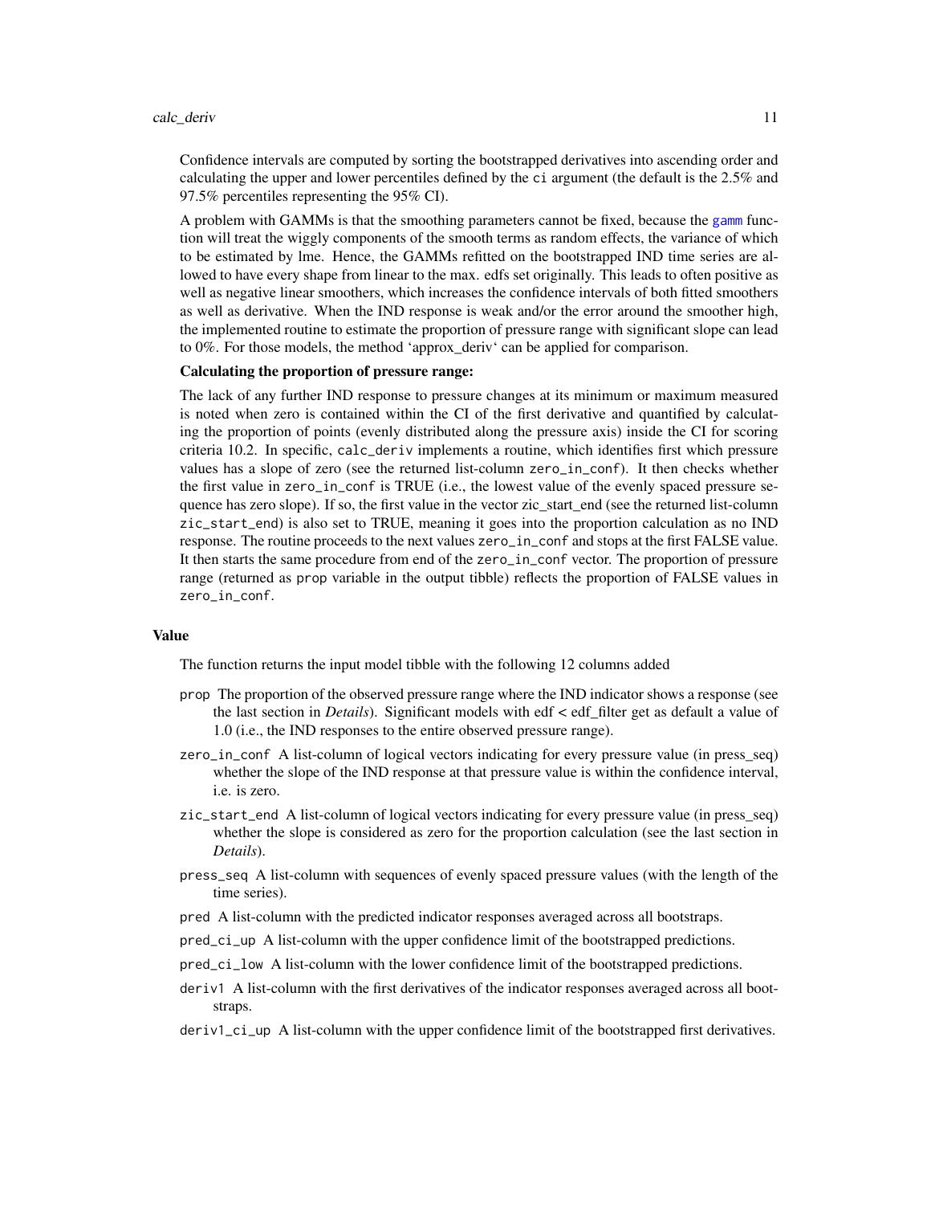Confidence intervals are computed by sorting the bootstrapped derivatives into ascending order and calculating the upper and lower percentiles defined by the `ci` argument (the default is the 2.5% and 97.5% percentiles representing the 95% CI).

A problem with GAMMs is that the smoothing parameters cannot be fixed, because the gamm function will treat the wiggly components of the smooth terms as random effects, the variance of which to be estimated by lme. Hence, the GAMMs refitted on the bootstrapped IND time series are allowed to have every shape from linear to the max. edfs set originally. This leads to often positive as well as negative linear smoothers, which increases the confidence intervals of both fitted smoothers as well as derivative. When the IND response is weak and/or the error around the smoother high, the implemented routine to estimate the proportion of pressure range with significant slope can lead to 0%. For those models, the method 'approx_deriv' can be applied for comparison.

**Calculating the proportion of pressure range:**

The lack of any further IND response to pressure changes at its minimum or maximum measured is noted when zero is contained within the CI of the first derivative and quantified by calculating the proportion of points (evenly distributed along the pressure axis) inside the CI for scoring criteria 10.2. In specific, `calc_deriv` implements a routine, which identifies first which pressure values has a slope of zero (see the returned list-column `zero_in_conf`). It then checks whether the first value in `zero_in_conf` is TRUE (i.e., the lowest value of the evenly spaced pressure sequence has zero slope). If so, the first value in the vector zic_start_end (see the returned list-column `zic_start_end`) is also set to TRUE, meaning it goes into the proportion calculation as no IND response. The routine proceeds to the next values `zero_in_conf` and stops at the first FALSE value. It then starts the same procedure from end of the `zero_in_conf` vector. The proportion of pressure range (returned as `prop` variable in the output tibble) reflects the proportion of FALSE values in `zero_in_conf`.

## Value

The function returns the input model tibble with the following 12 columns added

- `prop` The proportion of the observed pressure range where the IND indicator shows a response (see the last section in *Details*). Significant models with edf < edf_filter get as default a value of 1.0 (i.e., the IND responses to the entire observed pressure range).
- `zero_in_conf` A list-column of logical vectors indicating for every pressure value (in press_seq) whether the slope of the IND response at that pressure value is within the confidence interval, i.e. is zero.
- `zic_start_end` A list-column of logical vectors indicating for every pressure value (in press_seq) whether the slope is considered as zero for the proportion calculation (see the last section in *Details*).
- `press_seq` A list-column with sequences of evenly spaced pressure values (with the length of the time series).
- `pred` A list-column with the predicted indicator responses averaged across all bootstraps.
- `pred_ci_up` A list-column with the upper confidence limit of the bootstrapped predictions.
- `pred_ci_low` A list-column with the lower confidence limit of the bootstrapped predictions.
- `deriv1` A list-column with the first derivatives of the indicator responses averaged across all bootstraps.
- `deriv1_ci_up` A list-column with the upper confidence limit of the bootstrapped first derivatives.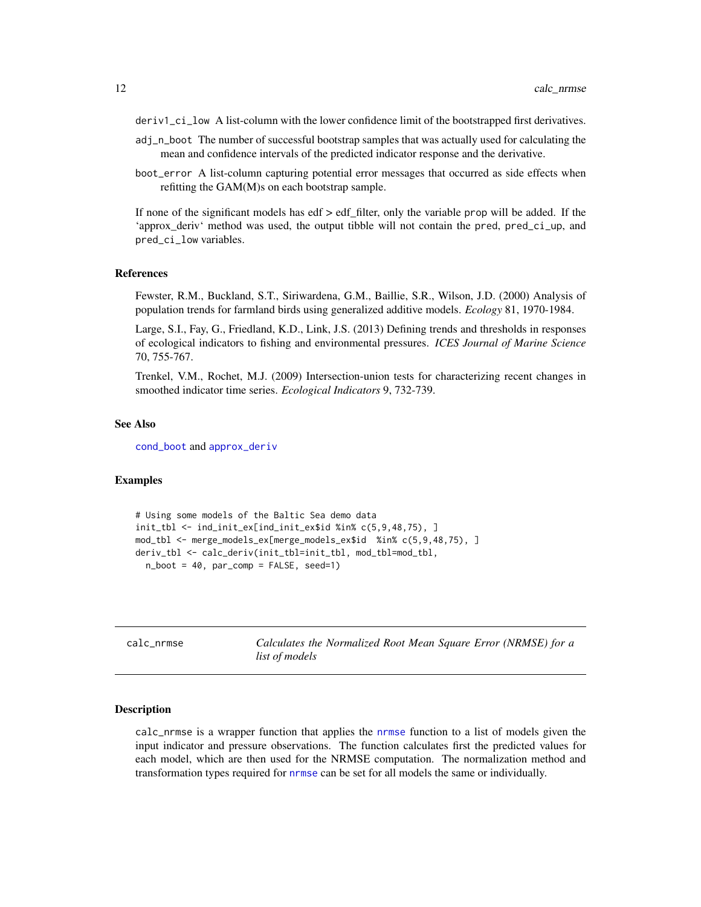deriv1_ci_low A list-column with the lower confidence limit of the bootstrapped first derivatives.

adj_n_boot The number of successful bootstrap samples that was actually used for calculating the mean and confidence intervals of the predicted indicator response and the derivative.

boot_error A list-column capturing potential error messages that occurred as side effects when refitting the GAM(M)s on each bootstrap sample.

If none of the significant models has edf > edf_filter, only the variable prop will be added. If the 'approx_deriv' method was used, the output tibble will not contain the pred, pred_ci_up, and pred_ci_low variables.

### References

Fewster, R.M., Buckland, S.T., Siriwardena, G.M., Baillie, S.R., Wilson, J.D. (2000) Analysis of population trends for farmland birds using generalized additive models. *Ecology* 81, 1970-1984.

Large, S.I., Fay, G., Friedland, K.D., Link, J.S. (2013) Defining trends and thresholds in responses of ecological indicators to fishing and environmental pressures. *ICES Journal of Marine Science* 70, 755-767.

Trenkel, V.M., Rochet, M.J. (2009) Intersection-union tests for characterizing recent changes in smoothed indicator time series. *Ecological Indicators* 9, 732-739.

### See Also

cond_boot and approx_deriv

### Examples

```
# Using some models of the Baltic Sea demo data
init_tbl <- ind_init_ex[ind_init_ex$id %in% c(5,9,48,75), ]
mod_tbl <- merge_models_ex[merge_models_ex$id  %in% c(5,9,48,75), ]
deriv_tbl <- calc_deriv(init_tbl=init_tbl, mod_tbl=mod_tbl,
  n_boot = 40, par_comp = FALSE, seed=1)
```

---

## calc_nrmse — *Calculates the Normalized Root Mean Square Error (NRMSE) for a list of models*

### Description

calc_nrmse is a wrapper function that applies the nrmse function to a list of models given the input indicator and pressure observations. The function calculates first the predicted values for each model, which are then used for the NRMSE computation. The normalization method and transformation types required for nrmse can be set for all models the same or individually.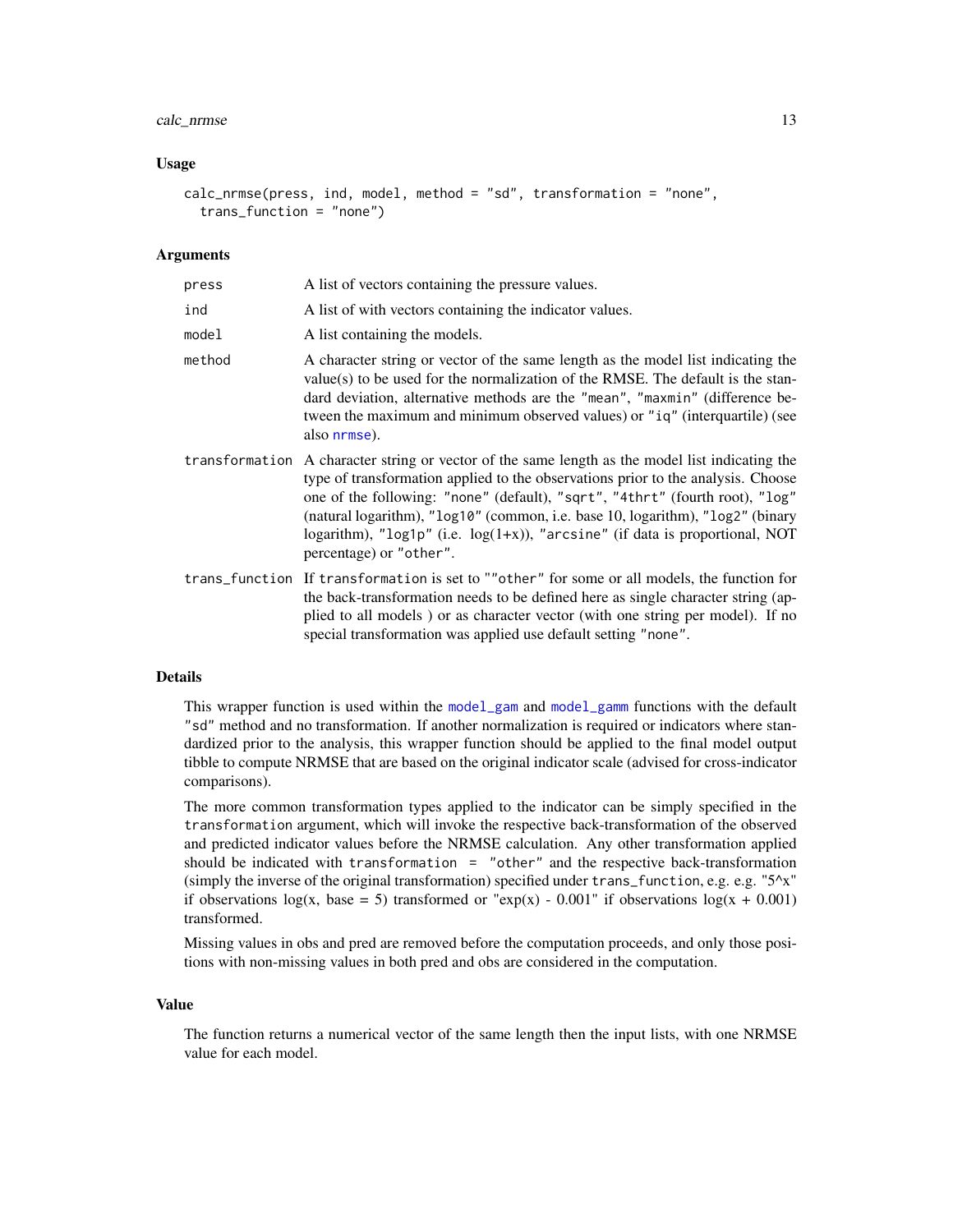## Usage

```
calc_nrmse(press, ind, model, method = "sd", transformation = "none",
  trans_function = "none")
```

## Arguments

| | |
|---|---|
| press | A list of vectors containing the pressure values. |
| ind | A list of with vectors containing the indicator values. |
| model | A list containing the models. |
| method | A character string or vector of the same length as the model list indicating the value(s) to be used for the normalization of the RMSE. The default is the standard deviation, alternative methods are the "mean", "maxmin" (difference between the maximum and minimum observed values) or "iq" (interquartile) (see also nrmse). |
| transformation | A character string or vector of the same length as the model list indicating the type of transformation applied to the observations prior to the analysis. Choose one of the following: "none" (default), "sqrt", "4thrt" (fourth root), "log" (natural logarithm), "log10" (common, i.e. base 10, logarithm), "log2" (binary logarithm), "log1p" (i.e. log(1+x)), "arcsine" (if data is proportional, NOT percentage) or "other". |
| trans_function | If transformation is set to ""other" for some or all models, the function for the back-transformation needs to be defined here as single character string (applied to all models ) or as character vector (with one string per model). If no special transformation was applied use default setting "none". |

## Details

This wrapper function is used within the model_gam and model_gamm functions with the default "sd" method and no transformation. If another normalization is required or indicators where standardized prior to the analysis, this wrapper function should be applied to the final model output tibble to compute NRMSE that are based on the original indicator scale (advised for cross-indicator comparisons).

The more common transformation types applied to the indicator can be simply specified in the transformation argument, which will invoke the respective back-transformation of the observed and predicted indicator values before the NRMSE calculation. Any other transformation applied should be indicated with transformation = "other" and the respective back-transformation (simply the inverse of the original transformation) specified under trans_function, e.g. e.g. "5^x" if observations log(x, base = 5) transformed or "exp(x) - 0.001" if observations log(x + 0.001) transformed.

Missing values in obs and pred are removed before the computation proceeds, and only those positions with non-missing values in both pred and obs are considered in the computation.

## Value

The function returns a numerical vector of the same length then the input lists, with one NRMSE value for each model.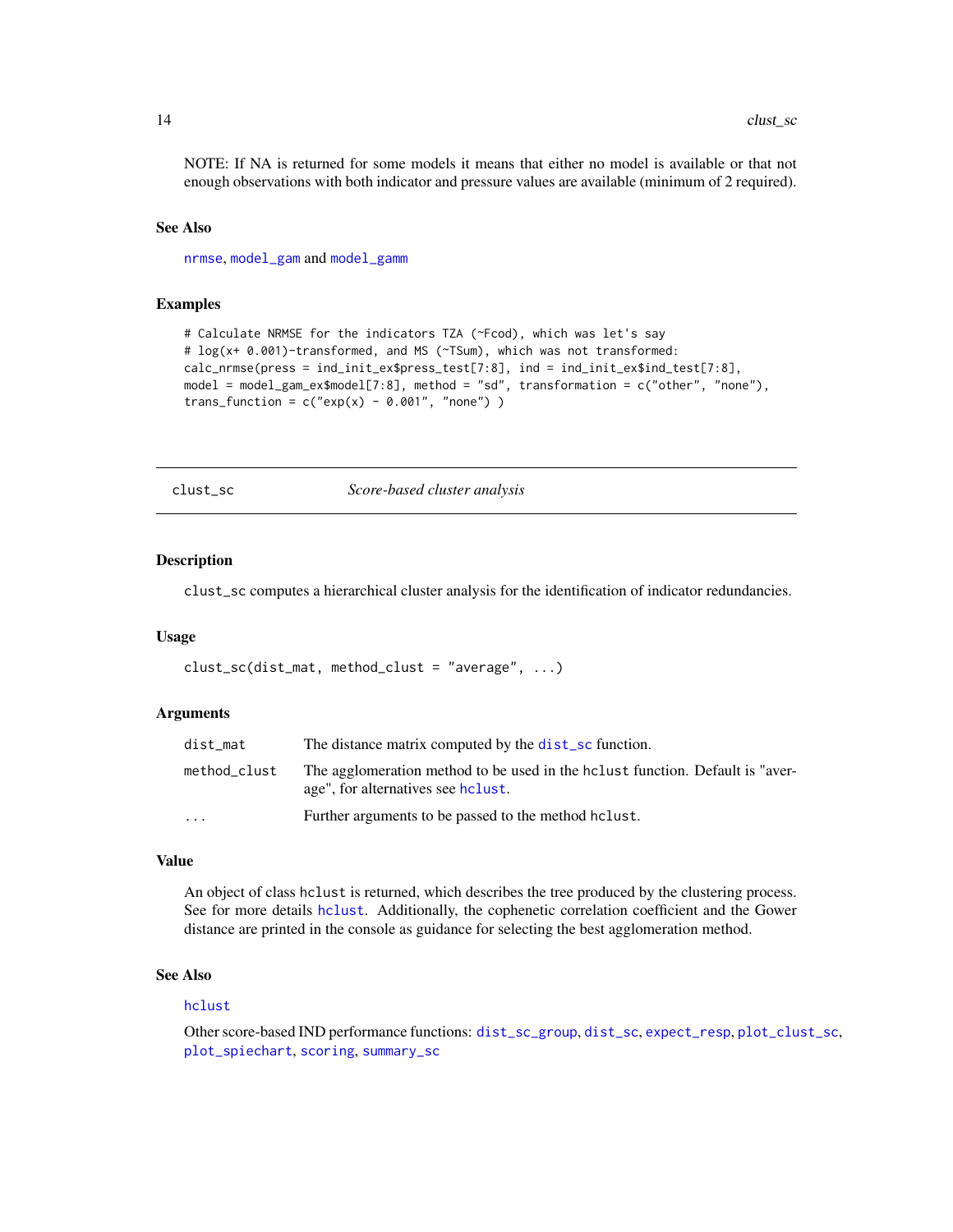NOTE: If NA is returned for some models it means that either no model is available or that not enough observations with both indicator and pressure values are available (minimum of 2 required).

### See Also

nrmse, model_gam and model_gamm

### Examples

```
# Calculate NRMSE for the indicators TZA (~Fcod), which was let's say
# log(x+ 0.001)-transformed, and MS (~TSum), which was not transformed:
calc_nrmse(press = ind_init_ex$press_test[7:8], ind = ind_init_ex$ind_test[7:8],
model = model_gam_ex$model[7:8], method = "sd", transformation = c("other", "none"),
trans_function = c("exp(x) - 0.001", "none") )
```

---

## clust_sc — *Score-based cluster analysis*

### Description

clust_sc computes a hierarchical cluster analysis for the identification of indicator redundancies.

### Usage

```
clust_sc(dist_mat, method_clust = "average", ...)
```

### Arguments

| | |
|---|---|
| dist_mat | The distance matrix computed by the dist_sc function. |
| method_clust | The agglomeration method to be used in the hclust function. Default is "average", for alternatives see hclust. |
| ... | Further arguments to be passed to the method hclust. |

### Value

An object of class hclust is returned, which describes the tree produced by the clustering process. See for more details hclust. Additionally, the cophenetic correlation coefficient and the Gower distance are printed in the console as guidance for selecting the best agglomeration method.

### See Also

hclust

Other score-based IND performance functions: dist_sc_group, dist_sc, expect_resp, plot_clust_sc, plot_spiechart, scoring, summary_sc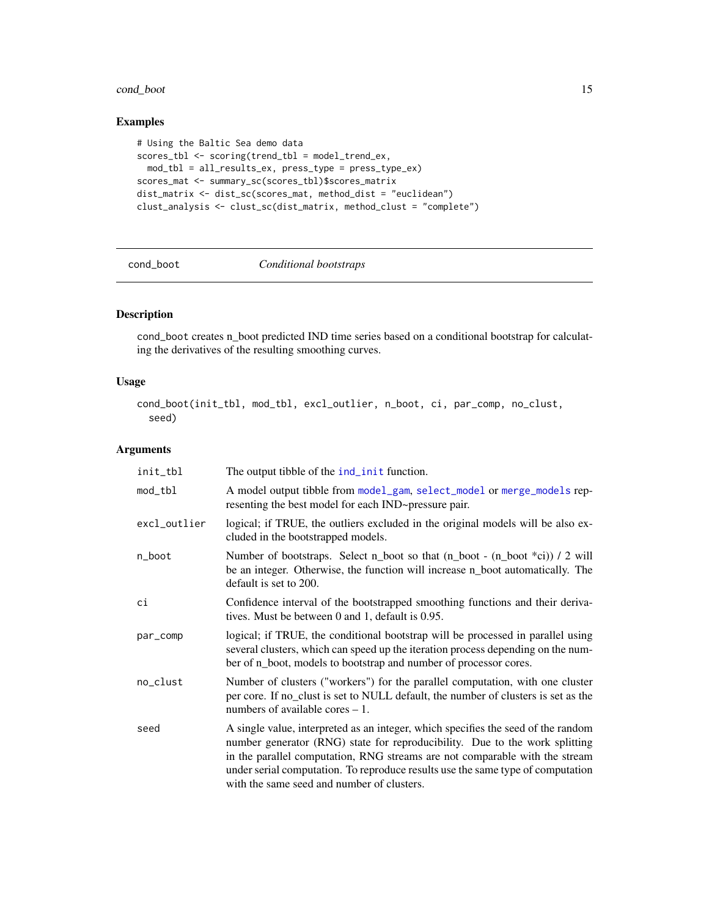## Examples

```
# Using the Baltic Sea demo data
scores_tbl <- scoring(trend_tbl = model_trend_ex,
  mod_tbl = all_results_ex, press_type = press_type_ex)
scores_mat <- summary_sc(scores_tbl)$scores_matrix
dist_matrix <- dist_sc(scores_mat, method_dist = "euclidean")
clust_analysis <- clust_sc(dist_matrix, method_clust = "complete")
```

---

# cond_boot *Conditional bootstraps*

---

## Description

cond_boot creates n_boot predicted IND time series based on a conditional bootstrap for calculating the derivatives of the resulting smoothing curves.

## Usage

```
cond_boot(init_tbl, mod_tbl, excl_outlier, n_boot, ci, par_comp, no_clust,
  seed)
```

## Arguments

| | |
|---|---|
| init_tbl | The output tibble of the ind_init function. |
| mod_tbl | A model output tibble from model_gam, select_model or merge_models representing the best model for each IND~pressure pair. |
| excl_outlier | logical; if TRUE, the outliers excluded in the original models will be also excluded in the bootstrapped models. |
| n_boot | Number of bootstraps. Select n_boot so that (n_boot - (n_boot *ci)) / 2 will be an integer. Otherwise, the function will increase n_boot automatically. The default is set to 200. |
| ci | Confidence interval of the bootstrapped smoothing functions and their derivatives. Must be between 0 and 1, default is 0.95. |
| par_comp | logical; if TRUE, the conditional bootstrap will be processed in parallel using several clusters, which can speed up the iteration process depending on the number of n_boot, models to bootstrap and number of processor cores. |
| no_clust | Number of clusters ("workers") for the parallel computation, with one cluster per core. If no_clust is set to NULL default, the number of clusters is set as the numbers of available cores – 1. |
| seed | A single value, interpreted as an integer, which specifies the seed of the random number generator (RNG) state for reproducibility. Due to the work splitting in the parallel computation, RNG streams are not comparable with the stream under serial computation. To reproduce results use the same type of computation with the same seed and number of clusters. |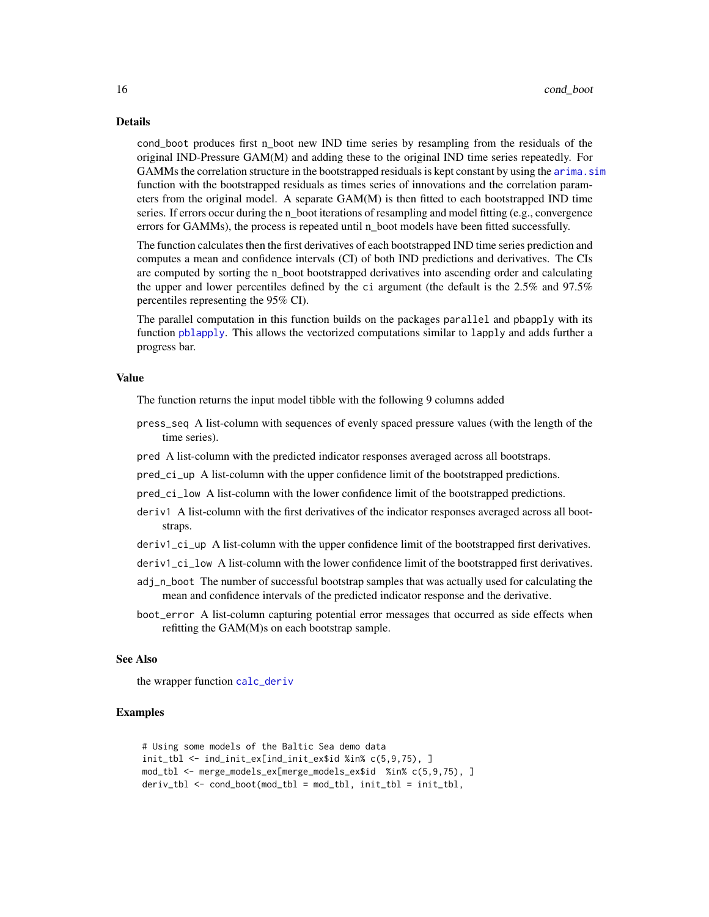## Details

`cond_boot` produces first n_boot new IND time series by resampling from the residuals of the original IND-Pressure GAM(M) and adding these to the original IND time series repeatedly. For GAMMs the correlation structure in the bootstrapped residuals is kept constant by using the `arima.sim` function with the bootstrapped residuals as times series of innovations and the correlation parameters from the original model. A separate GAM(M) is then fitted to each bootstrapped IND time series. If errors occur during the n_boot iterations of resampling and model fitting (e.g., convergence errors for GAMMs), the process is repeated until n_boot models have been fitted successfully.

The function calculates then the first derivatives of each bootstrapped IND time series prediction and computes a mean and confidence intervals (CI) of both IND predictions and derivatives. The CIs are computed by sorting the n_boot bootstrapped derivatives into ascending order and calculating the upper and lower percentiles defined by the `ci` argument (the default is the 2.5% and 97.5% percentiles representing the 95% CI).

The parallel computation in this function builds on the packages `parallel` and `pbapply` with its function `pblapply`. This allows the vectorized computations similar to `lapply` and adds further a progress bar.

## Value

The function returns the input model tibble with the following 9 columns added

- `press_seq` A list-column with sequences of evenly spaced pressure values (with the length of the time series).
- `pred` A list-column with the predicted indicator responses averaged across all bootstraps.
- `pred_ci_up` A list-column with the upper confidence limit of the bootstrapped predictions.
- `pred_ci_low` A list-column with the lower confidence limit of the bootstrapped predictions.
- `deriv1` A list-column with the first derivatives of the indicator responses averaged across all bootstraps.
- `deriv1_ci_up` A list-column with the upper confidence limit of the bootstrapped first derivatives.
- `deriv1_ci_low` A list-column with the lower confidence limit of the bootstrapped first derivatives.
- `adj_n_boot` The number of successful bootstrap samples that was actually used for calculating the mean and confidence intervals of the predicted indicator response and the derivative.
- `boot_error` A list-column capturing potential error messages that occurred as side effects when refitting the GAM(M)s on each bootstrap sample.

## See Also

the wrapper function `calc_deriv`

## Examples

```
# Using some models of the Baltic Sea demo data
init_tbl <- ind_init_ex[ind_init_ex$id %in% c(5,9,75), ]
mod_tbl <- merge_models_ex[merge_models_ex$id  %in% c(5,9,75), ]
deriv_tbl <- cond_boot(mod_tbl = mod_tbl, init_tbl = init_tbl,
```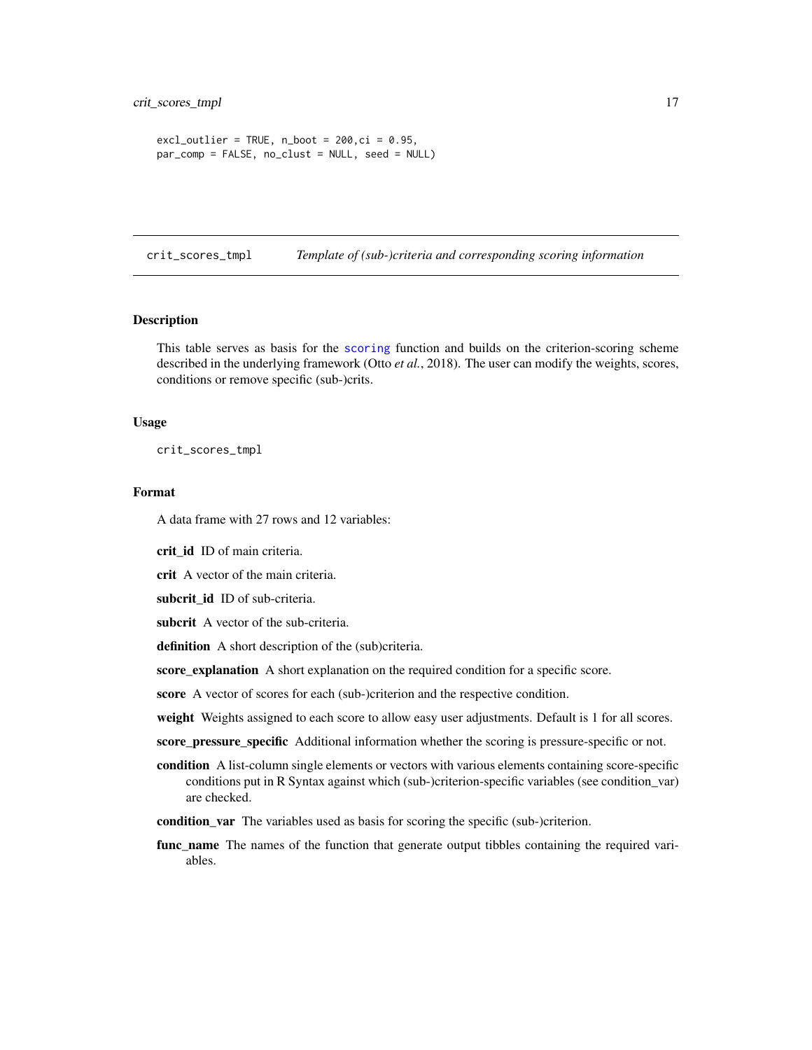```
excl_outlier = TRUE, n_boot = 200,ci = 0.95,
par_comp = FALSE, no_clust = NULL, seed = NULL)
```

## crit_scores_tmpl — *Template of (sub-)criteria and corresponding scoring information*

### Description

This table serves as basis for the scoring function and builds on the criterion-scoring scheme described in the underlying framework (Otto *et al.*, 2018). The user can modify the weights, scores, conditions or remove specific (sub-)crits.

### Usage

```
crit_scores_tmpl
```

### Format

A data frame with 27 rows and 12 variables:

**crit_id** ID of main criteria.

**crit** A vector of the main criteria.

**subcrit_id** ID of sub-criteria.

**subcrit** A vector of the sub-criteria.

**definition** A short description of the (sub)criteria.

**score_explanation** A short explanation on the required condition for a specific score.

**score** A vector of scores for each (sub-)criterion and the respective condition.

**weight** Weights assigned to each score to allow easy user adjustments. Default is 1 for all scores.

**score_pressure_specific** Additional information whether the scoring is pressure-specific or not.

**condition** A list-column single elements or vectors with various elements containing score-specific conditions put in R Syntax against which (sub-)criterion-specific variables (see condition_var) are checked.

**condition_var** The variables used as basis for scoring the specific (sub-)criterion.

**func_name** The names of the function that generate output tibbles containing the required variables.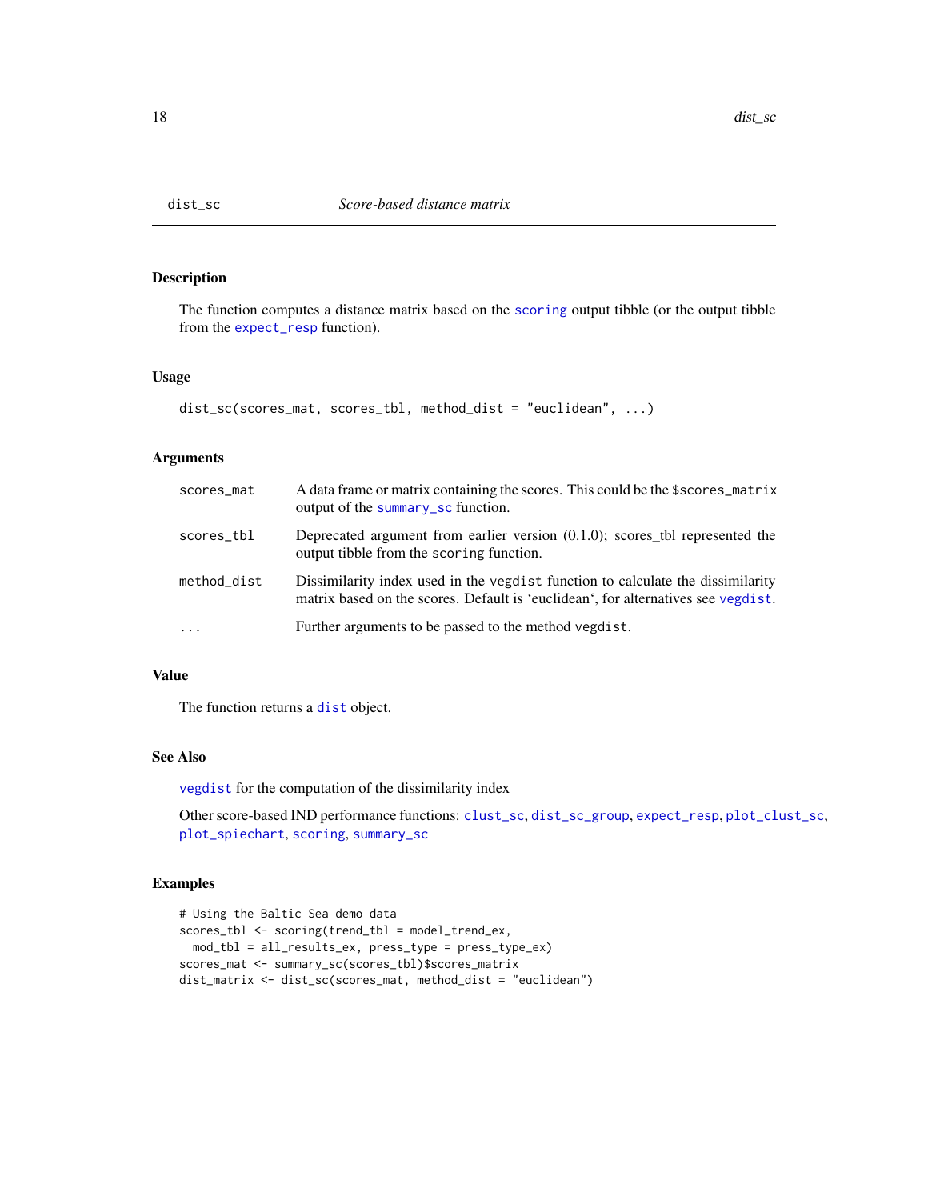# dist_sc    *Score-based distance matrix*

## Description

The function computes a distance matrix based on the scoring output tibble (or the output tibble from the expect_resp function).

## Usage

```
dist_sc(scores_mat, scores_tbl, method_dist = "euclidean", ...)
```

## Arguments

| | |
|---|---|
| scores_mat | A data frame or matrix containing the scores. This could be the $scores_matrix output of the summary_sc function. |
| scores_tbl | Deprecated argument from earlier version (0.1.0); scores_tbl represented the output tibble from the scoring function. |
| method_dist | Dissimilarity index used in the vegdist function to calculate the dissimilarity matrix based on the scores. Default is 'euclidean', for alternatives see vegdist. |
| ... | Further arguments to be passed to the method vegdist. |

## Value

The function returns a dist object.

## See Also

vegdist for the computation of the dissimilarity index

Other score-based IND performance functions: clust_sc, dist_sc_group, expect_resp, plot_clust_sc, plot_spiechart, scoring, summary_sc

## Examples

```
# Using the Baltic Sea demo data
scores_tbl <- scoring(trend_tbl = model_trend_ex,
  mod_tbl = all_results_ex, press_type = press_type_ex)
scores_mat <- summary_sc(scores_tbl)$scores_matrix
dist_matrix <- dist_sc(scores_mat, method_dist = "euclidean")
```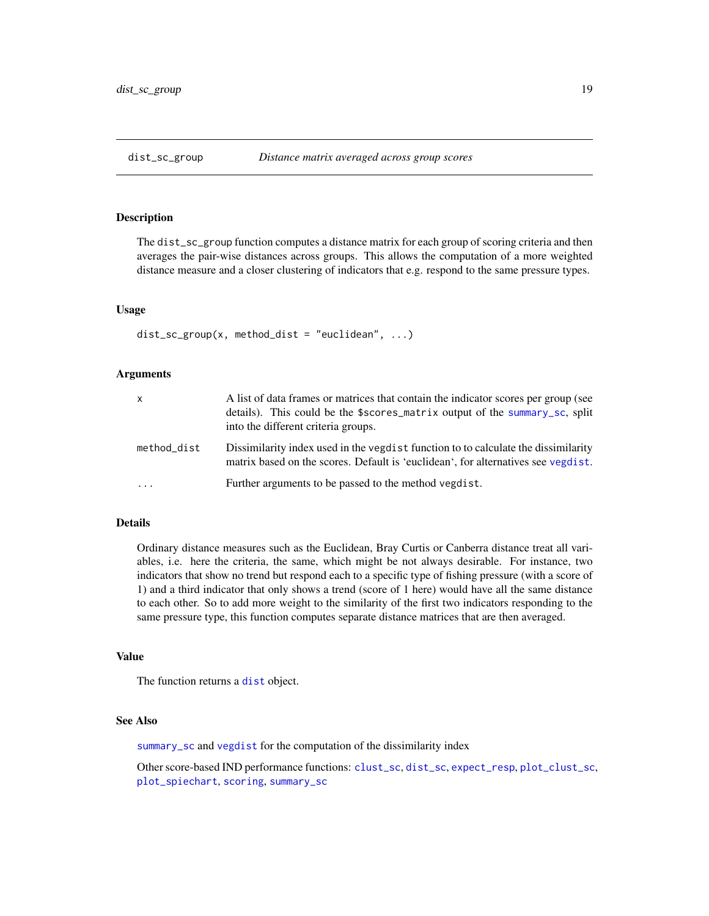# dist_sc_group — *Distance matrix averaged across group scores*

## Description

The `dist_sc_group` function computes a distance matrix for each group of scoring criteria and then averages the pair-wise distances across groups. This allows the computation of a more weighted distance measure and a closer clustering of indicators that e.g. respond to the same pressure types.

## Usage

```
dist_sc_group(x, method_dist = "euclidean", ...)
```

## Arguments

| | |
|---|---|
| `x` | A list of data frames or matrices that contain the indicator scores per group (see details). This could be the `$scores_matrix` output of the `summary_sc`, split into the different criteria groups. |
| `method_dist` | Dissimilarity index used in the `vegdist` function to to calculate the dissimilarity matrix based on the scores. Default is 'euclidean', for alternatives see `vegdist`. |
| `...` | Further arguments to be passed to the method `vegdist`. |

## Details

Ordinary distance measures such as the Euclidean, Bray Curtis or Canberra distance treat all variables, i.e. here the criteria, the same, which might be not always desirable. For instance, two indicators that show no trend but respond each to a specific type of fishing pressure (with a score of 1) and a third indicator that only shows a trend (score of 1 here) would have all the same distance to each other. So to add more weight to the similarity of the first two indicators responding to the same pressure type, this function computes separate distance matrices that are then averaged.

## Value

The function returns a `dist` object.

## See Also

`summary_sc` and `vegdist` for the computation of the dissimilarity index

Other score-based IND performance functions: `clust_sc`, `dist_sc`, `expect_resp`, `plot_clust_sc`, `plot_spiechart`, `scoring`, `summary_sc`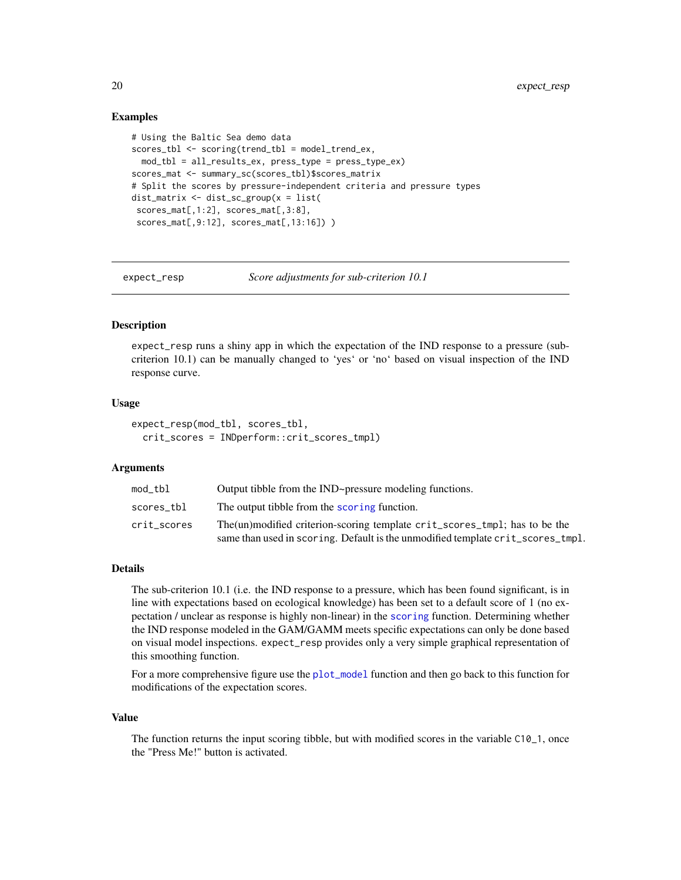### Examples

```
# Using the Baltic Sea demo data
scores_tbl <- scoring(trend_tbl = model_trend_ex,
  mod_tbl = all_results_ex, press_type = press_type_ex)
scores_mat <- summary_sc(scores_tbl)$scores_matrix
# Split the scores by pressure-independent criteria and pressure types
dist_matrix <- dist_sc_group(x = list(
 scores_mat[,1:2], scores_mat[,3:8],
 scores_mat[,9:12], scores_mat[,13:16]) )
```

---

## expect_resp — *Score adjustments for sub-criterion 10.1*

### Description

`expect_resp` runs a shiny app in which the expectation of the IND response to a pressure (sub-criterion 10.1) can be manually changed to 'yes' or 'no' based on visual inspection of the IND response curve.

### Usage

```
expect_resp(mod_tbl, scores_tbl,
  crit_scores = INDperform::crit_scores_tmpl)
```

### Arguments

| | |
|---|---|
| `mod_tbl` | Output tibble from the IND~pressure modeling functions. |
| `scores_tbl` | The output tibble from the `scoring` function. |
| `crit_scores` | The(un)modified criterion-scoring template `crit_scores_tmpl`; has to be the same than used in `scoring`. Default is the unmodified template `crit_scores_tmpl`. |

### Details

The sub-criterion 10.1 (i.e. the IND response to a pressure, which has been found significant, is in line with expectations based on ecological knowledge) has been set to a default score of 1 (no expectation / unclear as response is highly non-linear) in the `scoring` function. Determining whether the IND response modeled in the GAM/GAMM meets specific expectations can only be done based on visual model inspections. `expect_resp` provides only a very simple graphical representation of this smoothing function.

For a more comprehensive figure use the `plot_model` function and then go back to this function for modifications of the expectation scores.

### Value

The function returns the input scoring tibble, but with modified scores in the variable `C10_1`, once the "Press Me!" button is activated.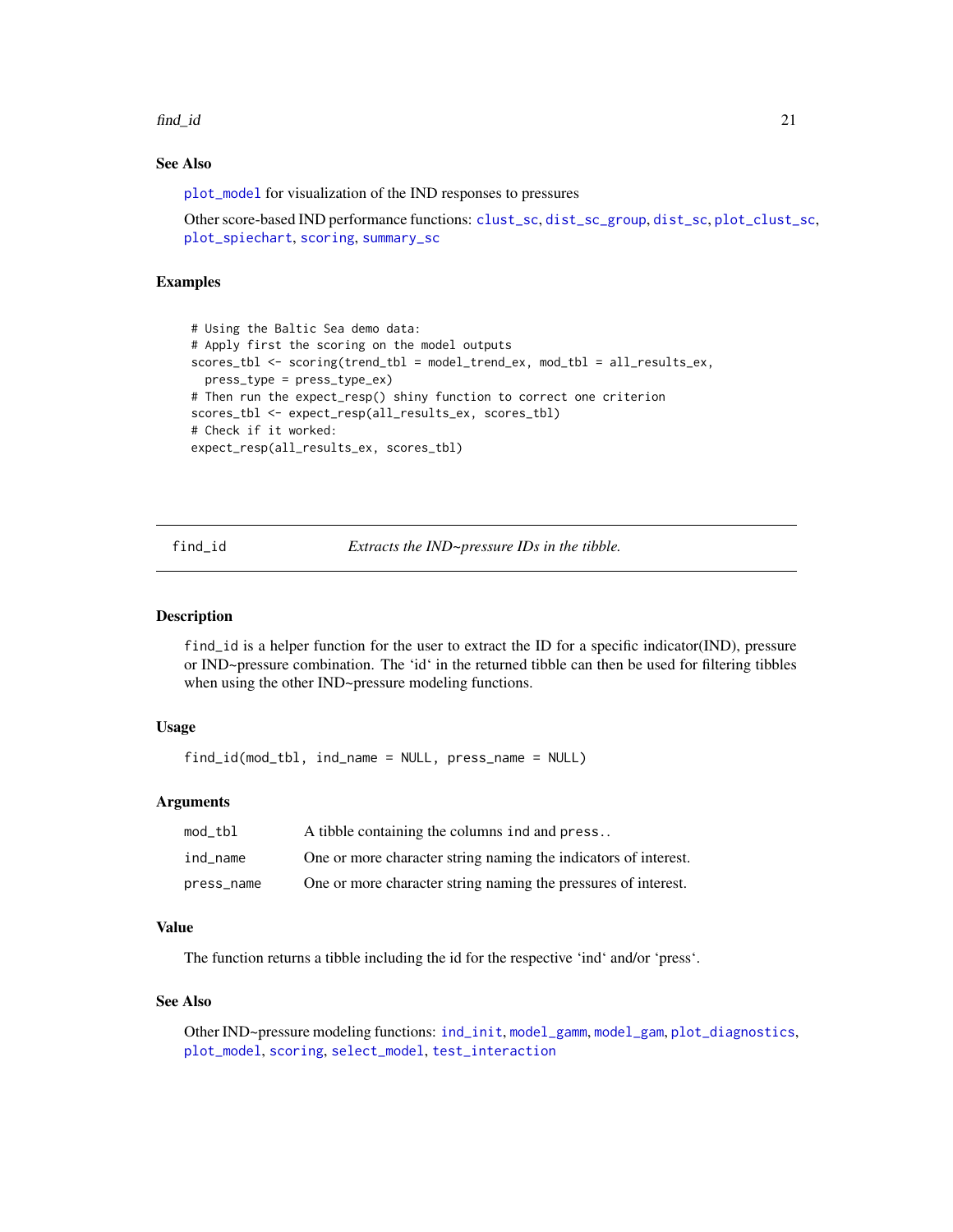### See Also

plot_model for visualization of the IND responses to pressures

Other score-based IND performance functions: clust_sc, dist_sc_group, dist_sc, plot_clust_sc, plot_spiechart, scoring, summary_sc

### Examples

```
# Using the Baltic Sea demo data:
# Apply first the scoring on the model outputs
scores_tbl <- scoring(trend_tbl = model_trend_ex, mod_tbl = all_results_ex,
  press_type = press_type_ex)
# Then run the expect_resp() shiny function to correct one criterion
scores_tbl <- expect_resp(all_results_ex, scores_tbl)
# Check if it worked:
expect_resp(all_results_ex, scores_tbl)
```

---

## find_id — *Extracts the IND~pressure IDs in the tibble.*

### Description

find_id is a helper function for the user to extract the ID for a specific indicator(IND), pressure or IND~pressure combination. The 'id' in the returned tibble can then be used for filtering tibbles when using the other IND~pressure modeling functions.

### Usage

```
find_id(mod_tbl, ind_name = NULL, press_name = NULL)
```

### Arguments

| | |
|---|---|
| mod_tbl | A tibble containing the columns ind and press.. |
| ind_name | One or more character string naming the indicators of interest. |
| press_name | One or more character string naming the pressures of interest. |

### Value

The function returns a tibble including the id for the respective 'ind' and/or 'press'.

### See Also

Other IND~pressure modeling functions: ind_init, model_gamm, model_gam, plot_diagnostics, plot_model, scoring, select_model, test_interaction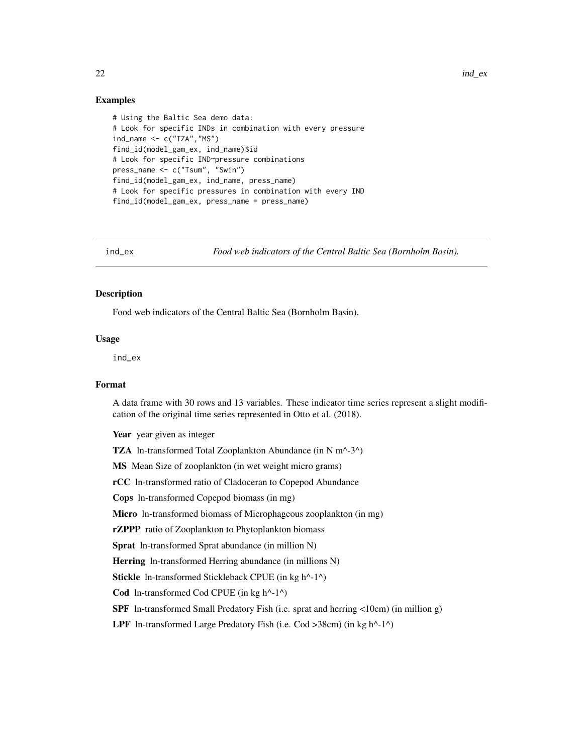## Examples

```
# Using the Baltic Sea demo data:
# Look for specific INDs in combination with every pressure
ind_name <- c("TZA","MS")
find_id(model_gam_ex, ind_name)$id
# Look for specific IND~pressure combinations
press_name <- c("Tsum", "Swin")
find_id(model_gam_ex, ind_name, press_name)
# Look for specific pressures in combination with every IND
find_id(model_gam_ex, press_name = press_name)
```

---

# ind_ex *Food web indicators of the Central Baltic Sea (Bornholm Basin).*

## Description

Food web indicators of the Central Baltic Sea (Bornholm Basin).

## Usage

```
ind_ex
```

## Format

A data frame with 30 rows and 13 variables. These indicator time series represent a slight modification of the original time series represented in Otto et al. (2018).

**Year** year given as integer

**TZA** ln-transformed Total Zooplankton Abundance (in N m^-3^)

**MS** Mean Size of zooplankton (in wet weight micro grams)

**rCC** ln-transformed ratio of Cladoceran to Copepod Abundance

**Cops** ln-transformed Copepod biomass (in mg)

**Micro** ln-transformed biomass of Microphageous zooplankton (in mg)

**rZPPP** ratio of Zooplankton to Phytoplankton biomass

**Sprat** ln-transformed Sprat abundance (in million N)

**Herring** ln-transformed Herring abundance (in millions N)

**Stickle** ln-transformed Stickleback CPUE (in kg h^-1^)

**Cod** ln-transformed Cod CPUE (in kg h^-1^)

**SPF** ln-transformed Small Predatory Fish (i.e. sprat and herring <10cm) (in million g)

**LPF** ln-transformed Large Predatory Fish (i.e. Cod >38cm) (in kg h^-1^)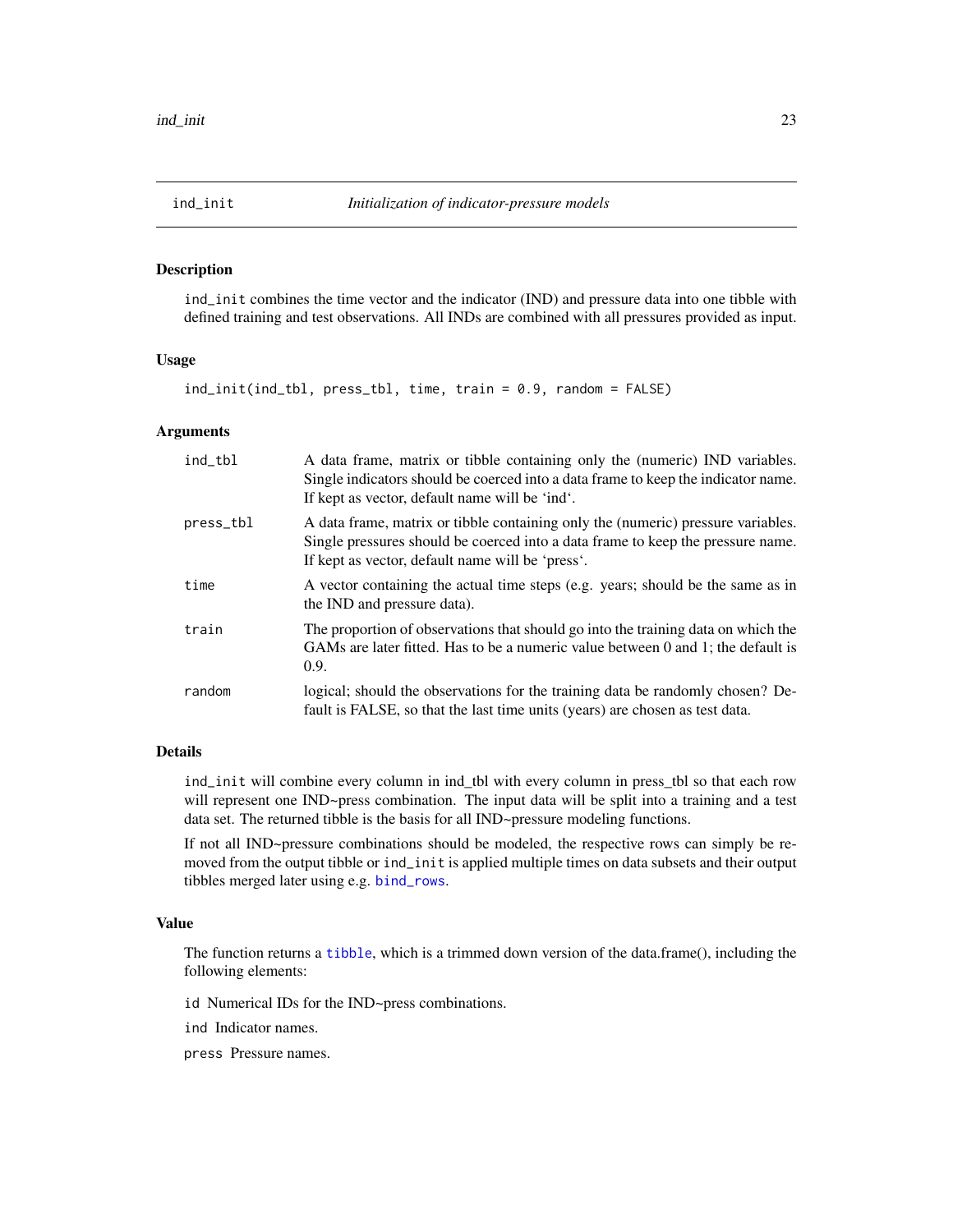## ind_init *Initialization of indicator-pressure models*

### Description

ind_init combines the time vector and the indicator (IND) and pressure data into one tibble with defined training and test observations. All INDs are combined with all pressures provided as input.

### Usage

```
ind_init(ind_tbl, press_tbl, time, train = 0.9, random = FALSE)
```

### Arguments

| | |
|---|---|
| ind_tbl | A data frame, matrix or tibble containing only the (numeric) IND variables. Single indicators should be coerced into a data frame to keep the indicator name. If kept as vector, default name will be 'ind'. |
| press_tbl | A data frame, matrix or tibble containing only the (numeric) pressure variables. Single pressures should be coerced into a data frame to keep the pressure name. If kept as vector, default name will be 'press'. |
| time | A vector containing the actual time steps (e.g. years; should be the same as in the IND and pressure data). |
| train | The proportion of observations that should go into the training data on which the GAMs are later fitted. Has to be a numeric value between 0 and 1; the default is 0.9. |
| random | logical; should the observations for the training data be randomly chosen? Default is FALSE, so that the last time units (years) are chosen as test data. |

### Details

ind_init will combine every column in ind_tbl with every column in press_tbl so that each row will represent one IND~press combination. The input data will be split into a training and a test data set. The returned tibble is the basis for all IND~pressure modeling functions.

If not all IND~pressure combinations should be modeled, the respective rows can simply be removed from the output tibble or ind_init is applied multiple times on data subsets and their output tibbles merged later using e.g. bind_rows.

### Value

The function returns a tibble, which is a trimmed down version of the data.frame(), including the following elements:

id Numerical IDs for the IND~press combinations.

ind Indicator names.

press Pressure names.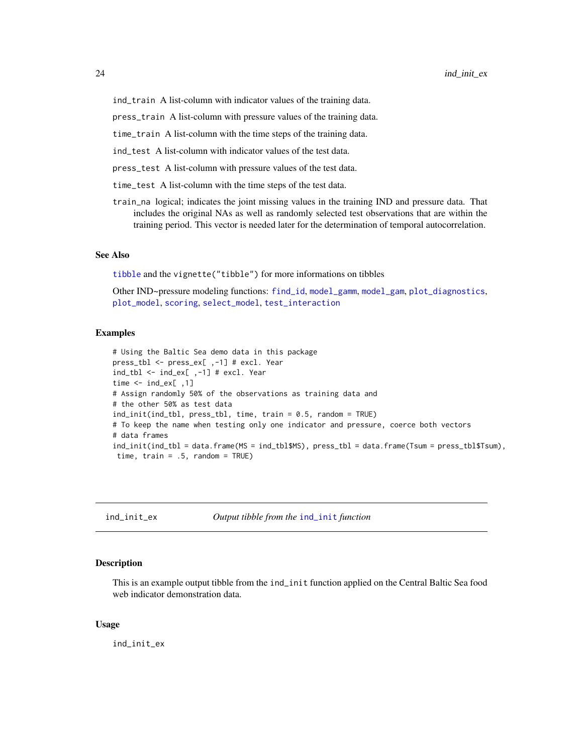- `ind_train` A list-column with indicator values of the training data.
- `press_train` A list-column with pressure values of the training data.
- `time_train` A list-column with the time steps of the training data.
- `ind_test` A list-column with indicator values of the test data.
- `press_test` A list-column with pressure values of the test data.
- `time_test` A list-column with the time steps of the test data.
- `train_na` logical; indicates the joint missing values in the training IND and pressure data. That includes the original NAs as well as randomly selected test observations that are within the training period. This vector is needed later for the determination of temporal autocorrelation.

### See Also

`tibble` and the `vignette("tibble")` for more informations on tibbles

Other IND~pressure modeling functions: `find_id`, `model_gamm`, `model_gam`, `plot_diagnostics`, `plot_model`, `scoring`, `select_model`, `test_interaction`

### Examples

```
# Using the Baltic Sea demo data in this package
press_tbl <- press_ex[ ,-1] # excl. Year
ind_tbl <- ind_ex[ ,-1] # excl. Year
time <- ind_ex[ ,1]
# Assign randomly 50% of the observations as training data and
# the other 50% as test data
ind_init(ind_tbl, press_tbl, time, train = 0.5, random = TRUE)
# To keep the name when testing only one indicator and pressure, coerce both vectors
# data frames
ind_init(ind_tbl = data.frame(MS = ind_tbl$MS), press_tbl = data.frame(Tsum = press_tbl$Tsum),
 time, train = .5, random = TRUE)
```

---

## ind_init_ex — *Output tibble from the `ind_init` function*

### Description

This is an example output tibble from the `ind_init` function applied on the Central Baltic Sea food web indicator demonstration data.

### Usage

```
ind_init_ex
```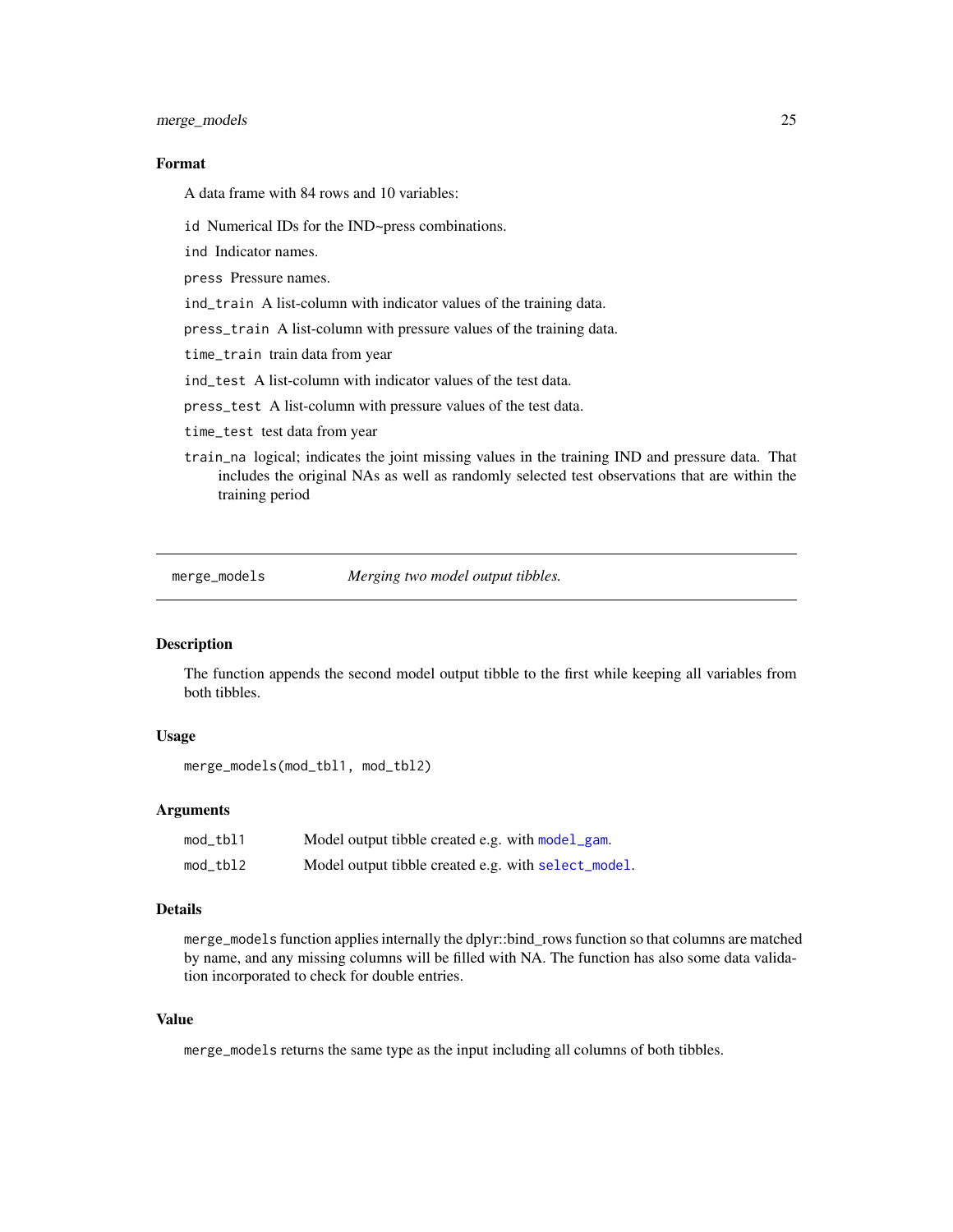#### Format

A data frame with 84 rows and 10 variables:

`id` Numerical IDs for the IND~press combinations.

`ind` Indicator names.

`press` Pressure names.

`ind_train` A list-column with indicator values of the training data.

`press_train` A list-column with pressure values of the training data.

`time_train` train data from year

`ind_test` A list-column with indicator values of the test data.

`press_test` A list-column with pressure values of the test data.

`time_test` test data from year

`train_na` logical; indicates the joint missing values in the training IND and pressure data. That includes the original NAs as well as randomly selected test observations that are within the training period

---

## merge_models — *Merging two model output tibbles.*

### Description

The function appends the second model output tibble to the first while keeping all variables from both tibbles.

### Usage

```
merge_models(mod_tbl1, mod_tbl2)
```

### Arguments

| | |
|---|---|
| `mod_tbl1` | Model output tibble created e.g. with `model_gam`. |
| `mod_tbl2` | Model output tibble created e.g. with `select_model`. |

### Details

`merge_models` function applies internally the dplyr::bind_rows function so that columns are matched by name, and any missing columns will be filled with NA. The function has also some data validation incorporated to check for double entries.

### Value

`merge_models` returns the same type as the input including all columns of both tibbles.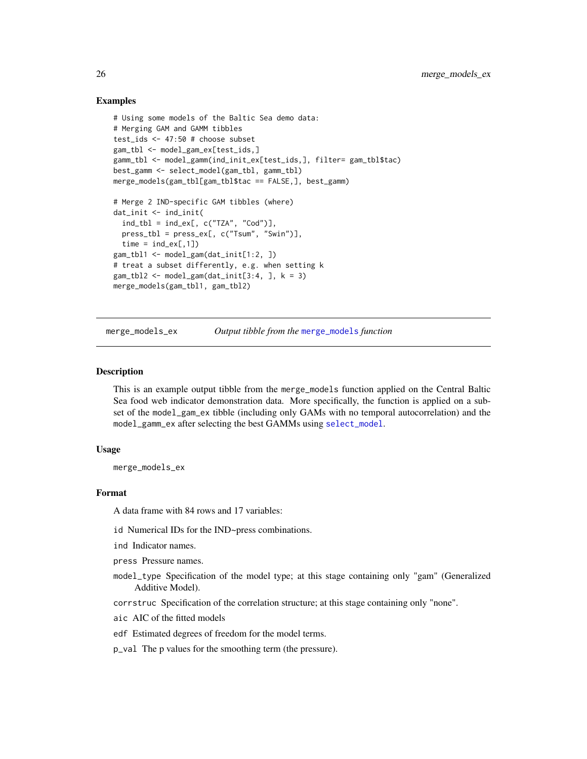### Examples

```
# Using some models of the Baltic Sea demo data:
# Merging GAM and GAMM tibbles
test_ids <- 47:50 # choose subset
gam_tbl <- model_gam_ex[test_ids,]
gamm_tbl <- model_gamm(ind_init_ex[test_ids,], filter= gam_tbl$tac)
best_gamm <- select_model(gam_tbl, gamm_tbl)
merge_models(gam_tbl[gam_tbl$tac == FALSE,], best_gamm)

# Merge 2 IND-specific GAM tibbles (where)
dat_init <- ind_init(
  ind_tbl = ind_ex[, c("TZA", "Cod")],
  press_tbl = press_ex[, c("Tsum", "Swin")],
  time = ind_ex[,1])
gam_tbl1 <- model_gam(dat_init[1:2, ])
# treat a subset differently, e.g. when setting k
gam_tbl2 <- model_gam(dat_init[3:4, ], k = 3)
merge_models(gam_tbl1, gam_tbl2)
```

---

## merge_models_ex    *Output tibble from the* merge_models *function*

---

### Description

This is an example output tibble from the merge_models function applied on the Central Baltic Sea food web indicator demonstration data. More specifically, the function is applied on a subset of the model_gam_ex tibble (including only GAMs with no temporal autocorrelation) and the model_gamm_ex after selecting the best GAMMs using select_model.

### Usage

```
merge_models_ex
```

### Format

A data frame with 84 rows and 17 variables:

- id Numerical IDs for the IND~press combinations.
- ind Indicator names.
- press Pressure names.
- model_type Specification of the model type; at this stage containing only "gam" (Generalized Additive Model).
- corrstruc Specification of the correlation structure; at this stage containing only "none".
- aic AIC of the fitted models
- edf Estimated degrees of freedom for the model terms.
- p_val The p values for the smoothing term (the pressure).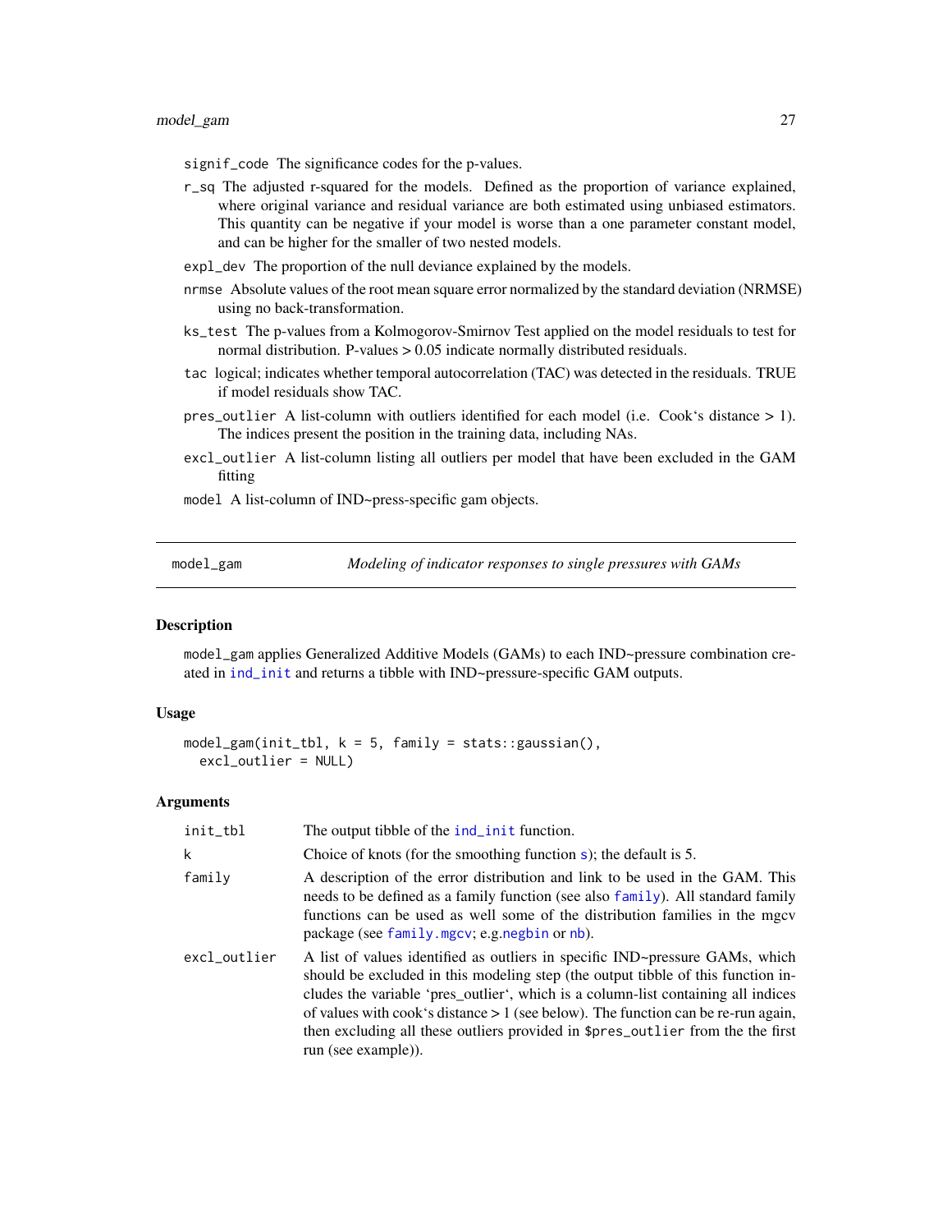signif_code The significance codes for the p-values.

r_sq The adjusted r-squared for the models. Defined as the proportion of variance explained, where original variance and residual variance are both estimated using unbiased estimators. This quantity can be negative if your model is worse than a one parameter constant model, and can be higher for the smaller of two nested models.

expl_dev The proportion of the null deviance explained by the models.

nrmse Absolute values of the root mean square error normalized by the standard deviation (NRMSE) using no back-transformation.

ks_test The p-values from a Kolmogorov-Smirnov Test applied on the model residuals to test for normal distribution. P-values > 0.05 indicate normally distributed residuals.

tac logical; indicates whether temporal autocorrelation (TAC) was detected in the residuals. TRUE if model residuals show TAC.

pres_outlier A list-column with outliers identified for each model (i.e. Cook's distance > 1). The indices present the position in the training data, including NAs.

excl_outlier A list-column listing all outliers per model that have been excluded in the GAM fitting

model A list-column of IND~press-specific gam objects.

---

## model_gam — *Modeling of indicator responses to single pressures with GAMs*

### Description

model_gam applies Generalized Additive Models (GAMs) to each IND~pressure combination created in ind_init and returns a tibble with IND~pressure-specific GAM outputs.

### Usage

```
model_gam(init_tbl, k = 5, family = stats::gaussian(),
  excl_outlier = NULL)
```

### Arguments

| | |
|---|---|
| init_tbl | The output tibble of the ind_init function. |
| k | Choice of knots (for the smoothing function s); the default is 5. |
| family | A description of the error distribution and link to be used in the GAM. This needs to be defined as a family function (see also family). All standard family functions can be used as well some of the distribution families in the mgcv package (see family.mgcv; e.g.negbin or nb). |
| excl_outlier | A list of values identified as outliers in specific IND~pressure GAMs, which should be excluded in this modeling step (the output tibble of this function includes the variable 'pres_outlier', which is a column-list containing all indices of values with cook's distance > 1 (see below). The function can be re-run again, then excluding all these outliers provided in $pres_outlier from the the first run (see example)). |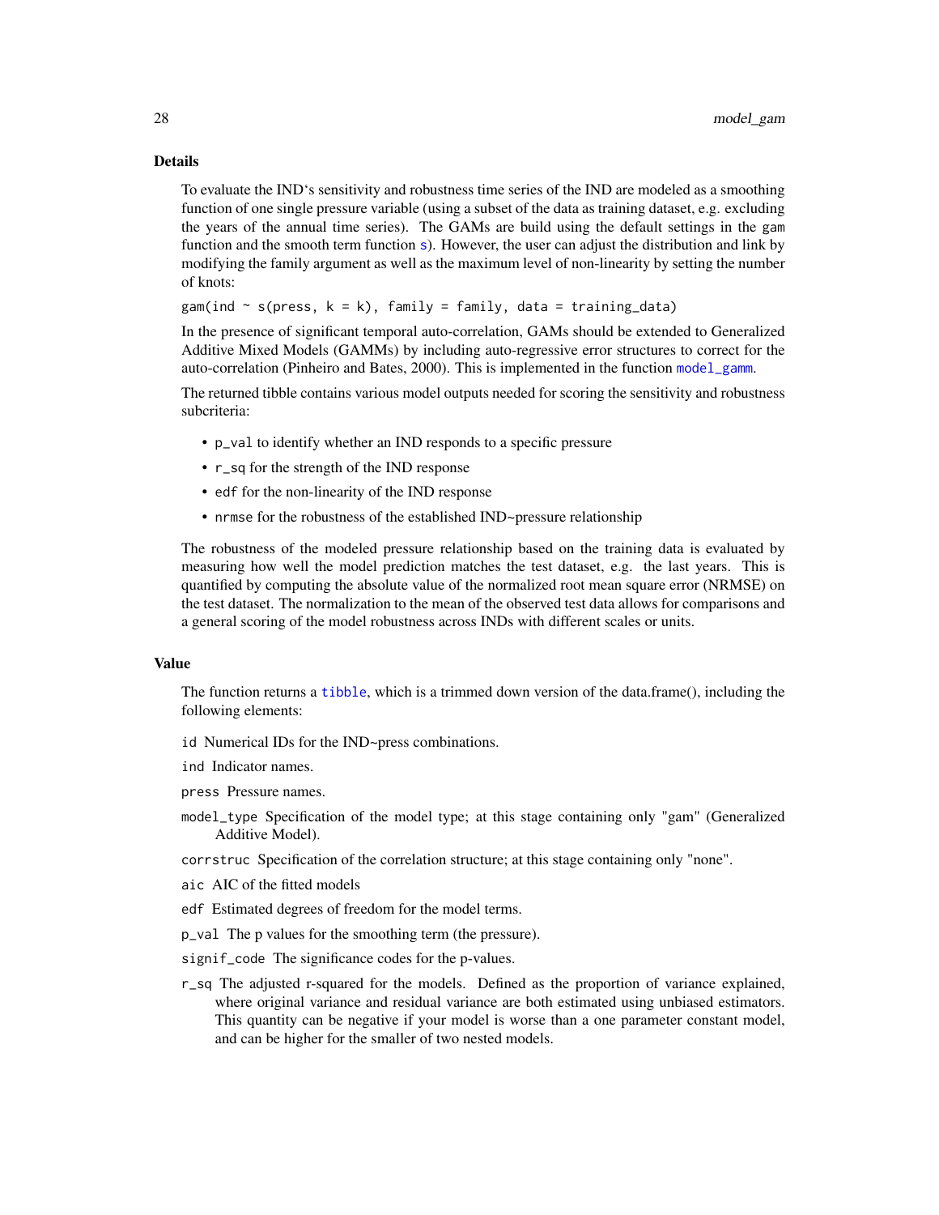### Details

To evaluate the IND's sensitivity and robustness time series of the IND are modeled as a smoothing function of one single pressure variable (using a subset of the data as training dataset, e.g. excluding the years of the annual time series). The GAMs are build using the default settings in the gam function and the smooth term function s). However, the user can adjust the distribution and link by modifying the family argument as well as the maximum level of non-linearity by setting the number of knots:

```
gam(ind ~ s(press, k = k), family = family, data = training_data)
```

In the presence of significant temporal auto-correlation, GAMs should be extended to Generalized Additive Mixed Models (GAMMs) by including auto-regressive error structures to correct for the auto-correlation (Pinheiro and Bates, 2000). This is implemented in the function model_gamm.

The returned tibble contains various model outputs needed for scoring the sensitivity and robustness subcriteria:

- p_val to identify whether an IND responds to a specific pressure
- r_sq for the strength of the IND response
- edf for the non-linearity of the IND response
- nrmse for the robustness of the established IND~pressure relationship

The robustness of the modeled pressure relationship based on the training data is evaluated by measuring how well the model prediction matches the test dataset, e.g. the last years. This is quantified by computing the absolute value of the normalized root mean square error (NRMSE) on the test dataset. The normalization to the mean of the observed test data allows for comparisons and a general scoring of the model robustness across INDs with different scales or units.

### Value

The function returns a tibble, which is a trimmed down version of the data.frame(), including the following elements:

- `id` Numerical IDs for the IND~press combinations.
- `ind` Indicator names.
- `press` Pressure names.
- `model_type` Specification of the model type; at this stage containing only "gam" (Generalized Additive Model).
- `corrstruc` Specification of the correlation structure; at this stage containing only "none".
- `aic` AIC of the fitted models
- `edf` Estimated degrees of freedom for the model terms.
- `p_val` The p values for the smoothing term (the pressure).
- `signif_code` The significance codes for the p-values.
- `r_sq` The adjusted r-squared for the models. Defined as the proportion of variance explained, where original variance and residual variance are both estimated using unbiased estimators. This quantity can be negative if your model is worse than a one parameter constant model, and can be higher for the smaller of two nested models.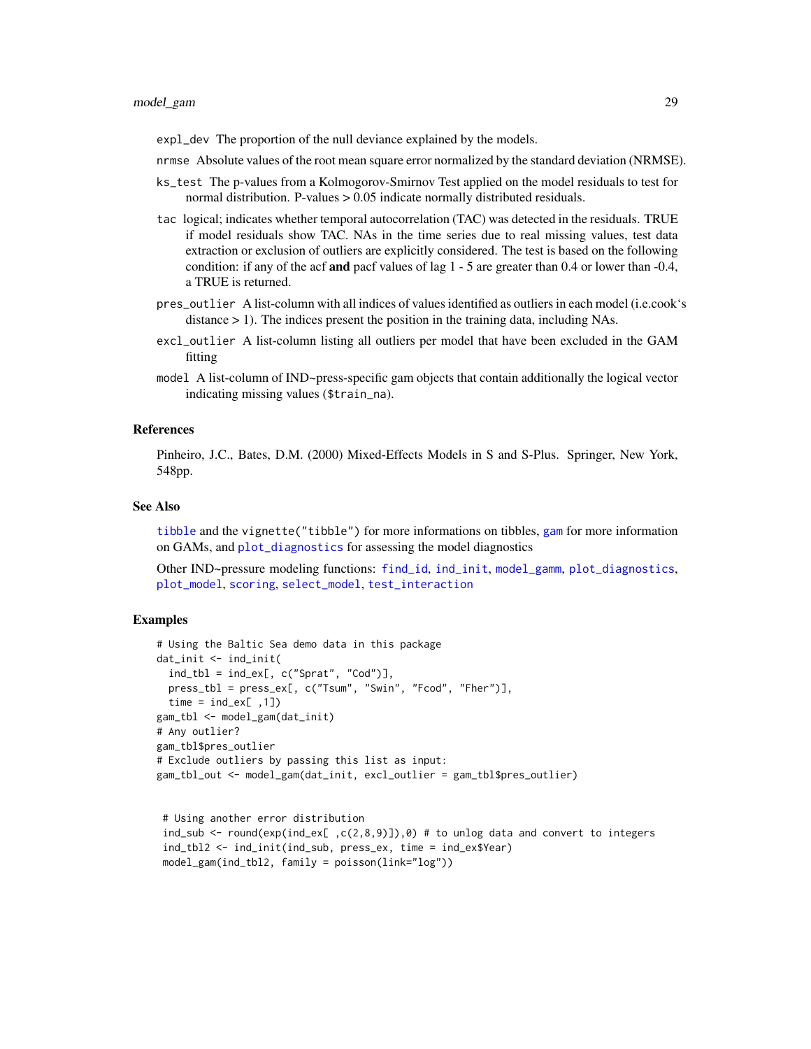`expl_dev` The proportion of the null deviance explained by the models.

`nrmse` Absolute values of the root mean square error normalized by the standard deviation (NRMSE).

`ks_test` The p-values from a Kolmogorov-Smirnov Test applied on the model residuals to test for normal distribution. P-values > 0.05 indicate normally distributed residuals.

`tac` logical; indicates whether temporal autocorrelation (TAC) was detected in the residuals. TRUE if model residuals show TAC. NAs in the time series due to real missing values, test data extraction or exclusion of outliers are explicitly considered. The test is based on the following condition: if any of the acf **and** pacf values of lag 1 - 5 are greater than 0.4 or lower than -0.4, a TRUE is returned.

`pres_outlier` A list-column with all indices of values identified as outliers in each model (i.e.cook's distance > 1). The indices present the position in the training data, including NAs.

`excl_outlier` A list-column listing all outliers per model that have been excluded in the GAM fitting

`model` A list-column of IND~press-specific gam objects that contain additionally the logical vector indicating missing values (`$train_na`).

### References

Pinheiro, J.C., Bates, D.M. (2000) Mixed-Effects Models in S and S-Plus. Springer, New York, 548pp.

### See Also

`tibble` and the `vignette("tibble")` for more informations on tibbles, `gam` for more information on GAMs, and `plot_diagnostics` for assessing the model diagnostics

Other IND~pressure modeling functions: `find_id`, `ind_init`, `model_gamm`, `plot_diagnostics`, `plot_model`, `scoring`, `select_model`, `test_interaction`

### Examples

```
# Using the Baltic Sea demo data in this package
dat_init <- ind_init(
  ind_tbl = ind_ex[, c("Sprat", "Cod")],
  press_tbl = press_ex[, c("Tsum", "Swin", "Fcod", "Fher")],
  time = ind_ex[ ,1])
gam_tbl <- model_gam(dat_init)
# Any outlier?
gam_tbl$pres_outlier
# Exclude outliers by passing this list as input:
gam_tbl_out <- model_gam(dat_init, excl_outlier = gam_tbl$pres_outlier)


 # Using another error distribution
 ind_sub <- round(exp(ind_ex[ ,c(2,8,9)]),0) # to unlog data and convert to integers
 ind_tbl2 <- ind_init(ind_sub, press_ex, time = ind_ex$Year)
 model_gam(ind_tbl2, family = poisson(link="log"))
```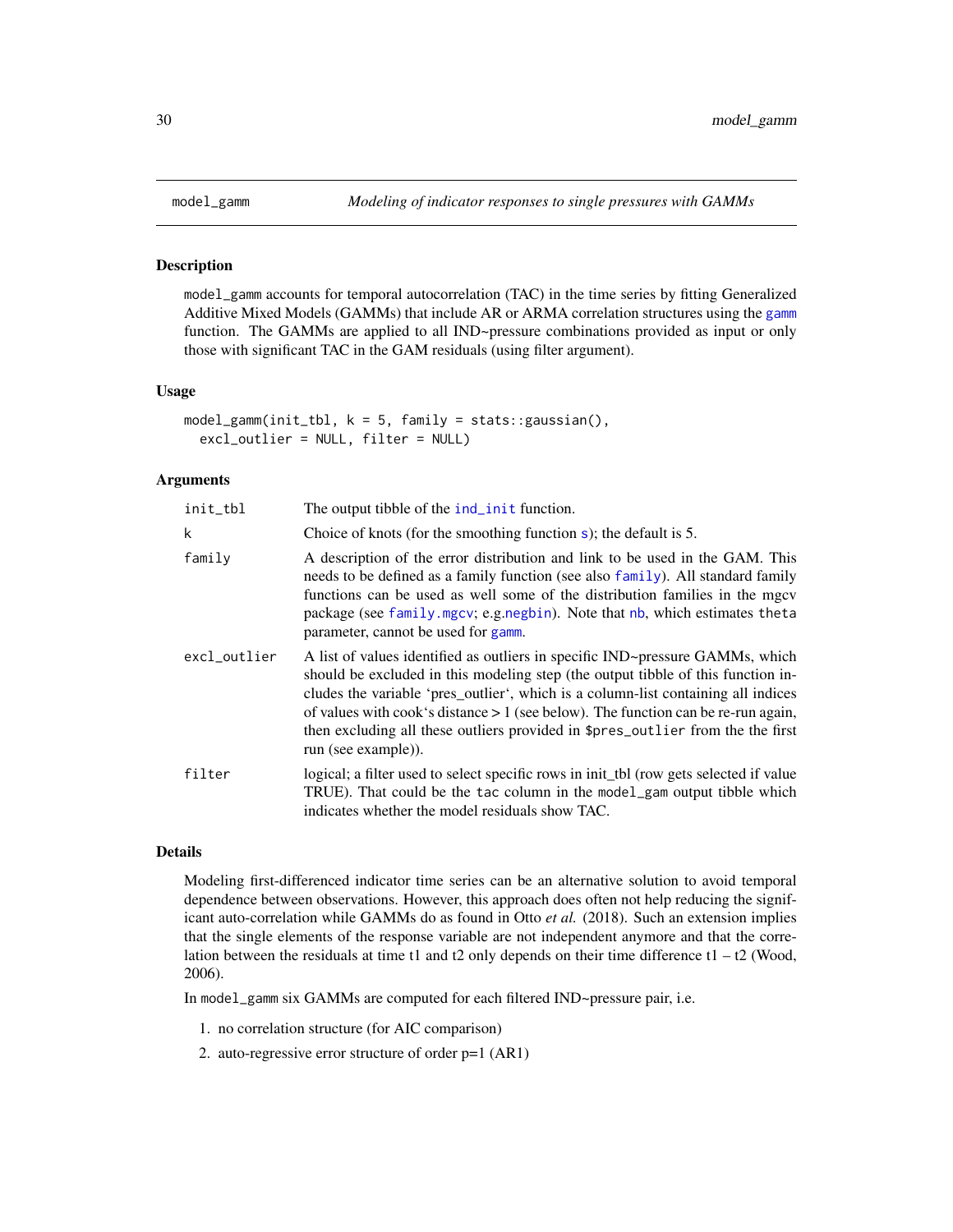# model_gamm — *Modeling of indicator responses to single pressures with GAMMs*

## Description

model_gamm accounts for temporal autocorrelation (TAC) in the time series by fitting Generalized Additive Mixed Models (GAMMs) that include AR or ARMA correlation structures using the gamm function. The GAMMs are applied to all IND~pressure combinations provided as input or only those with significant TAC in the GAM residuals (using filter argument).

## Usage

```
model_gamm(init_tbl, k = 5, family = stats::gaussian(),
  excl_outlier = NULL, filter = NULL)
```

## Arguments

| | |
|---|---|
| init_tbl | The output tibble of the ind_init function. |
| k | Choice of knots (for the smoothing function s); the default is 5. |
| family | A description of the error distribution and link to be used in the GAM. This needs to be defined as a family function (see also family). All standard family functions can be used as well some of the distribution families in the mgcv package (see family.mgcv; e.g.negbin). Note that nb, which estimates theta parameter, cannot be used for gamm. |
| excl_outlier | A list of values identified as outliers in specific IND~pressure GAMMs, which should be excluded in this modeling step (the output tibble of this function includes the variable 'pres_outlier', which is a column-list containing all indices of values with cook's distance > 1 (see below). The function can be re-run again, then excluding all these outliers provided in $pres_outlier from the the first run (see example)). |
| filter | logical; a filter used to select specific rows in init_tbl (row gets selected if value TRUE). That could be the tac column in the model_gam output tibble which indicates whether the model residuals show TAC. |

## Details

Modeling first-differenced indicator time series can be an alternative solution to avoid temporal dependence between observations. However, this approach does often not help reducing the significant auto-correlation while GAMMs do as found in Otto *et al.* (2018). Such an extension implies that the single elements of the response variable are not independent anymore and that the correlation between the residuals at time t1 and t2 only depends on their time difference t1 – t2 (Wood, 2006).

In model_gamm six GAMMs are computed for each filtered IND~pressure pair, i.e.

1. no correlation structure (for AIC comparison)
2. auto-regressive error structure of order p=1 (AR1)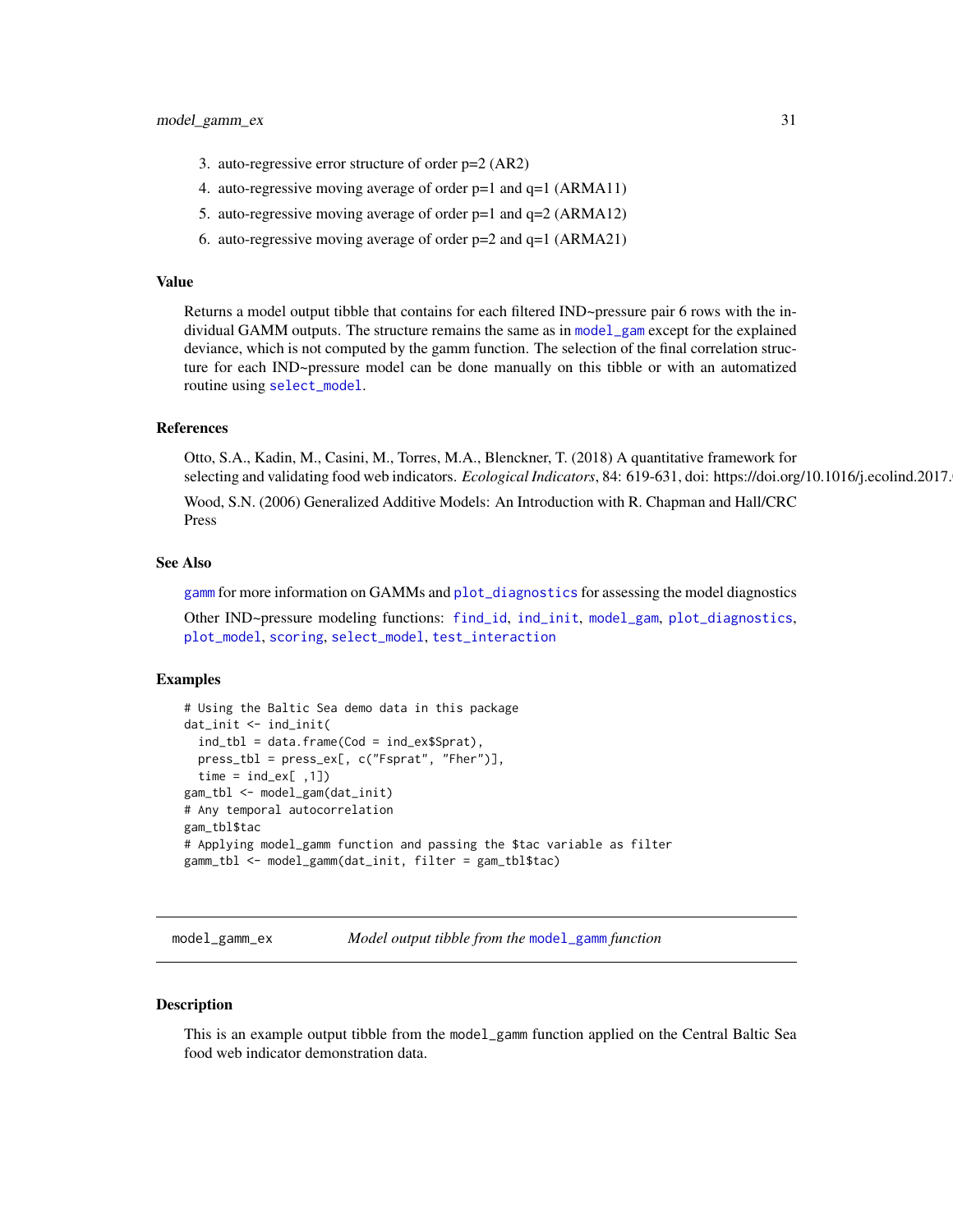3. auto-regressive error structure of order p=2 (AR2)
4. auto-regressive moving average of order p=1 and q=1 (ARMA11)
5. auto-regressive moving average of order p=1 and q=2 (ARMA12)
6. auto-regressive moving average of order p=2 and q=1 (ARMA21)

### Value

Returns a model output tibble that contains for each filtered IND~pressure pair 6 rows with the individual GAMM outputs. The structure remains the same as in `model_gam` except for the explained deviance, which is not computed by the gamm function. The selection of the final correlation structure for each IND~pressure model can be done manually on this tibble or with an automatized routine using `select_model`.

### References

Otto, S.A., Kadin, M., Casini, M., Torres, M.A., Blenckner, T. (2018) A quantitative framework for selecting and validating food web indicators. *Ecological Indicators*, 84: 619-631, doi: https://doi.org/10.1016/j.ecolind.2017.

Wood, S.N. (2006) Generalized Additive Models: An Introduction with R. Chapman and Hall/CRC Press

### See Also

`gamm` for more information on GAMMs and `plot_diagnostics` for assessing the model diagnostics

Other IND~pressure modeling functions: `find_id`, `ind_init`, `model_gam`, `plot_diagnostics`, `plot_model`, `scoring`, `select_model`, `test_interaction`

### Examples

```
# Using the Baltic Sea demo data in this package
dat_init <- ind_init(
  ind_tbl = data.frame(Cod = ind_ex$Sprat),
  press_tbl = press_ex[, c("Fsprat", "Fher")],
  time = ind_ex[ ,1])
gam_tbl <- model_gam(dat_init)
# Any temporal autocorrelation
gam_tbl$tac
# Applying model_gamm function and passing the $tac variable as filter
gamm_tbl <- model_gamm(dat_init, filter = gam_tbl$tac)
```

---

## model_gamm_ex — *Model output tibble from the* `model_gamm` *function*

### Description

This is an example output tibble from the `model_gamm` function applied on the Central Baltic Sea food web indicator demonstration data.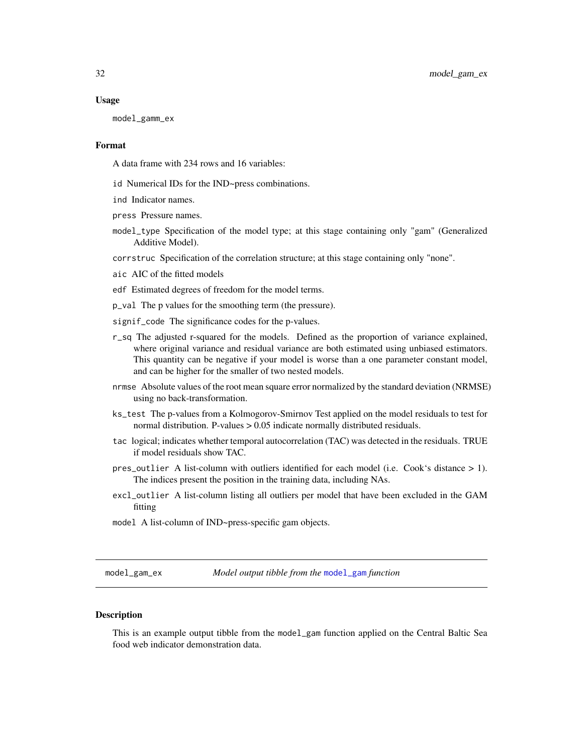### Usage

```
model_gamm_ex
```

### Format

A data frame with 234 rows and 16 variables:

- `id` Numerical IDs for the IND~press combinations.
- `ind` Indicator names.
- `press` Pressure names.
- `model_type` Specification of the model type; at this stage containing only "gam" (Generalized Additive Model).
- `corrstruc` Specification of the correlation structure; at this stage containing only "none".
- `aic` AIC of the fitted models
- `edf` Estimated degrees of freedom for the model terms.
- `p_val` The p values for the smoothing term (the pressure).
- `signif_code` The significance codes for the p-values.
- `r_sq` The adjusted r-squared for the models. Defined as the proportion of variance explained, where original variance and residual variance are both estimated using unbiased estimators. This quantity can be negative if your model is worse than a one parameter constant model, and can be higher for the smaller of two nested models.
- `nrmse` Absolute values of the root mean square error normalized by the standard deviation (NRMSE) using no back-transformation.
- `ks_test` The p-values from a Kolmogorov-Smirnov Test applied on the model residuals to test for normal distribution. P-values > 0.05 indicate normally distributed residuals.
- `tac` logical; indicates whether temporal autocorrelation (TAC) was detected in the residuals. TRUE if model residuals show TAC.
- `pres_outlier` A list-column with outliers identified for each model (i.e. Cook's distance > 1). The indices present the position in the training data, including NAs.
- `excl_outlier` A list-column listing all outliers per model that have been excluded in the GAM fitting
- `model` A list-column of IND~press-specific gam objects.

---

## model_gam_ex — *Model output tibble from the* `model_gam` *function*

### Description

This is an example output tibble from the `model_gam` function applied on the Central Baltic Sea food web indicator demonstration data.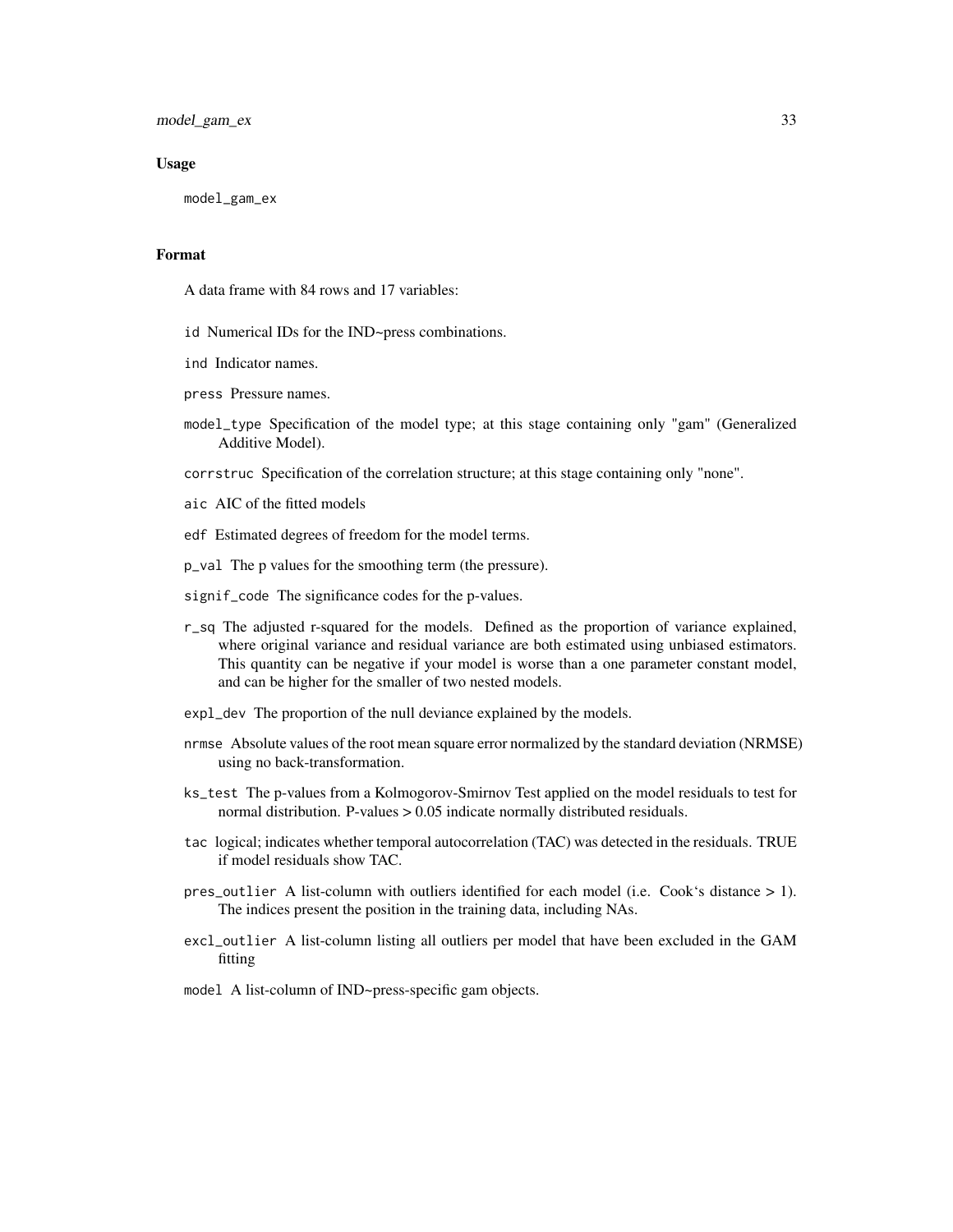## Usage

```
model_gam_ex
```

## Format

A data frame with 84 rows and 17 variables:

- `id` Numerical IDs for the IND~press combinations.
- `ind` Indicator names.
- `press` Pressure names.
- `model_type` Specification of the model type; at this stage containing only "gam" (Generalized Additive Model).
- `corrstruc` Specification of the correlation structure; at this stage containing only "none".
- `aic` AIC of the fitted models
- `edf` Estimated degrees of freedom for the model terms.
- `p_val` The p values for the smoothing term (the pressure).
- `signif_code` The significance codes for the p-values.
- `r_sq` The adjusted r-squared for the models. Defined as the proportion of variance explained, where original variance and residual variance are both estimated using unbiased estimators. This quantity can be negative if your model is worse than a one parameter constant model, and can be higher for the smaller of two nested models.
- `expl_dev` The proportion of the null deviance explained by the models.
- `nrmse` Absolute values of the root mean square error normalized by the standard deviation (NRMSE) using no back-transformation.
- `ks_test` The p-values from a Kolmogorov-Smirnov Test applied on the model residuals to test for normal distribution. P-values > 0.05 indicate normally distributed residuals.
- `tac` logical; indicates whether temporal autocorrelation (TAC) was detected in the residuals. TRUE if model residuals show TAC.
- `pres_outlier` A list-column with outliers identified for each model (i.e. Cook's distance > 1). The indices present the position in the training data, including NAs.
- `excl_outlier` A list-column listing all outliers per model that have been excluded in the GAM fitting
- `model` A list-column of IND~press-specific gam objects.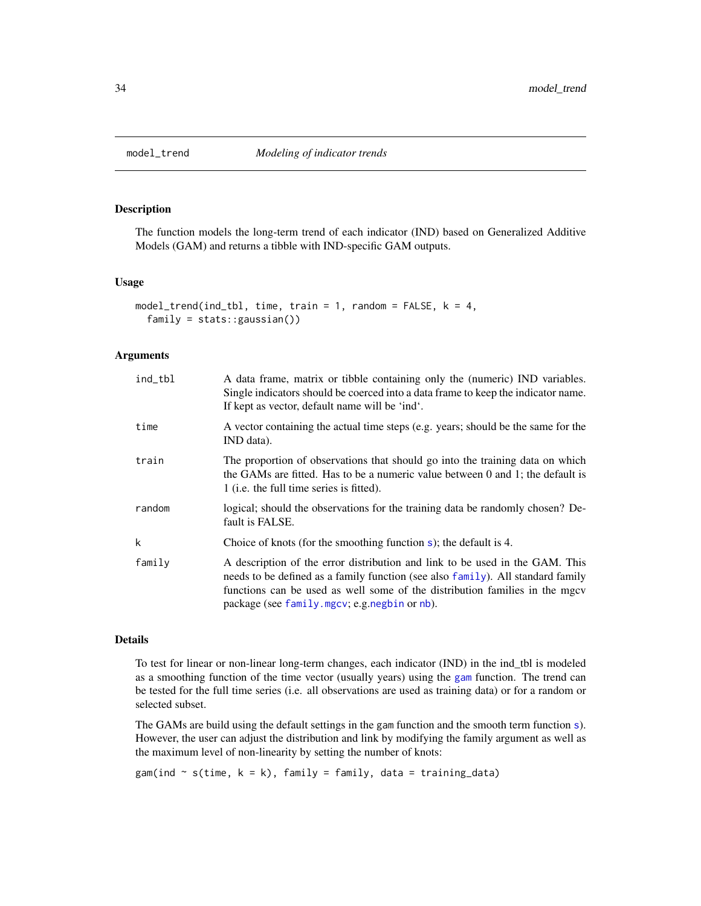## model_trend *Modeling of indicator trends*

### Description

The function models the long-term trend of each indicator (IND) based on Generalized Additive Models (GAM) and returns a tibble with IND-specific GAM outputs.

### Usage

```
model_trend(ind_tbl, time, train = 1, random = FALSE, k = 4,
  family = stats::gaussian())
```

### Arguments

| Argument | Description |
|---|---|
| ind_tbl | A data frame, matrix or tibble containing only the (numeric) IND variables. Single indicators should be coerced into a data frame to keep the indicator name. If kept as vector, default name will be 'ind'. |
| time | A vector containing the actual time steps (e.g. years; should be the same for the IND data). |
| train | The proportion of observations that should go into the training data on which the GAMs are fitted. Has to be a numeric value between 0 and 1; the default is 1 (i.e. the full time series is fitted). |
| random | logical; should the observations for the training data be randomly chosen? Default is FALSE. |
| k | Choice of knots (for the smoothing function `s`); the default is 4. |
| family | A description of the error distribution and link to be used in the GAM. This needs to be defined as a family function (see also `family`). All standard family functions can be used as well some of the distribution families in the mgcv package (see `family.mgcv`; e.g.`negbin` or `nb`). |

### Details

To test for linear or non-linear long-term changes, each indicator (IND) in the ind_tbl is modeled as a smoothing function of the time vector (usually years) using the `gam` function. The trend can be tested for the full time series (i.e. all observations are used as training data) or for a random or selected subset.

The GAMs are build using the default settings in the gam function and the smooth term function `s`). However, the user can adjust the distribution and link by modifying the family argument as well as the maximum level of non-linearity by setting the number of knots:

```
gam(ind ~ s(time, k = k), family = family, data = training_data)
```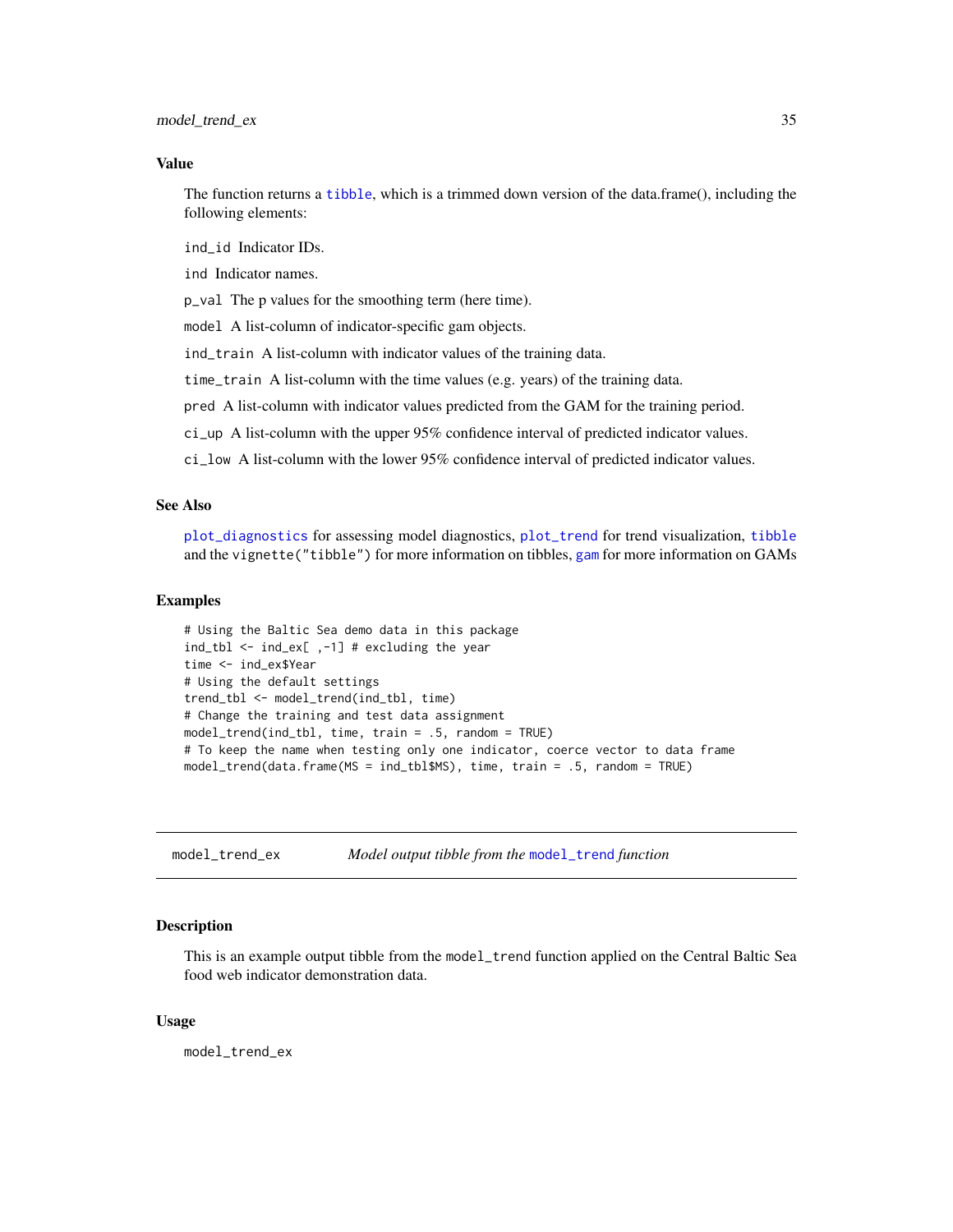### Value

The function returns a tibble, which is a trimmed down version of the data.frame(), including the following elements:

- `ind_id` Indicator IDs.
- `ind` Indicator names.
- `p_val` The p values for the smoothing term (here time).
- `model` A list-column of indicator-specific gam objects.
- `ind_train` A list-column with indicator values of the training data.
- `time_train` A list-column with the time values (e.g. years) of the training data.
- `pred` A list-column with indicator values predicted from the GAM for the training period.
- `ci_up` A list-column with the upper 95% confidence interval of predicted indicator values.
- `ci_low` A list-column with the lower 95% confidence interval of predicted indicator values.

### See Also

`plot_diagnostics` for assessing model diagnostics, `plot_trend` for trend visualization, `tibble` and the `vignette("tibble")` for more information on tibbles, `gam` for more information on GAMs

### Examples

```
# Using the Baltic Sea demo data in this package
ind_tbl <- ind_ex[ ,-1] # excluding the year
time <- ind_ex$Year
# Using the default settings
trend_tbl <- model_trend(ind_tbl, time)
# Change the training and test data assignment
model_trend(ind_tbl, time, train = .5, random = TRUE)
# To keep the name when testing only one indicator, coerce vector to data frame
model_trend(data.frame(MS = ind_tbl$MS), time, train = .5, random = TRUE)
```

---

## model_trend_ex — *Model output tibble from the `model_trend` function*

### Description

This is an example output tibble from the `model_trend` function applied on the Central Baltic Sea food web indicator demonstration data.

### Usage

```
model_trend_ex
```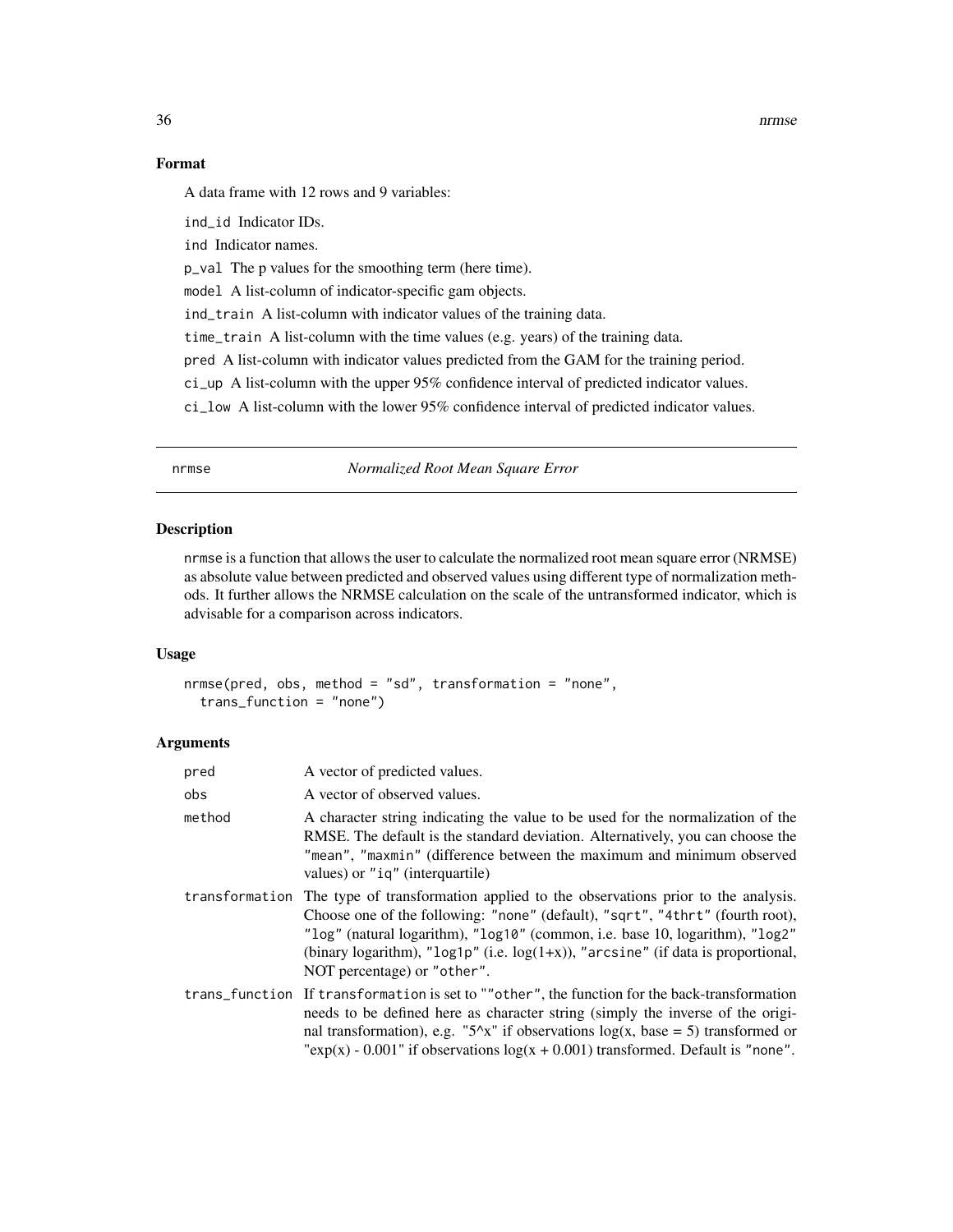### Format

A data frame with 12 rows and 9 variables:

- `ind_id` Indicator IDs.
- `ind` Indicator names.
- `p_val` The p values for the smoothing term (here time).
- `model` A list-column of indicator-specific gam objects.
- `ind_train` A list-column with indicator values of the training data.
- `time_train` A list-column with the time values (e.g. years) of the training data.
- `pred` A list-column with indicator values predicted from the GAM for the training period.
- `ci_up` A list-column with the upper 95% confidence interval of predicted indicator values.
- `ci_low` A list-column with the lower 95% confidence interval of predicted indicator values.

---

## nrmse — *Normalized Root Mean Square Error*

### Description

`nrmse` is a function that allows the user to calculate the normalized root mean square error (NRMSE) as absolute value between predicted and observed values using different type of normalization methods. It further allows the NRMSE calculation on the scale of the untransformed indicator, which is advisable for a comparison across indicators.

### Usage

```
nrmse(pred, obs, method = "sd", transformation = "none",
  trans_function = "none")
```

### Arguments

| Argument | Description |
|---|---|
| `pred` | A vector of predicted values. |
| `obs` | A vector of observed values. |
| `method` | A character string indicating the value to be used for the normalization of the RMSE. The default is the standard deviation. Alternatively, you can choose the `"mean"`, `"maxmin"` (difference between the maximum and minimum observed values) or `"iq"` (interquartile) |
| `transformation` | The type of transformation applied to the observations prior to the analysis. Choose one of the following: `"none"` (default), `"sqrt"`, `"4thrt"` (fourth root), `"log"` (natural logarithm), `"log10"` (common, i.e. base 10, logarithm), `"log2"` (binary logarithm), `"log1p"` (i.e. log(1+x)), `"arcsine"` (if data is proportional, NOT percentage) or `"other"`. |
| `trans_function` | If `transformation` is set to `""other"`, the function for the back-transformation needs to be defined here as character string (simply the inverse of the original transformation), e.g. "5^x" if observations log(x, base = 5) transformed or "exp(x) - 0.001" if observations log(x + 0.001) transformed. Default is `"none"`. |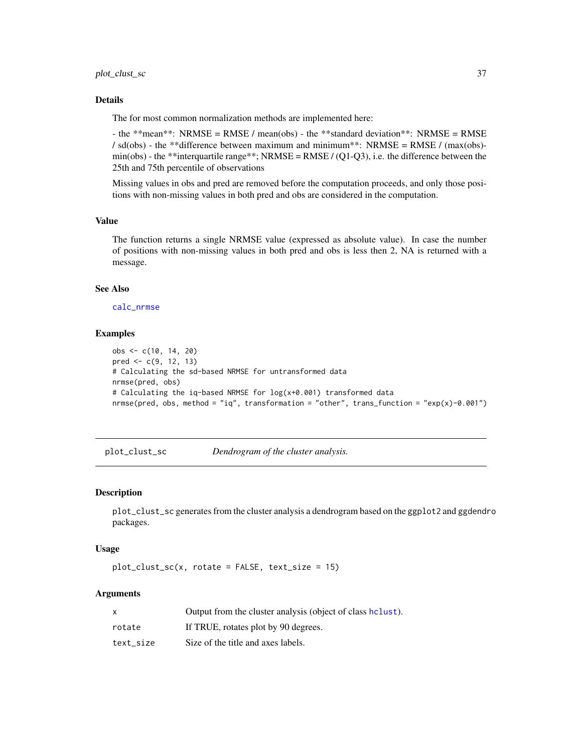### Details

The for most common normalization methods are implemented here:

- the **mean**: NRMSE = RMSE / mean(obs) - the **standard deviation**: NRMSE = RMSE / sd(obs) - the **difference between maximum and minimum**: NRMSE = RMSE / (max(obs)-min(obs) - the **interquartile range**; NRMSE = RMSE / (Q1-Q3), i.e. the difference between the 25th and 75th percentile of observations

Missing values in obs and pred are removed before the computation proceeds, and only those positions with non-missing values in both pred and obs are considered in the computation.

### Value

The function returns a single NRMSE value (expressed as absolute value). In case the number of positions with non-missing values in both pred and obs is less then 2, NA is returned with a message.

### See Also

calc_nrmse

### Examples

```
obs <- c(10, 14, 20)
pred <- c(9, 12, 13)
# Calculating the sd-based NRMSE for untransformed data
nrmse(pred, obs)
# Calculating the iq-based NRMSE for log(x+0.001) transformed data
nrmse(pred, obs, method = "iq", transformation = "other", trans_function = "exp(x)-0.001")
```

---

## plot_clust_sc — *Dendrogram of the cluster analysis.*

### Description

plot_clust_sc generates from the cluster analysis a dendrogram based on the ggplot2 and ggdendro packages.

### Usage

```
plot_clust_sc(x, rotate = FALSE, text_size = 15)
```

### Arguments

| | |
|---|---|
| x | Output from the cluster analysis (object of class hclust). |
| rotate | If TRUE, rotates plot by 90 degrees. |
| text_size | Size of the title and axes labels. |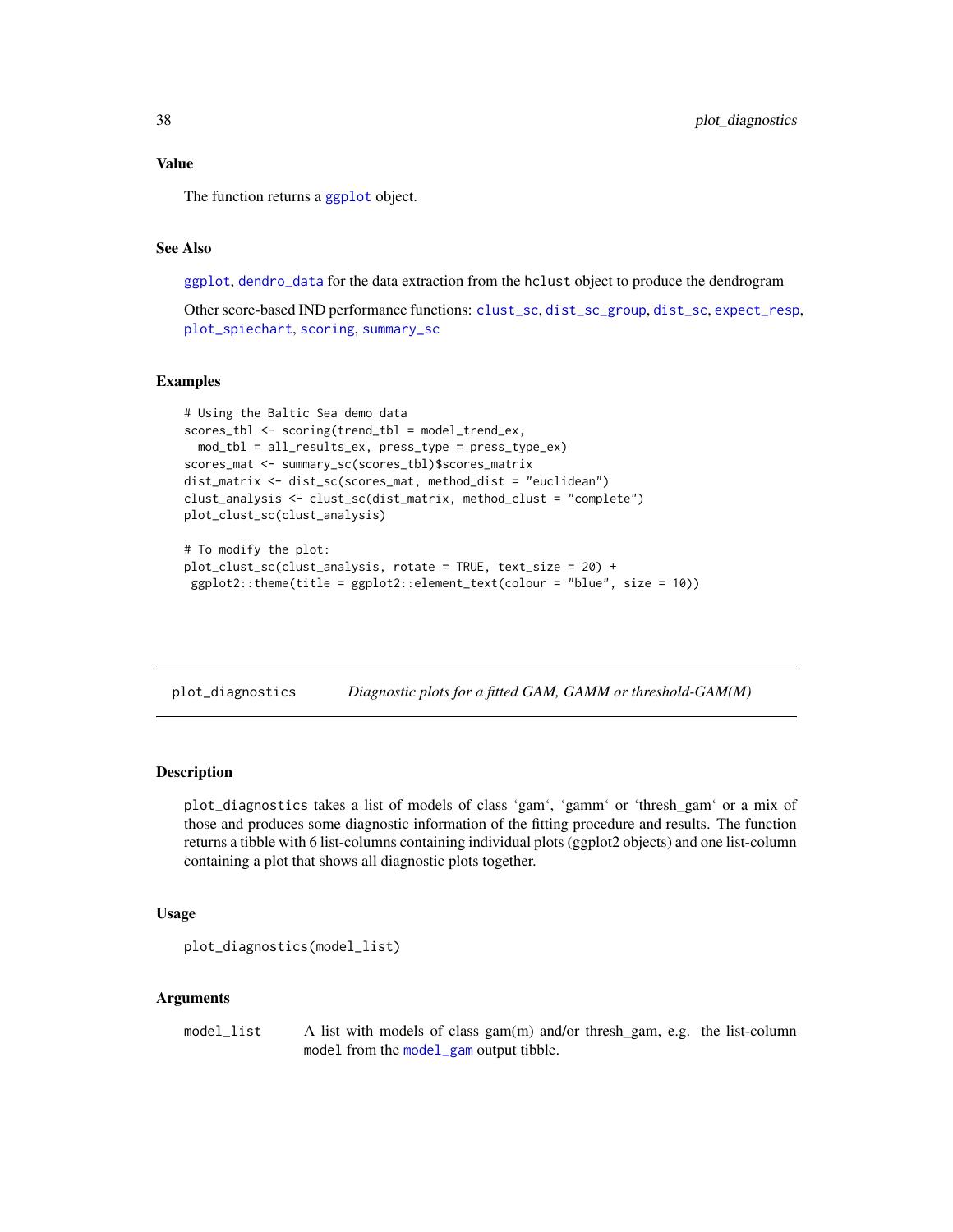### Value

The function returns a ggplot object.

### See Also

ggplot, dendro_data for the data extraction from the hclust object to produce the dendrogram

Other score-based IND performance functions: clust_sc, dist_sc_group, dist_sc, expect_resp, plot_spiechart, scoring, summary_sc

### Examples

```
# Using the Baltic Sea demo data
scores_tbl <- scoring(trend_tbl = model_trend_ex,
  mod_tbl = all_results_ex, press_type = press_type_ex)
scores_mat <- summary_sc(scores_tbl)$scores_matrix
dist_matrix <- dist_sc(scores_mat, method_dist = "euclidean")
clust_analysis <- clust_sc(dist_matrix, method_clust = "complete")
plot_clust_sc(clust_analysis)

# To modify the plot:
plot_clust_sc(clust_analysis, rotate = TRUE, text_size = 20) +
 ggplot2::theme(title = ggplot2::element_text(colour = "blue", size = 10))
```

---

## plot_diagnostics — *Diagnostic plots for a fitted GAM, GAMM or threshold-GAM(M)*

### Description

plot_diagnostics takes a list of models of class 'gam', 'gamm' or 'thresh_gam' or a mix of those and produces some diagnostic information of the fitting procedure and results. The function returns a tibble with 6 list-columns containing individual plots (ggplot2 objects) and one list-column containing a plot that shows all diagnostic plots together.

### Usage

```
plot_diagnostics(model_list)
```

### Arguments

| | |
|---|---|
| model_list | A list with models of class gam(m) and/or thresh_gam, e.g. the list-column model from the model_gam output tibble. |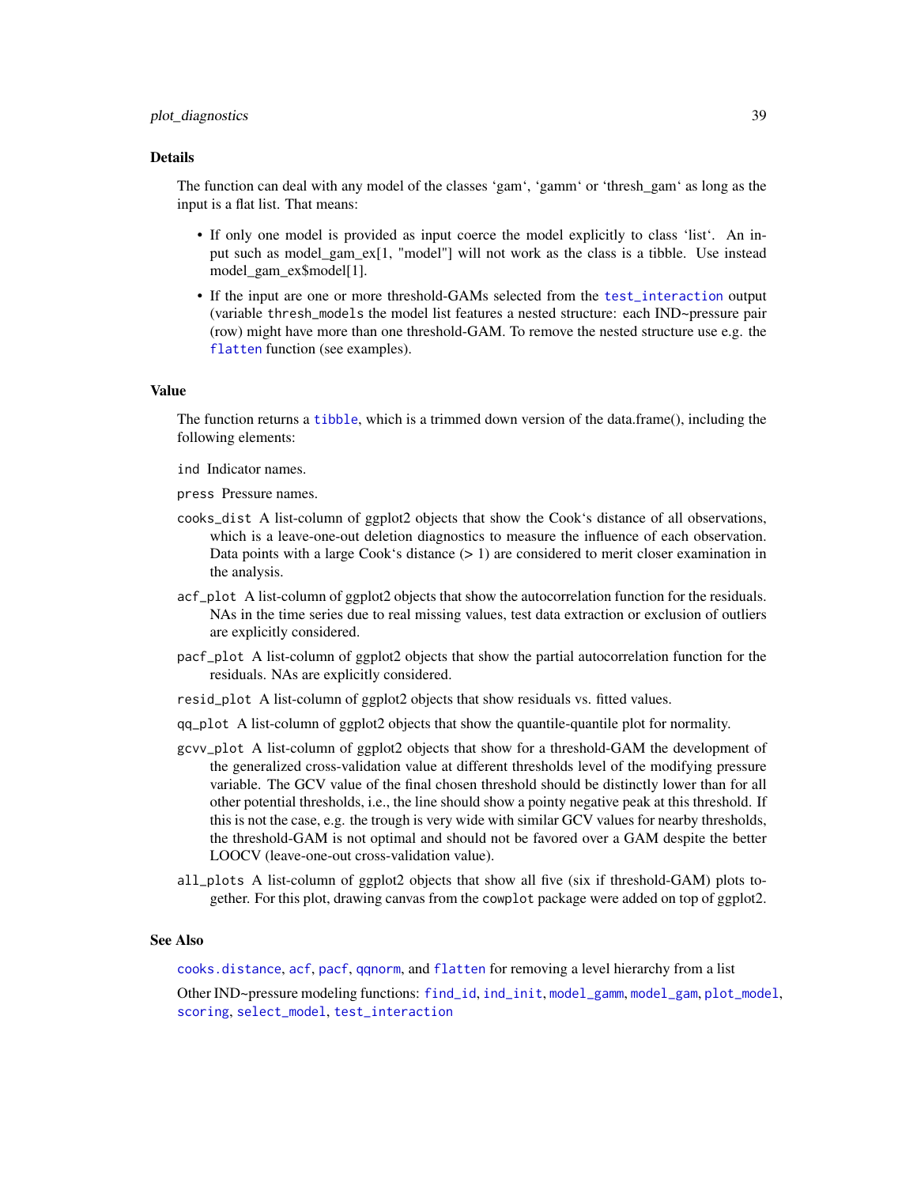## Details

The function can deal with any model of the classes 'gam', 'gamm' or 'thresh_gam' as long as the input is a flat list. That means:

- If only one model is provided as input coerce the model explicitly to class 'list'. An input such as model_gam_ex[1, "model"] will not work as the class is a tibble. Use instead model_gam_ex$model[1].
- If the input are one or more threshold-GAMs selected from the `test_interaction` output (variable `thresh_models` the model list features a nested structure: each IND~pressure pair (row) might have more than one threshold-GAM. To remove the nested structure use e.g. the `flatten` function (see examples).

## Value

The function returns a `tibble`, which is a trimmed down version of the data.frame(), including the following elements:

`ind` Indicator names.

`press` Pressure names.

`cooks_dist` A list-column of ggplot2 objects that show the Cook's distance of all observations, which is a leave-one-out deletion diagnostics to measure the influence of each observation. Data points with a large Cook's distance (> 1) are considered to merit closer examination in the analysis.

`acf_plot` A list-column of ggplot2 objects that show the autocorrelation function for the residuals. NAs in the time series due to real missing values, test data extraction or exclusion of outliers are explicitly considered.

`pacf_plot` A list-column of ggplot2 objects that show the partial autocorrelation function for the residuals. NAs are explicitly considered.

`resid_plot` A list-column of ggplot2 objects that show residuals vs. fitted values.

`qq_plot` A list-column of ggplot2 objects that show the quantile-quantile plot for normality.

`gcvv_plot` A list-column of ggplot2 objects that show for a threshold-GAM the development of the generalized cross-validation value at different thresholds level of the modifying pressure variable. The GCV value of the final chosen threshold should be distinctly lower than for all other potential thresholds, i.e., the line should show a pointy negative peak at this threshold. If this is not the case, e.g. the trough is very wide with similar GCV values for nearby thresholds, the threshold-GAM is not optimal and should not be favored over a GAM despite the better LOOCV (leave-one-out cross-validation value).

`all_plots` A list-column of ggplot2 objects that show all five (six if threshold-GAM) plots together. For this plot, drawing canvas from the `cowplot` package were added on top of ggplot2.

## See Also

`cooks.distance`, `acf`, `pacf`, `qqnorm`, and `flatten` for removing a level hierarchy from a list

Other IND~pressure modeling functions: `find_id`, `ind_init`, `model_gamm`, `model_gam`, `plot_model`, `scoring`, `select_model`, `test_interaction`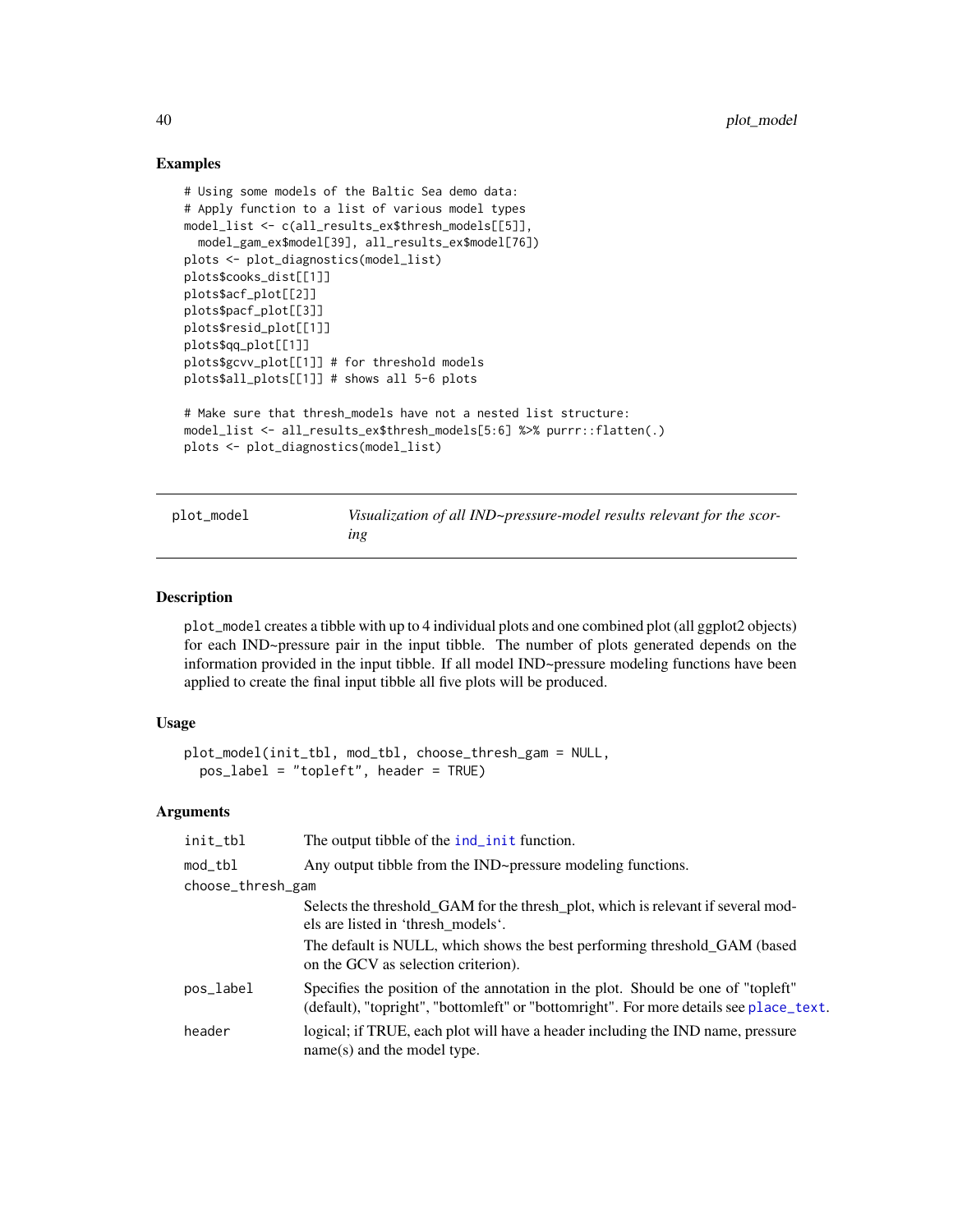## Examples

```
# Using some models of the Baltic Sea demo data:
# Apply function to a list of various model types
model_list <- c(all_results_ex$thresh_models[[5]],
  model_gam_ex$model[39], all_results_ex$model[76])
plots <- plot_diagnostics(model_list)
plots$cooks_dist[[1]]
plots$acf_plot[[2]]
plots$pacf_plot[[3]]
plots$resid_plot[[1]]
plots$qq_plot[[1]]
plots$gcvv_plot[[1]] # for threshold models
plots$all_plots[[1]] # shows all 5-6 plots

# Make sure that thresh_models have not a nested list structure:
model_list <- all_results_ex$thresh_models[5:6] %>% purrr::flatten(.)
plots <- plot_diagnostics(model_list)
```

---

plot_model — *Visualization of all IND~pressure-model results relevant for the scoring*

---

## Description

plot_model creates a tibble with up to 4 individual plots and one combined plot (all ggplot2 objects) for each IND~pressure pair in the input tibble. The number of plots generated depends on the information provided in the input tibble. If all model IND~pressure modeling functions have been applied to create the final input tibble all five plots will be produced.

## Usage

```
plot_model(init_tbl, mod_tbl, choose_thresh_gam = NULL,
  pos_label = "topleft", header = TRUE)
```

## Arguments

| Argument | Description |
|---|---|
| init_tbl | The output tibble of the ind_init function. |
| mod_tbl | Any output tibble from the IND~pressure modeling functions. |
| choose_thresh_gam | Selects the threshold_GAM for the thresh_plot, which is relevant if several models are listed in 'thresh_models'. The default is NULL, which shows the best performing threshold_GAM (based on the GCV as selection criterion). |
| pos_label | Specifies the position of the annotation in the plot. Should be one of "topleft" (default), "topright", "bottomleft" or "bottomright". For more details see place_text. |
| header | logical; if TRUE, each plot will have a header including the IND name, pressure name(s) and the model type. |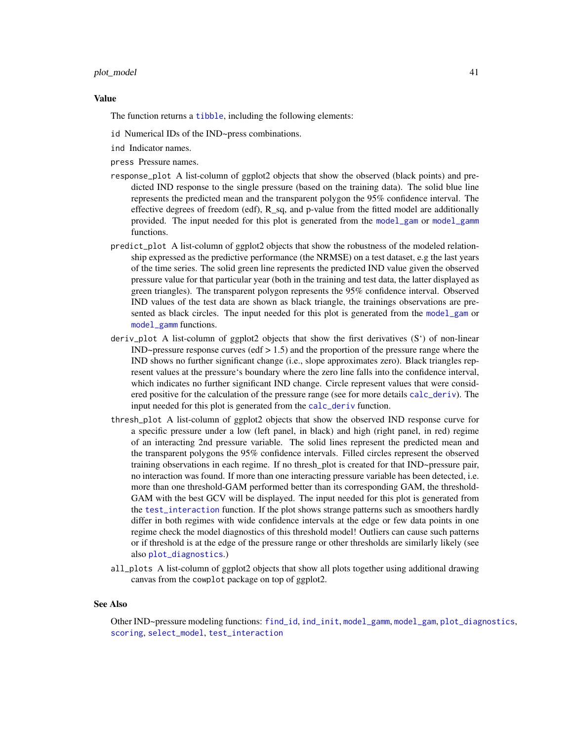## Value

The function returns a tibble, including the following elements:

- `id` Numerical IDs of the IND~press combinations.
- `ind` Indicator names.
- `press` Pressure names.
- `response_plot` A list-column of ggplot2 objects that show the observed (black points) and predicted IND response to the single pressure (based on the training data). The solid blue line represents the predicted mean and the transparent polygon the 95% confidence interval. The effective degrees of freedom (edf), R_sq, and p-value from the fitted model are additionally provided. The input needed for this plot is generated from the model_gam or model_gamm functions.
- `predict_plot` A list-column of ggplot2 objects that show the robustness of the modeled relationship expressed as the predictive performance (the NRMSE) on a test dataset, e.g the last years of the time series. The solid green line represents the predicted IND value given the observed pressure value for that particular year (both in the training and test data, the latter displayed as green triangles). The transparent polygon represents the 95% confidence interval. Observed IND values of the test data are shown as black triangle, the trainings observations are presented as black circles. The input needed for this plot is generated from the model_gam or model_gamm functions.
- `deriv_plot` A list-column of ggplot2 objects that show the first derivatives (S') of non-linear IND~pressure response curves (edf > 1.5) and the proportion of the pressure range where the IND shows no further significant change (i.e., slope approximates zero). Black triangles represent values at the pressure's boundary where the zero line falls into the confidence interval, which indicates no further significant IND change. Circle represent values that were considered positive for the calculation of the pressure range (see for more details calc_deriv). The input needed for this plot is generated from the calc_deriv function.
- `thresh_plot` A list-column of ggplot2 objects that show the observed IND response curve for a specific pressure under a low (left panel, in black) and high (right panel, in red) regime of an interacting 2nd pressure variable. The solid lines represent the predicted mean and the transparent polygons the 95% confidence intervals. Filled circles represent the observed training observations in each regime. If no thresh_plot is created for that IND~pressure pair, no interaction was found. If more than one interacting pressure variable has been detected, i.e. more than one threshold-GAM performed better than its corresponding GAM, the threshold-GAM with the best GCV will be displayed. The input needed for this plot is generated from the test_interaction function. If the plot shows strange patterns such as smoothers hardly differ in both regimes with wide confidence intervals at the edge or few data points in one regime check the model diagnostics of this threshold model! Outliers can cause such patterns or if threshold is at the edge of the pressure range or other thresholds are similarly likely (see also plot_diagnostics.)
- `all_plots` A list-column of ggplot2 objects that show all plots together using additional drawing canvas from the `cowplot` package on top of ggplot2.

## See Also

Other IND~pressure modeling functions: find_id, ind_init, model_gamm, model_gam, plot_diagnostics, scoring, select_model, test_interaction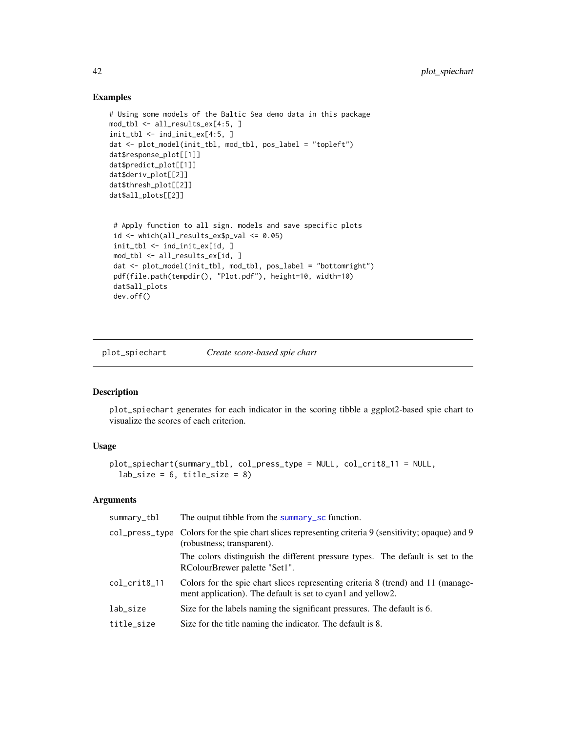### Examples

```
# Using some models of the Baltic Sea demo data in this package
mod_tbl <- all_results_ex[4:5, ]
init_tbl <- ind_init_ex[4:5, ]
dat <- plot_model(init_tbl, mod_tbl, pos_label = "topleft")
dat$response_plot[[1]]
dat$predict_plot[[1]]
dat$deriv_plot[[2]]
dat$thresh_plot[[2]]
dat$all_plots[[2]]


 # Apply function to all sign. models and save specific plots
 id <- which(all_results_ex$p_val <= 0.05)
 init_tbl <- ind_init_ex[id, ]
 mod_tbl <- all_results_ex[id, ]
 dat <- plot_model(init_tbl, mod_tbl, pos_label = "bottomright")
 pdf(file.path(tempdir(), "Plot.pdf"), height=10, width=10)
 dat$all_plots
 dev.off()
```

---

## plot_spiechart    *Create score-based spie chart*

---

### Description

plot_spiechart generates for each indicator in the scoring tibble a ggplot2-based spie chart to visualize the scores of each criterion.

### Usage

```
plot_spiechart(summary_tbl, col_press_type = NULL, col_crit8_11 = NULL,
  lab_size = 6, title_size = 8)
```

### Arguments

| | |
|---|---|
| summary_tbl | The output tibble from the summary_sc function. |
| col_press_type | Colors for the spie chart slices representing criteria 9 (sensitivity; opaque) and 9 (robustness; transparent). The colors distinguish the different pressure types. The default is set to the RColourBrewer palette "Set1". |
| col_crit8_11 | Colors for the spie chart slices representing criteria 8 (trend) and 11 (management application). The default is set to cyan1 and yellow2. |
| lab_size | Size for the labels naming the significant pressures. The default is 6. |
| title_size | Size for the title naming the indicator. The default is 8. |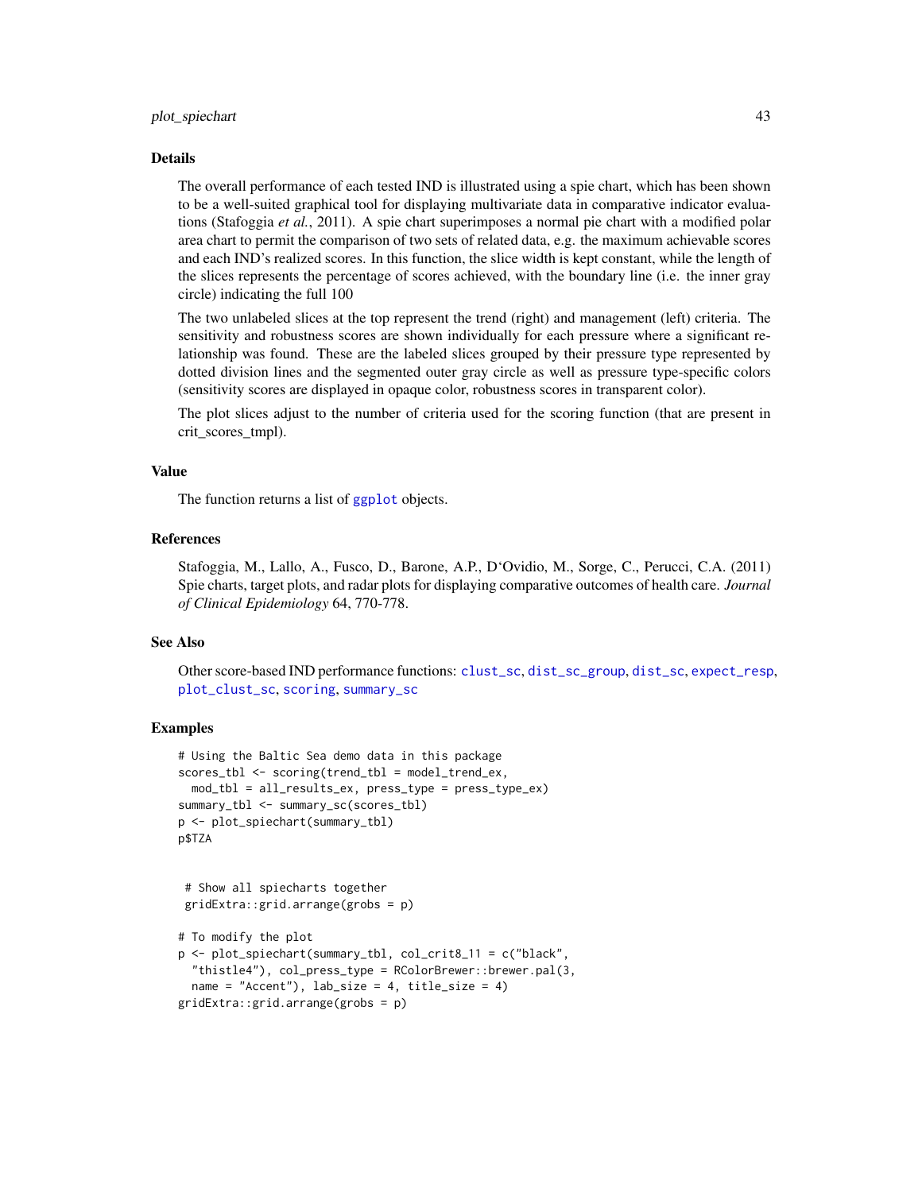## Details

The overall performance of each tested IND is illustrated using a spie chart, which has been shown to be a well-suited graphical tool for displaying multivariate data in comparative indicator evaluations (Stafoggia *et al.*, 2011). A spie chart superimposes a normal pie chart with a modified polar area chart to permit the comparison of two sets of related data, e.g. the maximum achievable scores and each IND's realized scores. In this function, the slice width is kept constant, while the length of the slices represents the percentage of scores achieved, with the boundary line (i.e. the inner gray circle) indicating the full 100

The two unlabeled slices at the top represent the trend (right) and management (left) criteria. The sensitivity and robustness scores are shown individually for each pressure where a significant relationship was found. These are the labeled slices grouped by their pressure type represented by dotted division lines and the segmented outer gray circle as well as pressure type-specific colors (sensitivity scores are displayed in opaque color, robustness scores in transparent color).

The plot slices adjust to the number of criteria used for the scoring function (that are present in crit_scores_tmpl).

## Value

The function returns a list of `ggplot` objects.

## References

Stafoggia, M., Lallo, A., Fusco, D., Barone, A.P., D'Ovidio, M., Sorge, C., Perucci, C.A. (2011) Spie charts, target plots, and radar plots for displaying comparative outcomes of health care. *Journal of Clinical Epidemiology* 64, 770-778.

## See Also

Other score-based IND performance functions: `clust_sc`, `dist_sc_group`, `dist_sc`, `expect_resp`, `plot_clust_sc`, `scoring`, `summary_sc`

## Examples

```
# Using the Baltic Sea demo data in this package
scores_tbl <- scoring(trend_tbl = model_trend_ex,
  mod_tbl = all_results_ex, press_type = press_type_ex)
summary_tbl <- summary_sc(scores_tbl)
p <- plot_spiechart(summary_tbl)
p$TZA


 # Show all spiecharts together
 gridExtra::grid.arrange(grobs = p)

# To modify the plot
p <- plot_spiechart(summary_tbl, col_crit8_11 = c("black",
  "thistle4"), col_press_type = RColorBrewer::brewer.pal(3,
  name = "Accent"), lab_size = 4, title_size = 4)
gridExtra::grid.arrange(grobs = p)
```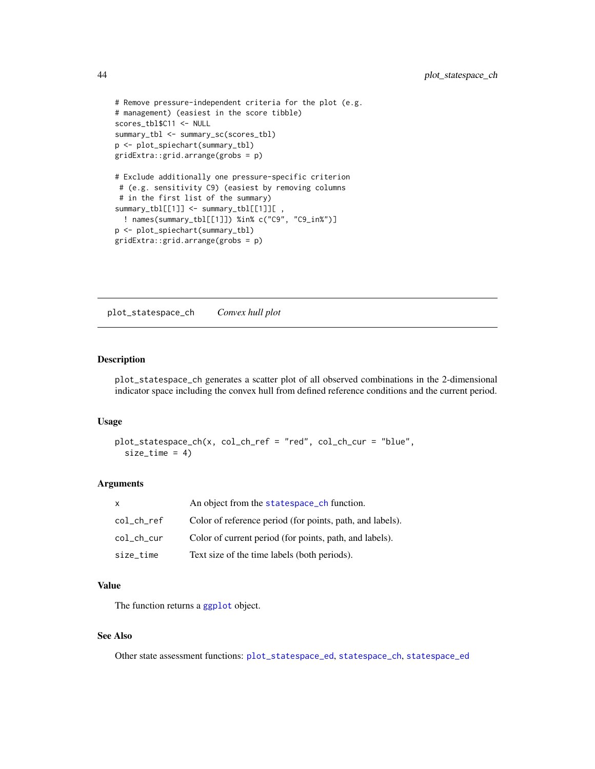```
# Remove pressure-independent criteria for the plot (e.g.
# management) (easiest in the score tibble)
scores_tbl$C11 <- NULL
summary_tbl <- summary_sc(scores_tbl)
p <- plot_spiechart(summary_tbl)
gridExtra::grid.arrange(grobs = p)

# Exclude additionally one pressure-specific criterion
 # (e.g. sensitivity C9) (easiest by removing columns
 # in the first list of the summary)
summary_tbl[[1]] <- summary_tbl[[1]][ ,
  ! names(summary_tbl[[1]]) %in% c("C9", "C9_in%")]
p <- plot_spiechart(summary_tbl)
gridExtra::grid.arrange(grobs = p)
```

---

## plot_statespace_ch *Convex hull plot*

---

### Description

plot_statespace_ch generates a scatter plot of all observed combinations in the 2-dimensional indicator space including the convex hull from defined reference conditions and the current period.

### Usage

```
plot_statespace_ch(x, col_ch_ref = "red", col_ch_cur = "blue",
  size_time = 4)
```

### Arguments

| | |
|---|---|
| x | An object from the statespace_ch function. |
| col_ch_ref | Color of reference period (for points, path, and labels). |
| col_ch_cur | Color of current period (for points, path, and labels). |
| size_time | Text size of the time labels (both periods). |

### Value

The function returns a ggplot object.

### See Also

Other state assessment functions: plot_statespace_ed, statespace_ch, statespace_ed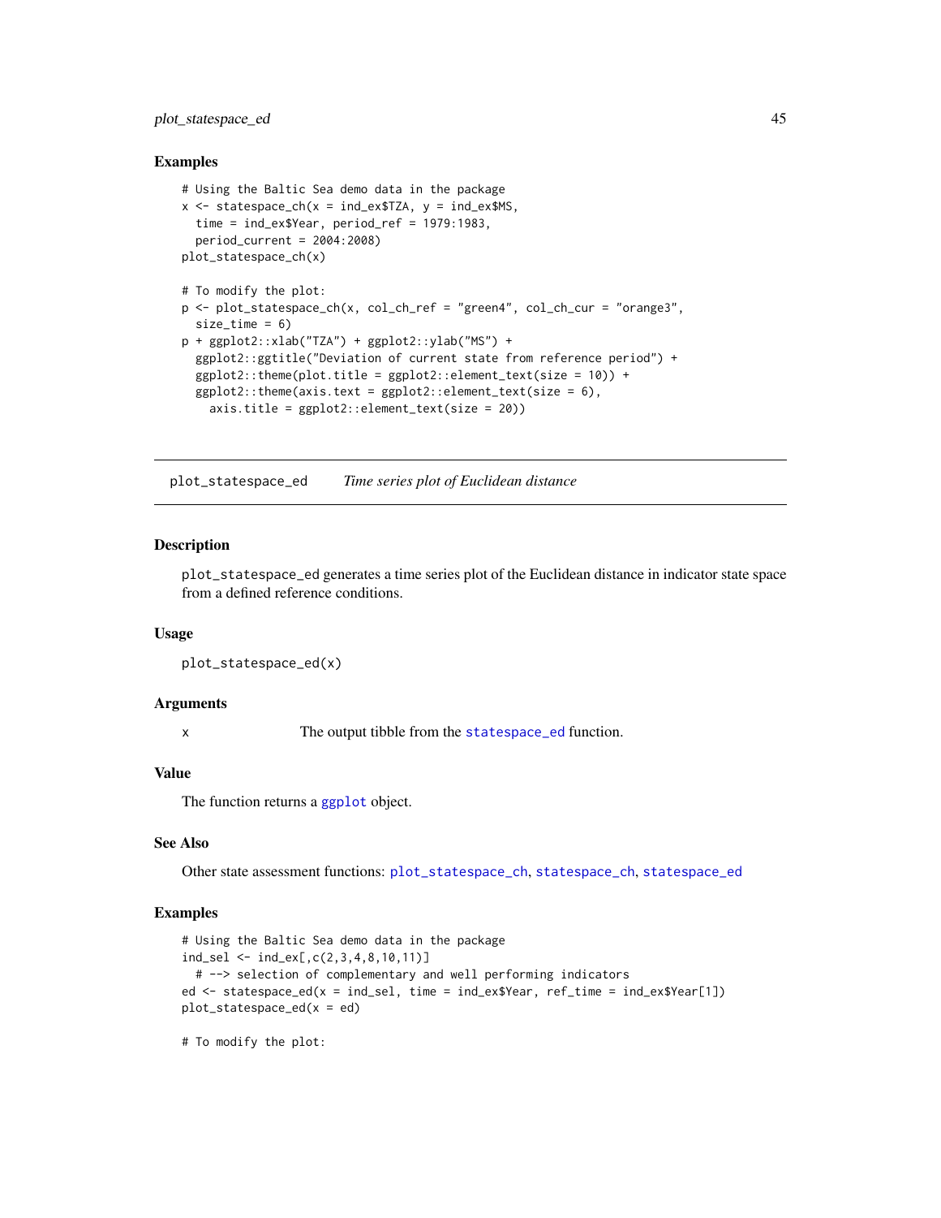### Examples

```
# Using the Baltic Sea demo data in the package
x <- statespace_ch(x = ind_ex$TZA, y = ind_ex$MS,
  time = ind_ex$Year, period_ref = 1979:1983,
  period_current = 2004:2008)
plot_statespace_ch(x)

# To modify the plot:
p <- plot_statespace_ch(x, col_ch_ref = "green4", col_ch_cur = "orange3",
  size_time = 6)
p + ggplot2::xlab("TZA") + ggplot2::ylab("MS") +
  ggplot2::ggtitle("Deviation of current state from reference period") +
  ggplot2::theme(plot.title = ggplot2::element_text(size = 10)) +
  ggplot2::theme(axis.text = ggplot2::element_text(size = 6),
    axis.title = ggplot2::element_text(size = 20))
```

---

## plot_statespace_ed *Time series plot of Euclidean distance*

### Description

plot_statespace_ed generates a time series plot of the Euclidean distance in indicator state space from a defined reference conditions.

### Usage

```
plot_statespace_ed(x)
```

### Arguments

| | |
|---|---|
| x | The output tibble from the statespace_ed function. |

### Value

The function returns a ggplot object.

### See Also

Other state assessment functions: plot_statespace_ch, statespace_ch, statespace_ed

### Examples

```
# Using the Baltic Sea demo data in the package
ind_sel <- ind_ex[,c(2,3,4,8,10,11)]
  # --> selection of complementary and well performing indicators
ed <- statespace_ed(x = ind_sel, time = ind_ex$Year, ref_time = ind_ex$Year[1])
plot_statespace_ed(x = ed)

# To modify the plot:
```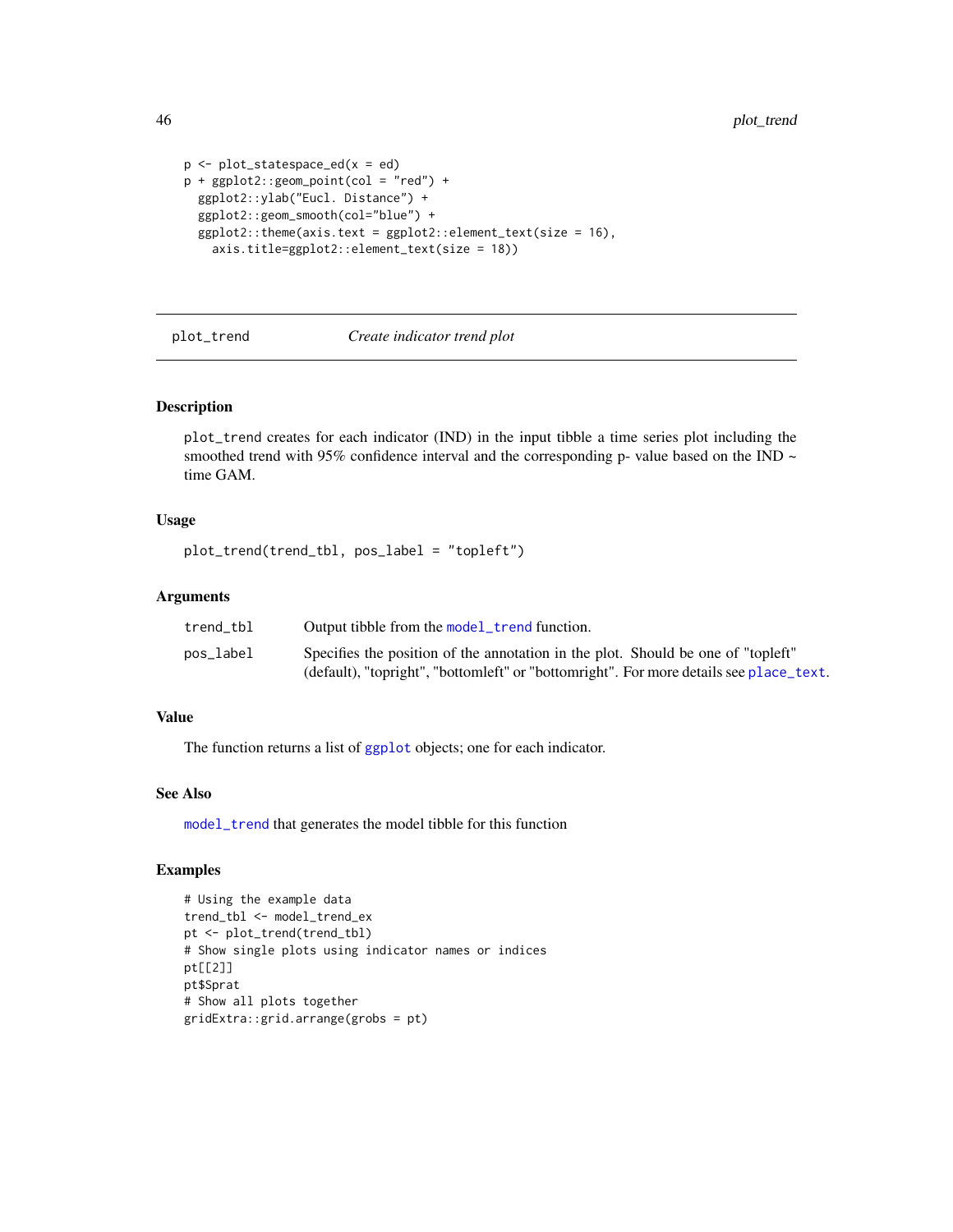```
p <- plot_statespace_ed(x = ed)
p + ggplot2::geom_point(col = "red") +
  ggplot2::ylab("Eucl. Distance") +
  ggplot2::geom_smooth(col="blue") +
  ggplot2::theme(axis.text = ggplot2::element_text(size = 16),
    axis.title=ggplot2::element_text(size = 18))
```

## plot_trend — *Create indicator trend plot*

### Description

plot_trend creates for each indicator (IND) in the input tibble a time series plot including the smoothed trend with 95% confidence interval and the corresponding p- value based on the IND ~ time GAM.

### Usage

```
plot_trend(trend_tbl, pos_label = "topleft")
```

### Arguments

| | |
|---|---|
| trend_tbl | Output tibble from the model_trend function. |
| pos_label | Specifies the position of the annotation in the plot. Should be one of "topleft" (default), "topright", "bottomleft" or "bottomright". For more details see place_text. |

### Value

The function returns a list of ggplot objects; one for each indicator.

### See Also

model_trend that generates the model tibble for this function

### Examples

```
# Using the example data
trend_tbl <- model_trend_ex
pt <- plot_trend(trend_tbl)
# Show single plots using indicator names or indices
pt[[2]]
pt$Sprat
# Show all plots together
gridExtra::grid.arrange(grobs = pt)
```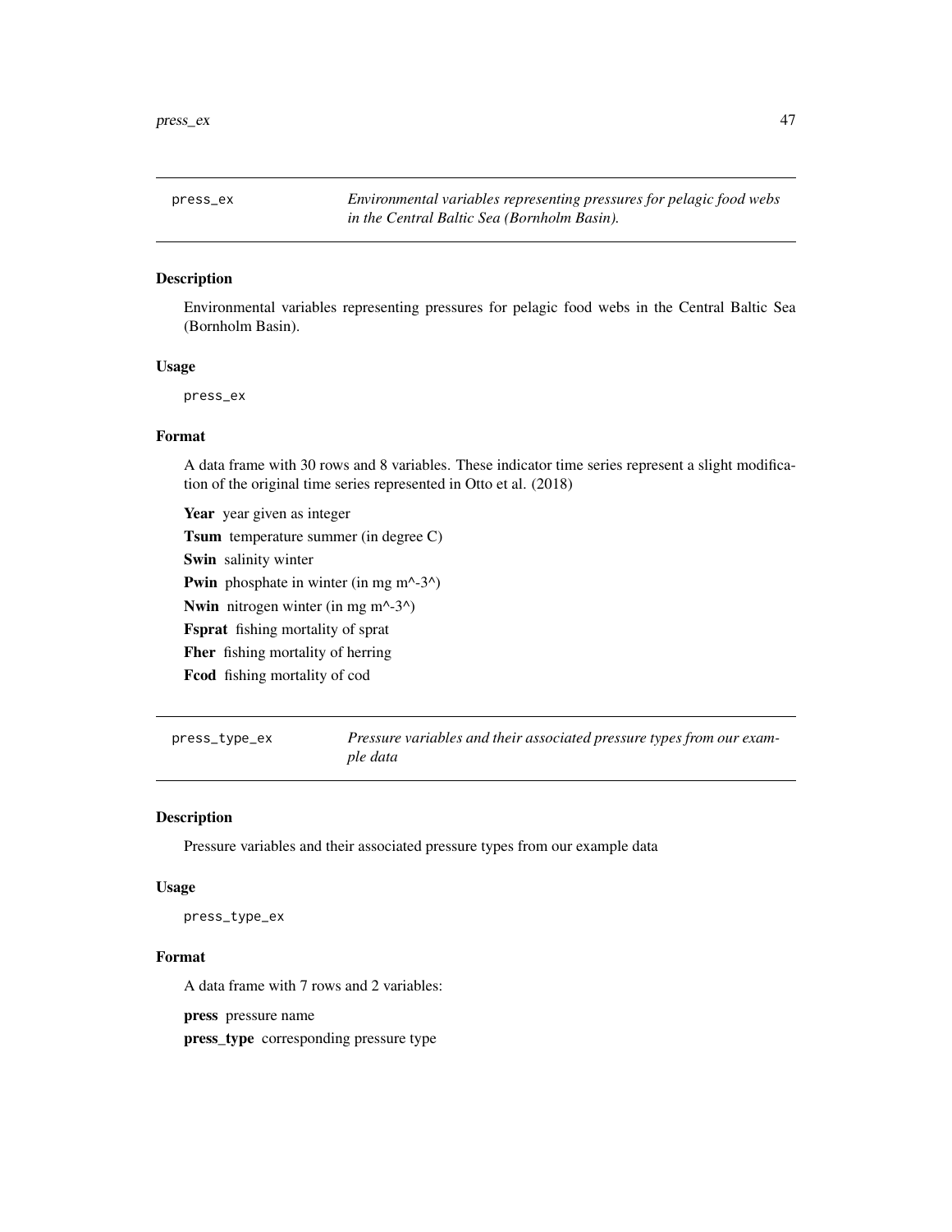## press_ex — *Environmental variables representing pressures for pelagic food webs in the Central Baltic Sea (Bornholm Basin).*

### Description

Environmental variables representing pressures for pelagic food webs in the Central Baltic Sea (Bornholm Basin).

### Usage

```
press_ex
```

### Format

A data frame with 30 rows and 8 variables. These indicator time series represent a slight modification of the original time series represented in Otto et al. (2018)

- **Year** year given as integer
- **Tsum** temperature summer (in degree C)
- **Swin** salinity winter
- **Pwin** phosphate in winter (in mg m^-3^)
- **Nwin** nitrogen winter (in mg m^-3^)
- **Fsprat** fishing mortality of sprat
- **Fher** fishing mortality of herring
- **Fcod** fishing mortality of cod

## press_type_ex — *Pressure variables and their associated pressure types from our example data*

### Description

Pressure variables and their associated pressure types from our example data

### Usage

```
press_type_ex
```

### Format

A data frame with 7 rows and 2 variables:

- **press** pressure name
- **press_type** corresponding pressure type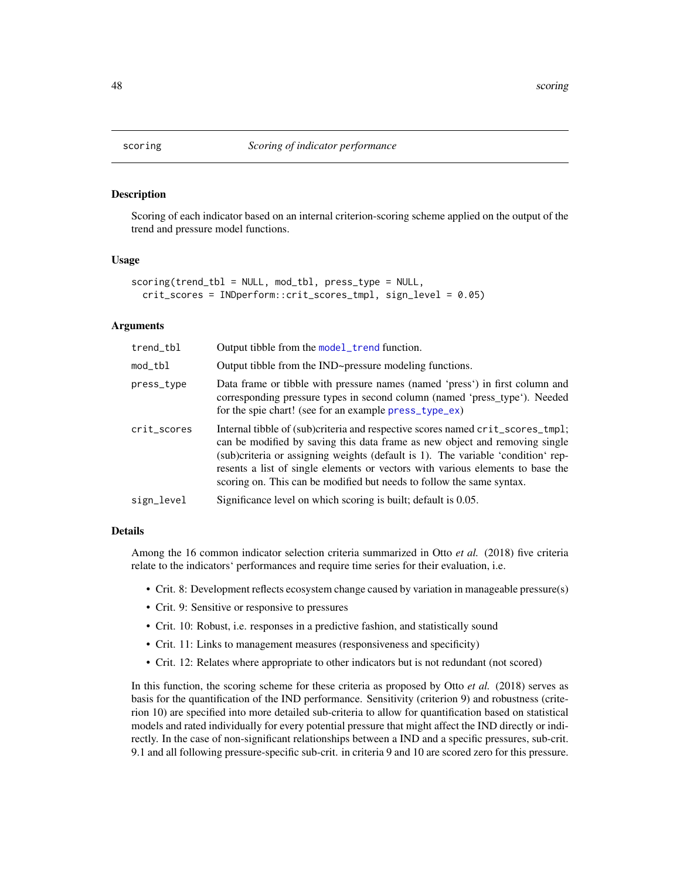# scoring — *Scoring of indicator performance*

## Description

Scoring of each indicator based on an internal criterion-scoring scheme applied on the output of the trend and pressure model functions.

## Usage

```
scoring(trend_tbl = NULL, mod_tbl, press_type = NULL,
  crit_scores = INDperform::crit_scores_tmpl, sign_level = 0.05)
```

## Arguments

| | |
|---|---|
| `trend_tbl` | Output tibble from the `model_trend` function. |
| `mod_tbl` | Output tibble from the IND~pressure modeling functions. |
| `press_type` | Data frame or tibble with pressure names (named 'press') in first column and corresponding pressure types in second column (named 'press_type'). Needed for the spie chart! (see for an example `press_type_ex`) |
| `crit_scores` | Internal tibble of (sub)criteria and respective scores named `crit_scores_tmpl`; can be modified by saving this data frame as new object and removing single (sub)criteria or assigning weights (default is 1). The variable 'condition' represents a list of single elements or vectors with various elements to base the scoring on. This can be modified but needs to follow the same syntax. |
| `sign_level` | Significance level on which scoring is built; default is 0.05. |

## Details

Among the 16 common indicator selection criteria summarized in Otto *et al.* (2018) five criteria relate to the indicators' performances and require time series for their evaluation, i.e.

- Crit. 8: Development reflects ecosystem change caused by variation in manageable pressure(s)
- Crit. 9: Sensitive or responsive to pressures
- Crit. 10: Robust, i.e. responses in a predictive fashion, and statistically sound
- Crit. 11: Links to management measures (responsiveness and specificity)
- Crit. 12: Relates where appropriate to other indicators but is not redundant (not scored)

In this function, the scoring scheme for these criteria as proposed by Otto *et al.* (2018) serves as basis for the quantification of the IND performance. Sensitivity (criterion 9) and robustness (criterion 10) are specified into more detailed sub-criteria to allow for quantification based on statistical models and rated individually for every potential pressure that might affect the IND directly or indirectly. In the case of non-significant relationships between a IND and a specific pressures, sub-crit. 9.1 and all following pressure-specific sub-crit. in criteria 9 and 10 are scored zero for this pressure.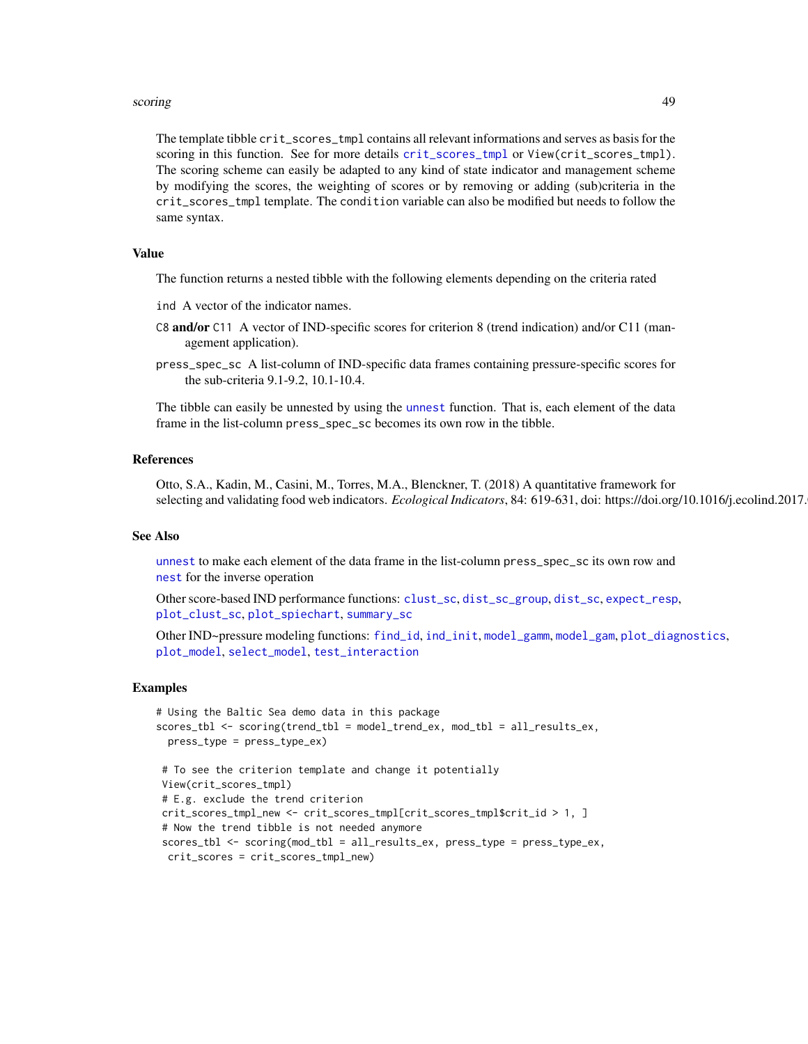The template tibble crit_scores_tmpl contains all relevant informations and serves as basis for the scoring in this function. See for more details crit_scores_tmpl or View(crit_scores_tmpl). The scoring scheme can easily be adapted to any kind of state indicator and management scheme by modifying the scores, the weighting of scores or by removing or adding (sub)criteria in the crit_scores_tmpl template. The condition variable can also be modified but needs to follow the same syntax.

## Value

The function returns a nested tibble with the following elements depending on the criteria rated

ind A vector of the indicator names.

C8 **and/or** C11 A vector of IND-specific scores for criterion 8 (trend indication) and/or C11 (management application).

press_spec_sc A list-column of IND-specific data frames containing pressure-specific scores for the sub-criteria 9.1-9.2, 10.1-10.4.

The tibble can easily be unnested by using the unnest function. That is, each element of the data frame in the list-column press_spec_sc becomes its own row in the tibble.

## References

Otto, S.A., Kadin, M., Casini, M., Torres, M.A., Blenckner, T. (2018) A quantitative framework for selecting and validating food web indicators. *Ecological Indicators*, 84: 619-631, doi: https://doi.org/10.1016/j.ecolind.2017.

## See Also

unnest to make each element of the data frame in the list-column press_spec_sc its own row and nest for the inverse operation

Other score-based IND performance functions: clust_sc, dist_sc_group, dist_sc, expect_resp, plot_clust_sc, plot_spiechart, summary_sc

Other IND~pressure modeling functions: find_id, ind_init, model_gamm, model_gam, plot_diagnostics, plot_model, select_model, test_interaction

## Examples

```
# Using the Baltic Sea demo data in this package
scores_tbl <- scoring(trend_tbl = model_trend_ex, mod_tbl = all_results_ex,
  press_type = press_type_ex)

 # To see the criterion template and change it potentially
 View(crit_scores_tmpl)
 # E.g. exclude the trend criterion
 crit_scores_tmpl_new <- crit_scores_tmpl[crit_scores_tmpl$crit_id > 1, ]
 # Now the trend tibble is not needed anymore
 scores_tbl <- scoring(mod_tbl = all_results_ex, press_type = press_type_ex,
  crit_scores = crit_scores_tmpl_new)
```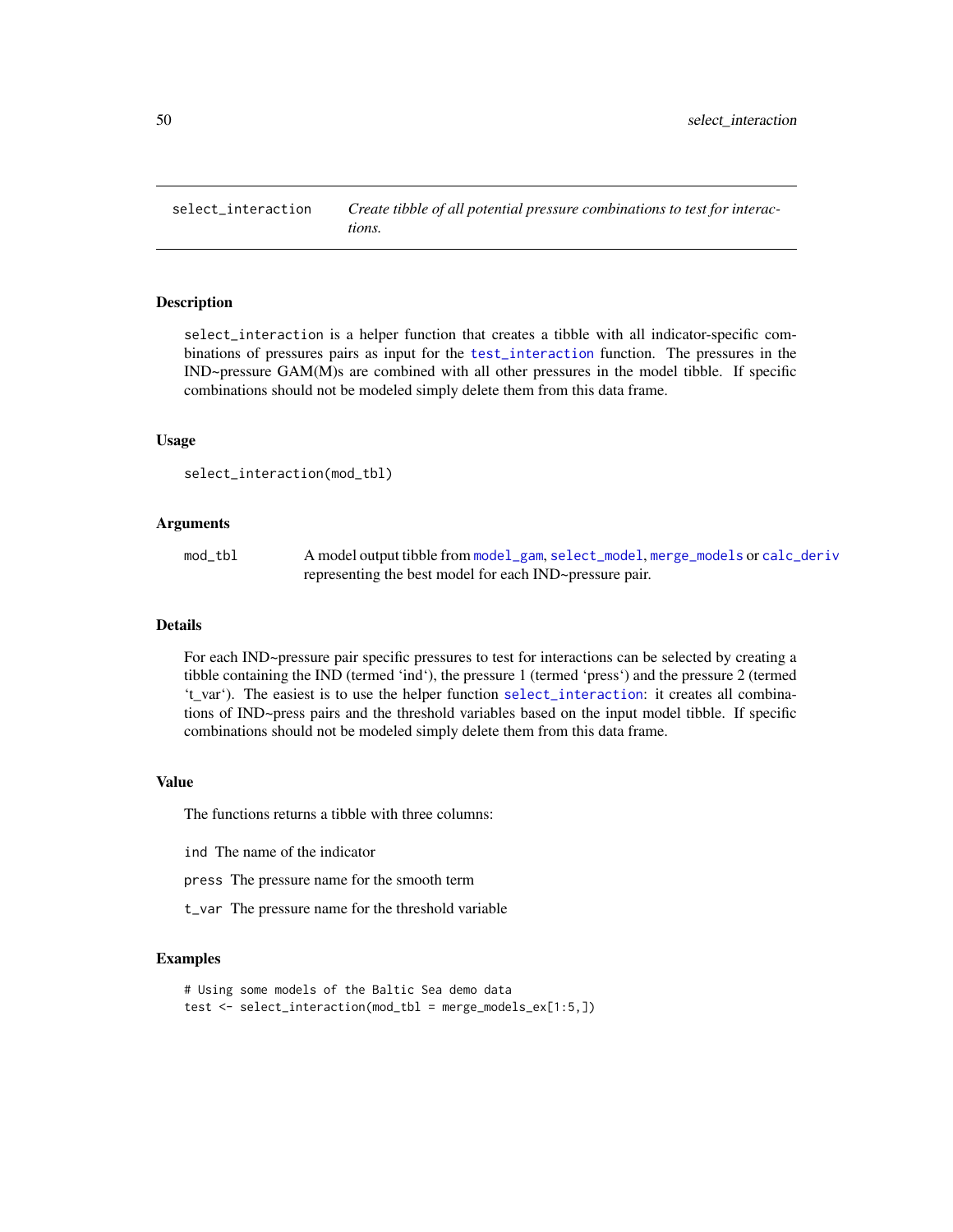# select_interaction

*Create tibble of all potential pressure combinations to test for interactions.*

## Description

select_interaction is a helper function that creates a tibble with all indicator-specific combinations of pressures pairs as input for the test_interaction function. The pressures in the IND~pressure GAM(M)s are combined with all other pressures in the model tibble. If specific combinations should not be modeled simply delete them from this data frame.

## Usage

```
select_interaction(mod_tbl)
```

## Arguments

| | |
|---|---|
| mod_tbl | A model output tibble from model_gam, select_model, merge_models or calc_deriv representing the best model for each IND~pressure pair. |

## Details

For each IND~pressure pair specific pressures to test for interactions can be selected by creating a tibble containing the IND (termed 'ind'), the pressure 1 (termed 'press') and the pressure 2 (termed 't_var'). The easiest is to use the helper function select_interaction: it creates all combinations of IND~press pairs and the threshold variables based on the input model tibble. If specific combinations should not be modeled simply delete them from this data frame.

## Value

The functions returns a tibble with three columns:

- `ind` The name of the indicator
- `press` The pressure name for the smooth term
- `t_var` The pressure name for the threshold variable

## Examples

```
# Using some models of the Baltic Sea demo data
test <- select_interaction(mod_tbl = merge_models_ex[1:5,])
```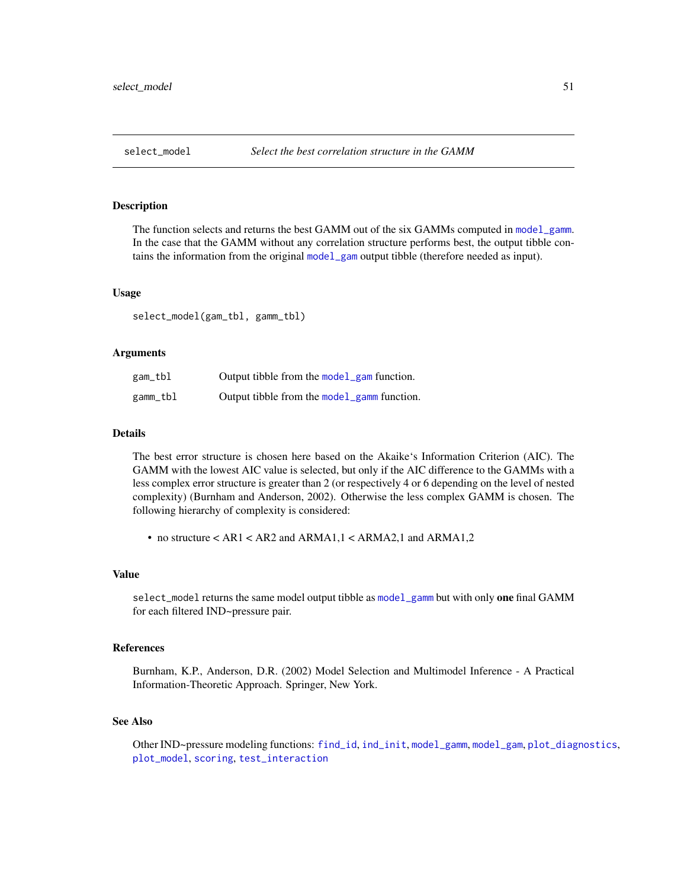## select_model — *Select the best correlation structure in the GAMM*

### Description

The function selects and returns the best GAMM out of the six GAMMs computed in model_gamm. In the case that the GAMM without any correlation structure performs best, the output tibble contains the information from the original model_gam output tibble (therefore needed as input).

### Usage

```
select_model(gam_tbl, gamm_tbl)
```

### Arguments

| | |
|---|---|
| gam_tbl | Output tibble from the model_gam function. |
| gamm_tbl | Output tibble from the model_gamm function. |

### Details

The best error structure is chosen here based on the Akaike‘s Information Criterion (AIC). The GAMM with the lowest AIC value is selected, but only if the AIC difference to the GAMMs with a less complex error structure is greater than 2 (or respectively 4 or 6 depending on the level of nested complexity) (Burnham and Anderson, 2002). Otherwise the less complex GAMM is chosen. The following hierarchy of complexity is considered:

- no structure < AR1 < AR2 and ARMA1,1 < ARMA2,1 and ARMA1,2

### Value

select_model returns the same model output tibble as model_gamm but with only **one** final GAMM for each filtered IND~pressure pair.

### References

Burnham, K.P., Anderson, D.R. (2002) Model Selection and Multimodel Inference - A Practical Information-Theoretic Approach. Springer, New York.

### See Also

Other IND~pressure modeling functions: find_id, ind_init, model_gamm, model_gam, plot_diagnostics, plot_model, scoring, test_interaction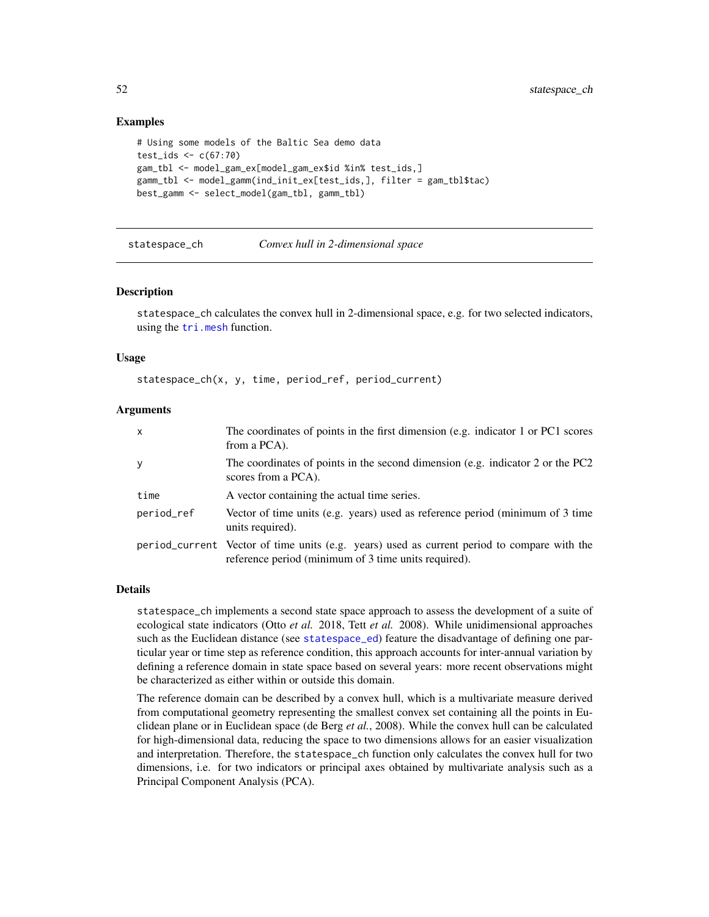## Examples

```
# Using some models of the Baltic Sea demo data
test_ids <- c(67:70)
gam_tbl <- model_gam_ex[model_gam_ex$id %in% test_ids,]
gamm_tbl <- model_gamm(ind_init_ex[test_ids,], filter = gam_tbl$tac)
best_gamm <- select_model(gam_tbl, gamm_tbl)
```

---

# statespace_ch — *Convex hull in 2-dimensional space*

## Description

statespace_ch calculates the convex hull in 2-dimensional space, e.g. for two selected indicators, using the tri.mesh function.

## Usage

```
statespace_ch(x, y, time, period_ref, period_current)
```

## Arguments

| | |
|---|---|
| x | The coordinates of points in the first dimension (e.g. indicator 1 or PC1 scores from a PCA). |
| y | The coordinates of points in the second dimension (e.g. indicator 2 or the PC2 scores from a PCA). |
| time | A vector containing the actual time series. |
| period_ref | Vector of time units (e.g. years) used as reference period (minimum of 3 time units required). |
| period_current | Vector of time units (e.g. years) used as current period to compare with the reference period (minimum of 3 time units required). |

## Details

statespace_ch implements a second state space approach to assess the development of a suite of ecological state indicators (Otto *et al.* 2018, Tett *et al.* 2008). While unidimensional approaches such as the Euclidean distance (see statespace_ed) feature the disadvantage of defining one particular year or time step as reference condition, this approach accounts for inter-annual variation by defining a reference domain in state space based on several years: more recent observations might be characterized as either within or outside this domain.

The reference domain can be described by a convex hull, which is a multivariate measure derived from computational geometry representing the smallest convex set containing all the points in Euclidean plane or in Euclidean space (de Berg *et al.*, 2008). While the convex hull can be calculated for high-dimensional data, reducing the space to two dimensions allows for an easier visualization and interpretation. Therefore, the statespace_ch function only calculates the convex hull for two dimensions, i.e. for two indicators or principal axes obtained by multivariate analysis such as a Principal Component Analysis (PCA).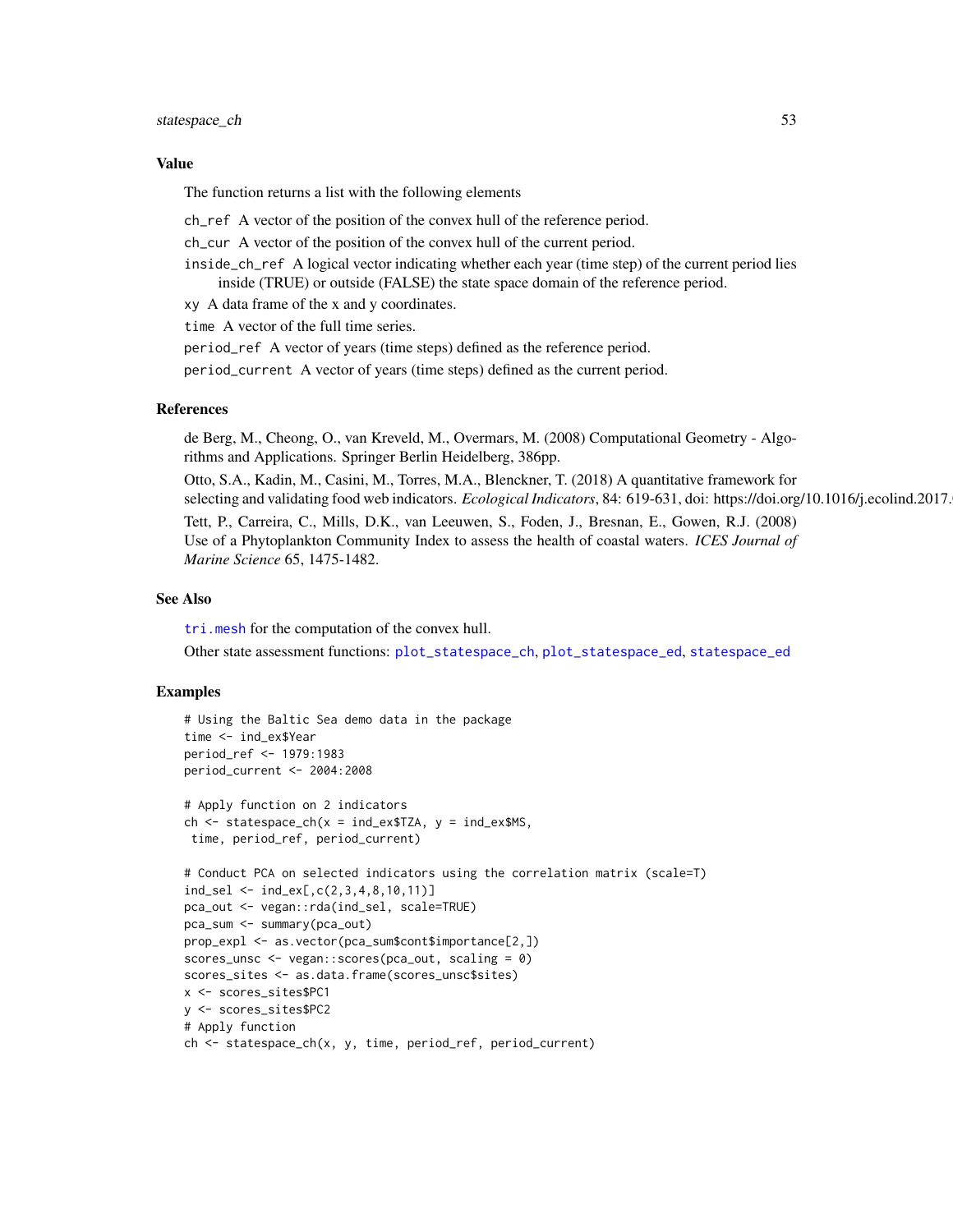## Value

The function returns a list with the following elements

- `ch_ref` A vector of the position of the convex hull of the reference period.
- `ch_cur` A vector of the position of the convex hull of the current period.
- `inside_ch_ref` A logical vector indicating whether each year (time step) of the current period lies inside (TRUE) or outside (FALSE) the state space domain of the reference period.
- `xy` A data frame of the x and y coordinates.
- `time` A vector of the full time series.
- `period_ref` A vector of years (time steps) defined as the reference period.
- `period_current` A vector of years (time steps) defined as the current period.

## References

de Berg, M., Cheong, O., van Kreveld, M., Overmars, M. (2008) Computational Geometry - Algorithms and Applications. Springer Berlin Heidelberg, 386pp.

Otto, S.A., Kadin, M., Casini, M., Torres, M.A., Blenckner, T. (2018) A quantitative framework for selecting and validating food web indicators. *Ecological Indicators*, 84: 619-631, doi: https://doi.org/10.1016/j.ecolind.2017.

Tett, P., Carreira, C., Mills, D.K., van Leeuwen, S., Foden, J., Bresnan, E., Gowen, R.J. (2008) Use of a Phytoplankton Community Index to assess the health of coastal waters. *ICES Journal of Marine Science* 65, 1475-1482.

## See Also

`tri.mesh` for the computation of the convex hull.

Other state assessment functions: `plot_statespace_ch`, `plot_statespace_ed`, `statespace_ed`

## Examples

```
# Using the Baltic Sea demo data in the package
time <- ind_ex$Year
period_ref <- 1979:1983
period_current <- 2004:2008

# Apply function on 2 indicators
ch <- statespace_ch(x = ind_ex$TZA, y = ind_ex$MS,
 time, period_ref, period_current)

# Conduct PCA on selected indicators using the correlation matrix (scale=T)
ind_sel <- ind_ex[,c(2,3,4,8,10,11)]
pca_out <- vegan::rda(ind_sel, scale=TRUE)
pca_sum <- summary(pca_out)
prop_expl <- as.vector(pca_sum$cont$importance[2,])
scores_unsc <- vegan::scores(pca_out, scaling = 0)
scores_sites <- as.data.frame(scores_unsc$sites)
x <- scores_sites$PC1
y <- scores_sites$PC2
# Apply function
ch <- statespace_ch(x, y, time, period_ref, period_current)
```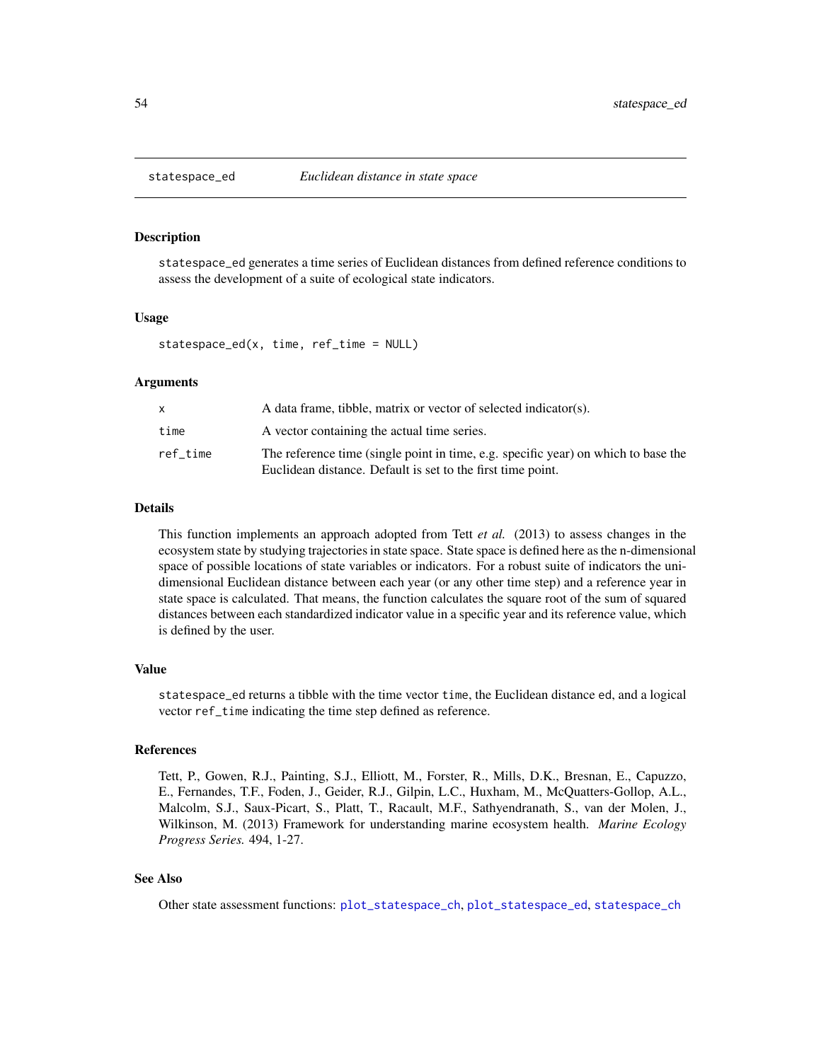## statespace_ed — *Euclidean distance in state space*

### Description

statespace_ed generates a time series of Euclidean distances from defined reference conditions to assess the development of a suite of ecological state indicators.

### Usage

```
statespace_ed(x, time, ref_time = NULL)
```

### Arguments

| | |
|---|---|
| x | A data frame, tibble, matrix or vector of selected indicator(s). |
| time | A vector containing the actual time series. |
| ref_time | The reference time (single point in time, e.g. specific year) on which to base the Euclidean distance. Default is set to the first time point. |

### Details

This function implements an approach adopted from Tett *et al.* (2013) to assess changes in the ecosystem state by studying trajectories in state space. State space is defined here as the n-dimensional space of possible locations of state variables or indicators. For a robust suite of indicators the uni-dimensional Euclidean distance between each year (or any other time step) and a reference year in state space is calculated. That means, the function calculates the square root of the sum of squared distances between each standardized indicator value in a specific year and its reference value, which is defined by the user.

### Value

statespace_ed returns a tibble with the time vector time, the Euclidean distance ed, and a logical vector ref_time indicating the time step defined as reference.

### References

Tett, P., Gowen, R.J., Painting, S.J., Elliott, M., Forster, R., Mills, D.K., Bresnan, E., Capuzzo, E., Fernandes, T.F., Foden, J., Geider, R.J., Gilpin, L.C., Huxham, M., McQuatters-Gollop, A.L., Malcolm, S.J., Saux-Picart, S., Platt, T., Racault, M.F., Sathyendranath, S., van der Molen, J., Wilkinson, M. (2013) Framework for understanding marine ecosystem health. *Marine Ecology Progress Series.* 494, 1-27.

### See Also

Other state assessment functions: plot_statespace_ch, plot_statespace_ed, statespace_ch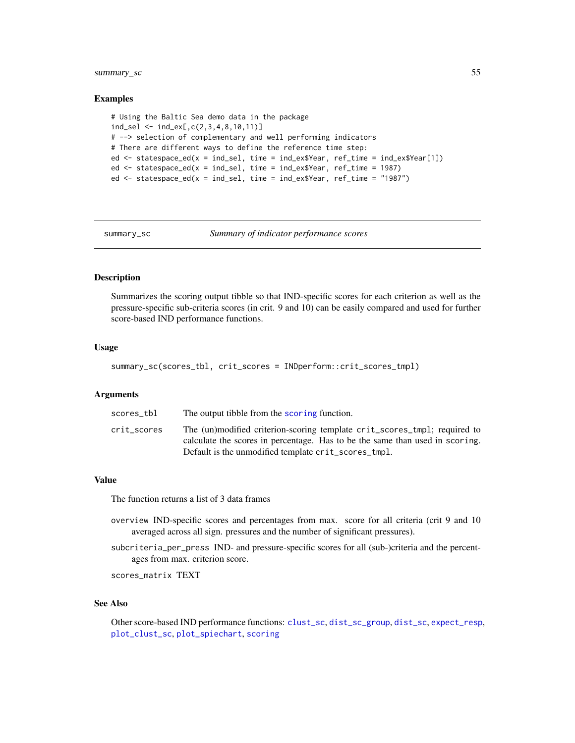### Examples

```
# Using the Baltic Sea demo data in the package
ind_sel <- ind_ex[,c(2,3,4,8,10,11)]
# --> selection of complementary and well performing indicators
# There are different ways to define the reference time step:
ed <- statespace_ed(x = ind_sel, time = ind_ex$Year, ref_time = ind_ex$Year[1])
ed <- statespace_ed(x = ind_sel, time = ind_ex$Year, ref_time = 1987)
ed <- statespace_ed(x = ind_sel, time = ind_ex$Year, ref_time = "1987")
```

---

## summary_sc — *Summary of indicator performance scores*

### Description

Summarizes the scoring output tibble so that IND-specific scores for each criterion as well as the pressure-specific sub-criteria scores (in crit. 9 and 10) can be easily compared and used for further score-based IND performance functions.

### Usage

```
summary_sc(scores_tbl, crit_scores = INDperform::crit_scores_tmpl)
```

### Arguments

| | |
|---|---|
| scores_tbl | The output tibble from the scoring function. |
| crit_scores | The (un)modified criterion-scoring template crit_scores_tmpl; required to calculate the scores in percentage. Has to be the same than used in scoring. Default is the unmodified template crit_scores_tmpl. |

### Value

The function returns a list of 3 data frames

- overview IND-specific scores and percentages from max. score for all criteria (crit 9 and 10 averaged across all sign. pressures and the number of significant pressures).
- subcriteria_per_press IND- and pressure-specific scores for all (sub-)criteria and the percentages from max. criterion score.
- scores_matrix TEXT

### See Also

Other score-based IND performance functions: clust_sc, dist_sc_group, dist_sc, expect_resp, plot_clust_sc, plot_spiechart, scoring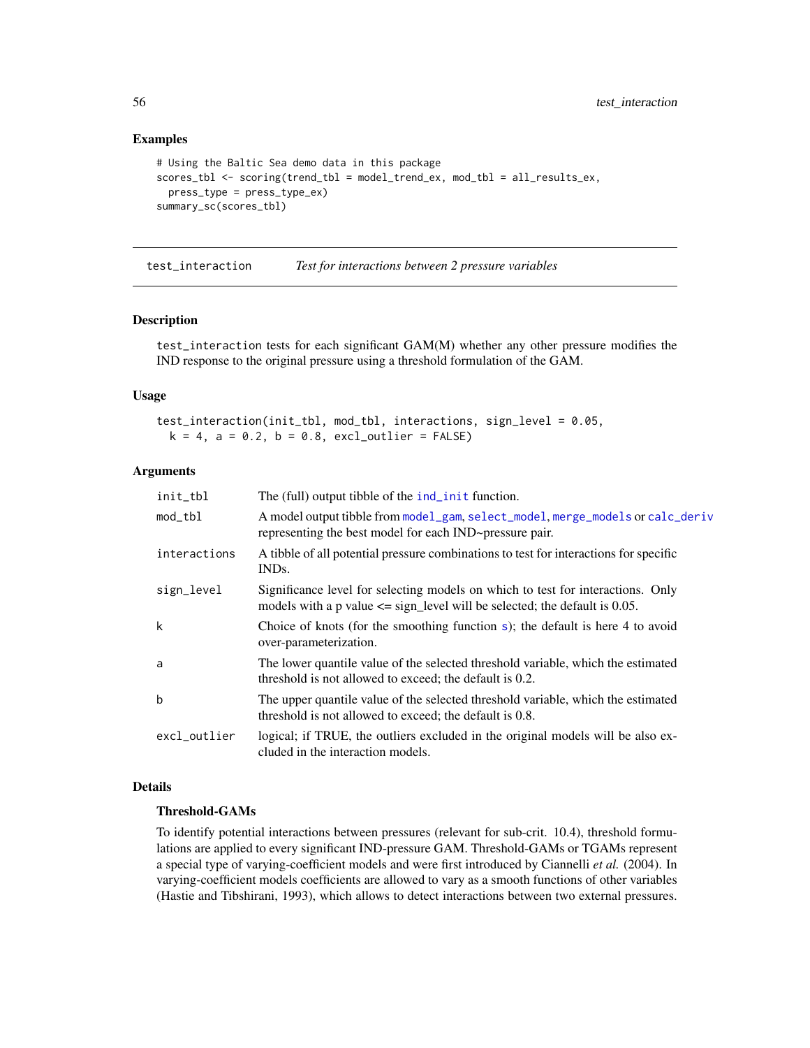## Examples

```
# Using the Baltic Sea demo data in this package
scores_tbl <- scoring(trend_tbl = model_trend_ex, mod_tbl = all_results_ex,
  press_type = press_type_ex)
summary_sc(scores_tbl)
```

---

# test_interaction *Test for interactions between 2 pressure variables*

---

## Description

test_interaction tests for each significant GAM(M) whether any other pressure modifies the IND response to the original pressure using a threshold formulation of the GAM.

## Usage

```
test_interaction(init_tbl, mod_tbl, interactions, sign_level = 0.05,
  k = 4, a = 0.2, b = 0.8, excl_outlier = FALSE)
```

## Arguments

| | |
|---|---|
| init_tbl | The (full) output tibble of the ind_init function. |
| mod_tbl | A model output tibble from model_gam, select_model, merge_models or calc_deriv representing the best model for each IND~pressure pair. |
| interactions | A tibble of all potential pressure combinations to test for interactions for specific INDs. |
| sign_level | Significance level for selecting models on which to test for interactions. Only models with a p value <= sign_level will be selected; the default is 0.05. |
| k | Choice of knots (for the smoothing function s); the default is here 4 to avoid over-parameterization. |
| a | The lower quantile value of the selected threshold variable, which the estimated threshold is not allowed to exceed; the default is 0.2. |
| b | The upper quantile value of the selected threshold variable, which the estimated threshold is not allowed to exceed; the default is 0.8. |
| excl_outlier | logical; if TRUE, the outliers excluded in the original models will be also excluded in the interaction models. |

## Details

### Threshold-GAMs

To identify potential interactions between pressures (relevant for sub-crit. 10.4), threshold formulations are applied to every significant IND-pressure GAM. Threshold-GAMs or TGAMs represent a special type of varying-coefficient models and were first introduced by Ciannelli *et al.* (2004). In varying-coefficient models coefficients are allowed to vary as a smooth functions of other variables (Hastie and Tibshirani, 1993), which allows to detect interactions between two external pressures.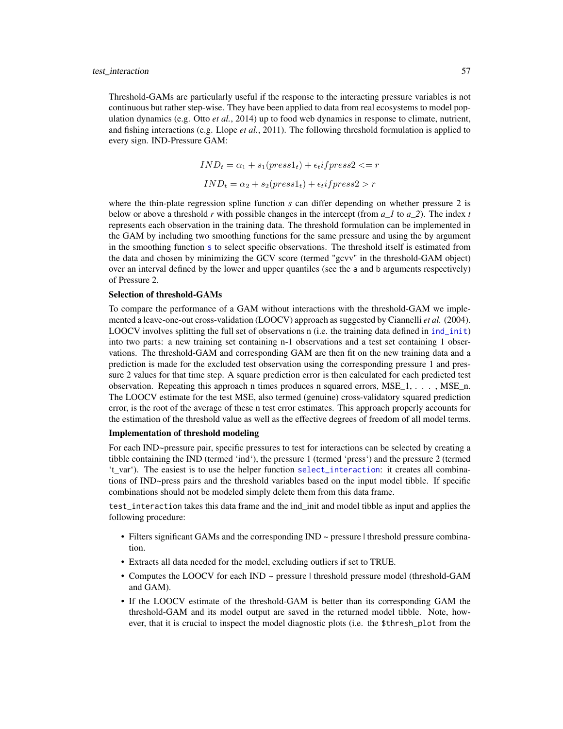Threshold-GAMs are particularly useful if the response to the interacting pressure variables is not continuous but rather step-wise. They have been applied to data from real ecosystems to model population dynamics (e.g. Otto *et al.*, 2014) up to food web dynamics in response to climate, nutrient, and fishing interactions (e.g. Llope *et al.*, 2011). The following threshold formulation is applied to every sign. IND-Pressure GAM:

$$IND_t = \alpha_1 + s_1(press1_t) + \epsilon_t if press2 <= r$$

$$IND_t = \alpha_2 + s_2(press1_t) + \epsilon_t if press2 > r$$

where the thin-plate regression spline function *s* can differ depending on whether pressure 2 is below or above a threshold *r* with possible changes in the intercept (from *a_1* to *a_2*). The index *t* represents each observation in the training data. The threshold formulation can be implemented in the GAM by including two smoothing functions for the same pressure and using the by argument in the smoothing function s to select specific observations. The threshold itself is estimated from the data and chosen by minimizing the GCV score (termed "gcvv" in the threshold-GAM object) over an interval defined by the lower and upper quantiles (see the a and b arguments respectively) of Pressure 2.

**Selection of threshold-GAMs**

To compare the performance of a GAM without interactions with the threshold-GAM we implemented a leave-one-out cross-validation (LOOCV) approach as suggested by Ciannelli *et al.* (2004). LOOCV involves splitting the full set of observations n (i.e. the training data defined in ind_init) into two parts: a new training set containing n-1 observations and a test set containing 1 observations. The threshold-GAM and corresponding GAM are then fit on the new training data and a prediction is made for the excluded test observation using the corresponding pressure 1 and pressure 2 values for that time step. A square prediction error is then calculated for each predicted test observation. Repeating this approach n times produces n squared errors, MSE_1, . . . , MSE_n. The LOOCV estimate for the test MSE, also termed (genuine) cross-validatory squared prediction error, is the root of the average of these n test error estimates. This approach properly accounts for the estimation of the threshold value as well as the effective degrees of freedom of all model terms.

**Implementation of threshold modeling**

For each IND~pressure pair, specific pressures to test for interactions can be selected by creating a tibble containing the IND (termed 'ind'), the pressure 1 (termed 'press') and the pressure 2 (termed 't_var'). The easiest is to use the helper function select_interaction: it creates all combinations of IND~press pairs and the threshold variables based on the input model tibble. If specific combinations should not be modeled simply delete them from this data frame.

test_interaction takes this data frame and the ind_init and model tibble as input and applies the following procedure:

- Filters significant GAMs and the corresponding IND ~ pressure | threshold pressure combination.
- Extracts all data needed for the model, excluding outliers if set to TRUE.
- Computes the LOOCV for each IND ~ pressure | threshold pressure model (threshold-GAM and GAM).
- If the LOOCV estimate of the threshold-GAM is better than its corresponding GAM the threshold-GAM and its model output are saved in the returned model tibble. Note, however, that it is crucial to inspect the model diagnostic plots (i.e. the $thresh_plot from the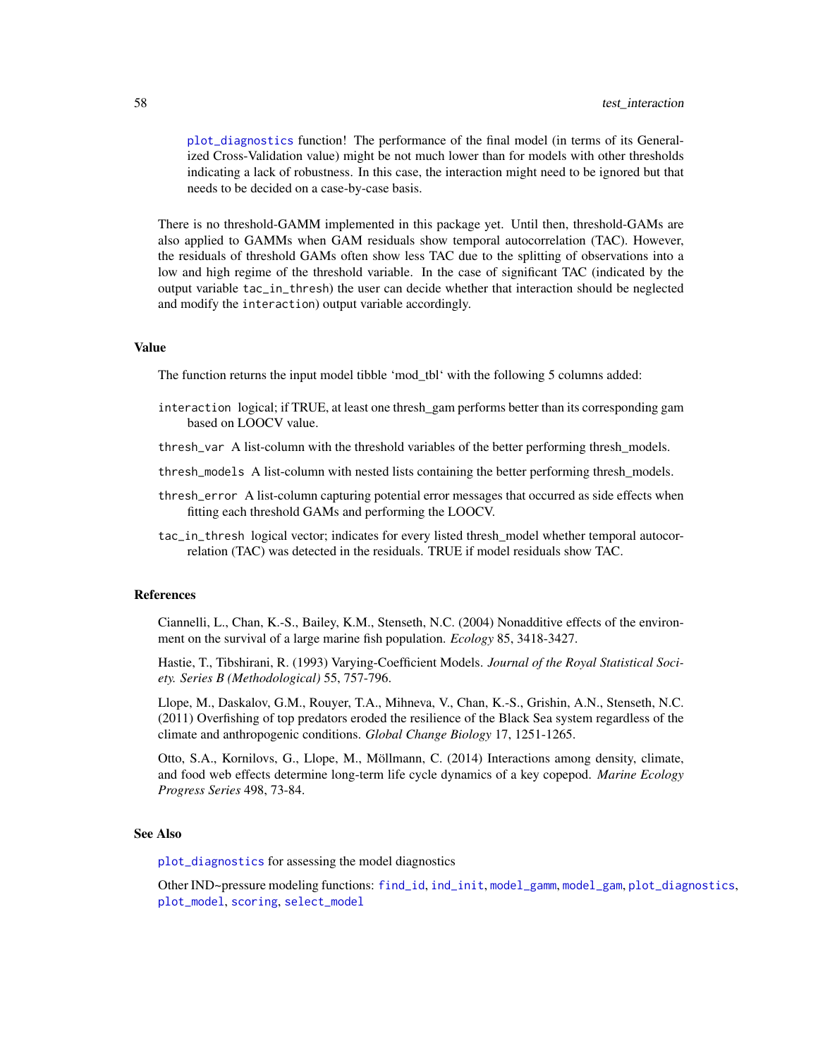plot_diagnostics function! The performance of the final model (in terms of its Generalized Cross-Validation value) might be not much lower than for models with other thresholds indicating a lack of robustness. In this case, the interaction might need to be ignored but that needs to be decided on a case-by-case basis.

There is no threshold-GAMM implemented in this package yet. Until then, threshold-GAMs are also applied to GAMMs when GAM residuals show temporal autocorrelation (TAC). However, the residuals of threshold GAMs often show less TAC due to the splitting of observations into a low and high regime of the threshold variable. In the case of significant TAC (indicated by the output variable `tac_in_thresh`) the user can decide whether that interaction should be neglected and modify the `interaction`) output variable accordingly.

## Value

The function returns the input model tibble 'mod_tbl' with the following 5 columns added:

- `interaction` logical; if TRUE, at least one thresh_gam performs better than its corresponding gam based on LOOCV value.
- `thresh_var` A list-column with the threshold variables of the better performing thresh_models.
- `thresh_models` A list-column with nested lists containing the better performing thresh_models.
- `thresh_error` A list-column capturing potential error messages that occurred as side effects when fitting each threshold GAMs and performing the LOOCV.
- `tac_in_thresh` logical vector; indicates for every listed thresh_model whether temporal autocorrelation (TAC) was detected in the residuals. TRUE if model residuals show TAC.

## References

Ciannelli, L., Chan, K.-S., Bailey, K.M., Stenseth, N.C. (2004) Nonadditive effects of the environment on the survival of a large marine fish population. *Ecology* 85, 3418-3427.

Hastie, T., Tibshirani, R. (1993) Varying-Coefficient Models. *Journal of the Royal Statistical Society. Series B (Methodological)* 55, 757-796.

Llope, M., Daskalov, G.M., Rouyer, T.A., Mihneva, V., Chan, K.-S., Grishin, A.N., Stenseth, N.C. (2011) Overfishing of top predators eroded the resilience of the Black Sea system regardless of the climate and anthropogenic conditions. *Global Change Biology* 17, 1251-1265.

Otto, S.A., Kornilovs, G., Llope, M., Möllmann, C. (2014) Interactions among density, climate, and food web effects determine long-term life cycle dynamics of a key copepod. *Marine Ecology Progress Series* 498, 73-84.

## See Also

plot_diagnostics for assessing the model diagnostics

Other IND~pressure modeling functions: find_id, ind_init, model_gamm, model_gam, plot_diagnostics, plot_model, scoring, select_model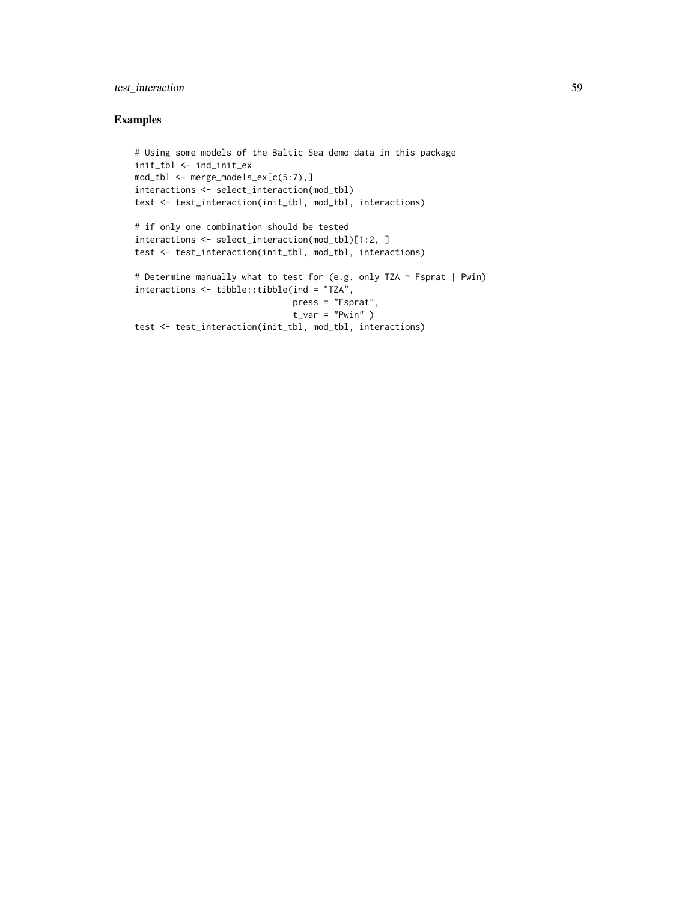## Examples

```
# Using some models of the Baltic Sea demo data in this package
init_tbl <- ind_init_ex
mod_tbl <- merge_models_ex[c(5:7),]
interactions <- select_interaction(mod_tbl)
test <- test_interaction(init_tbl, mod_tbl, interactions)

# if only one combination should be tested
interactions <- select_interaction(mod_tbl)[1:2, ]
test <- test_interaction(init_tbl, mod_tbl, interactions)

# Determine manually what to test for (e.g. only TZA ~ Fsprat | Pwin)
interactions <- tibble::tibble(ind = "TZA",
                               press = "Fsprat",
                               t_var = "Pwin" )
test <- test_interaction(init_tbl, mod_tbl, interactions)
```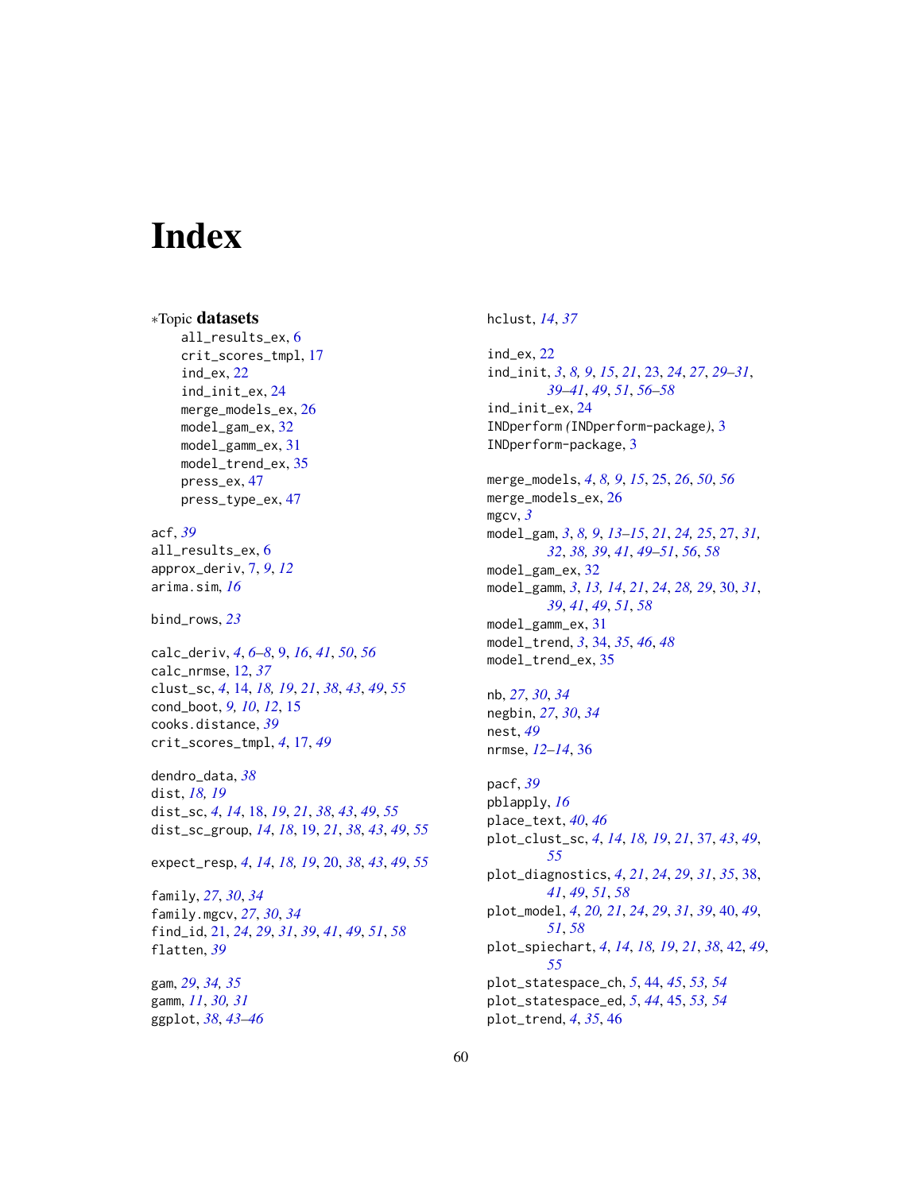# Index

*Topic **datasets**

all_results_ex, 6
crit_scores_tmpl, 17
ind_ex, 22
ind_init_ex, 24
merge_models_ex, 26
model_gam_ex, 32
model_gamm_ex, 31
model_trend_ex, 35
press_ex, 47
press_type_ex, 47

acf, *39*
all_results_ex, 6
approx_deriv, 7, *9*, *12*
arima.sim, *16*

bind_rows, *23*

calc_deriv, *4*, *6–8*, 9, *16*, *41*, *50*, *56*
calc_nrmse, 12, *37*
clust_sc, *4*, 14, *18*, *19*, *21*, *38*, *43*, *49*, *55*
cond_boot, *9*, *10*, *12*, 15
cooks.distance, *39*
crit_scores_tmpl, *4*, 17, *49*

dendro_data, *38*
dist, *18*, *19*
dist_sc, *4*, *14*, 18, *19*, *21*, *38*, *43*, *49*, *55*
dist_sc_group, *14*, *18*, 19, *21*, *38*, *43*, *49*, *55*

expect_resp, *4*, *14*, *18*, *19*, 20, *38*, *43*, *49*, *55*

family, *27*, *30*, *34*
family.mgcv, *27*, *30*, *34*
find_id, 21, *24*, *29*, *31*, *39*, *41*, *49*, *51*, *58*
flatten, *39*

gam, *29*, *34*, *35*
gamm, *11*, *30*, *31*
ggplot, *38*, *43–46*

hclust, *14*, *37*

ind_ex, 22
ind_init, *3*, *8*, *9*, *15*, *21*, 23, *24*, *27*, *29–31*, *39–41*, *49*, *51*, *56–58*
ind_init_ex, 24
INDperform *(*INDperform-package*)*, 3
INDperform-package, 3

merge_models, *4*, *8*, *9*, *15*, 25, *26*, *50*, *56*
merge_models_ex, 26
mgcv, *3*
model_gam, *3*, *8*, *9*, *13–15*, *21*, *24*, *25*, 27, *31*, *32*, *38*, *39*, *41*, *49–51*, *56*, *58*
model_gam_ex, 32
model_gamm, *3*, *13*, *14*, *21*, *24*, *28*, *29*, 30, *31*, *39*, *41*, *49*, *51*, *58*
model_gamm_ex, 31
model_trend, *3*, 34, *35*, *46*, *48*
model_trend_ex, 35

nb, *27*, *30*, *34*
negbin, *27*, *30*, *34*
nest, *49*
nrmse, *12–14*, 36

pacf, *39*
pblapply, *16*
place_text, *40*, *46*
plot_clust_sc, *4*, *14*, *18*, *19*, *21*, 37, *43*, *49*, *55*
plot_diagnostics, *4*, *21*, *24*, *29*, *31*, *35*, 38, *41*, *49*, *51*, *58*
plot_model, *4*, *20*, *21*, *24*, *29*, *31*, *39*, 40, *49*, *51*, *58*
plot_spiechart, *4*, *14*, *18*, *19*, *21*, *38*, 42, *49*, *55*
plot_statespace_ch, *5*, 44, *45*, *53*, *54*
plot_statespace_ed, *5*, *44*, 45, *53*, *54*
plot_trend, *4*, *35*, 46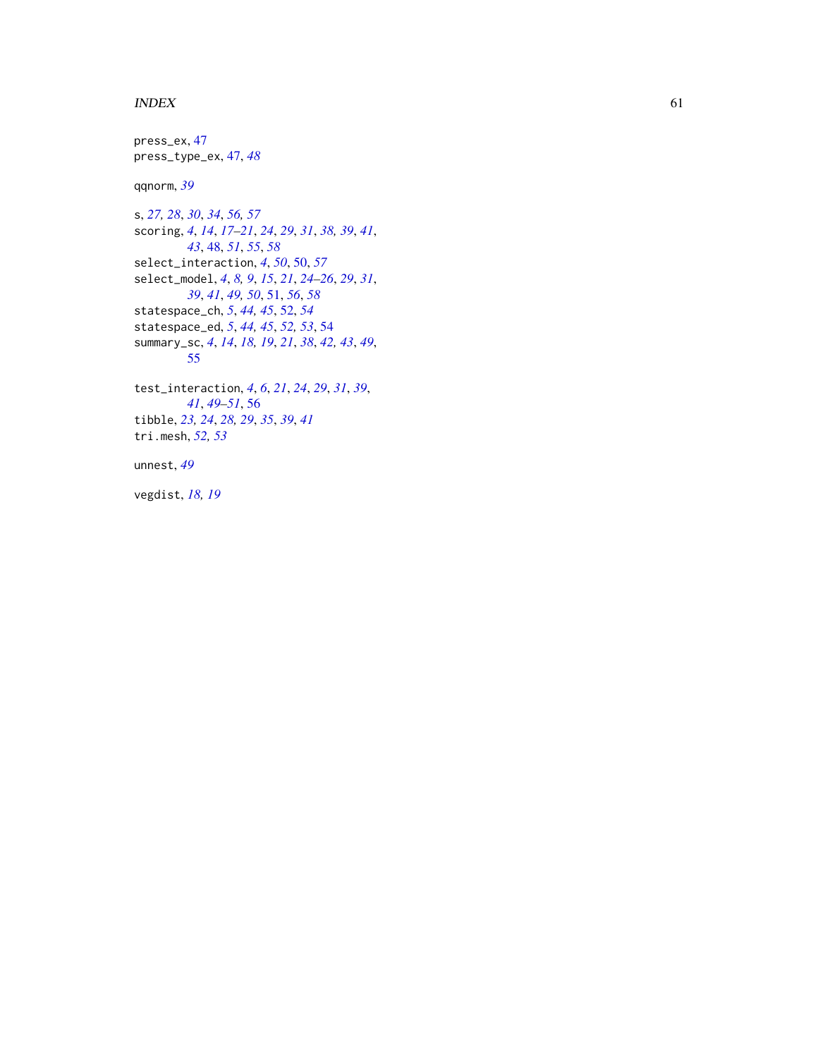press_ex, 47
press_type_ex, 47, *48*

qqnorm, *39*

s, *27, 28*, *30*, *34*, *56, 57*
scoring, *4*, *14*, *17–21*, *24*, *29*, *31*, *38, 39*, *41*, *43*, 48, *51*, *55*, *58*
select_interaction, *4*, *50*, 50, *57*
select_model, *4*, *8, 9*, *15*, *21*, *24–26*, *29*, *31*, *39*, *41*, *49, 50*, 51, *56*, *58*
statespace_ch, *5*, *44, 45*, 52, *54*
statespace_ed, *5*, *44, 45*, *52, 53*, 54
summary_sc, *4*, *14*, *18, 19*, *21*, *38*, *42, 43*, *49*, 55

test_interaction, *4*, *6*, *21*, *24*, *29*, *31*, *39*, *41*, *49–51*, 56
tibble, *23, 24*, *28, 29*, *35*, *39*, *41*
tri.mesh, *52, 53*

unnest, *49*

vegdist, *18, 19*